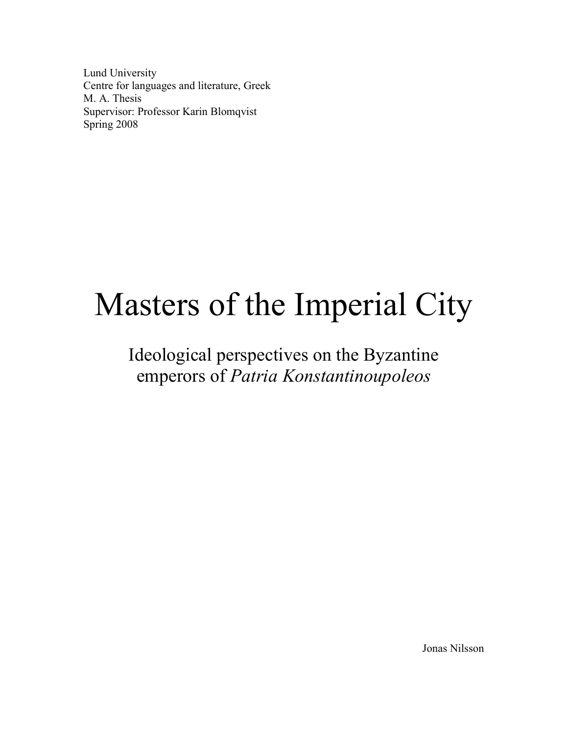Lund University
Centre for languages and literature, Greek
M. A. Thesis
Supervisor: Professor Karin Blomqvist
Spring 2008

# Masters of the Imperial City

## Ideological perspectives on the Byzantine emperors of *Patria Konstantinoupoleos*

Jonas Nilsson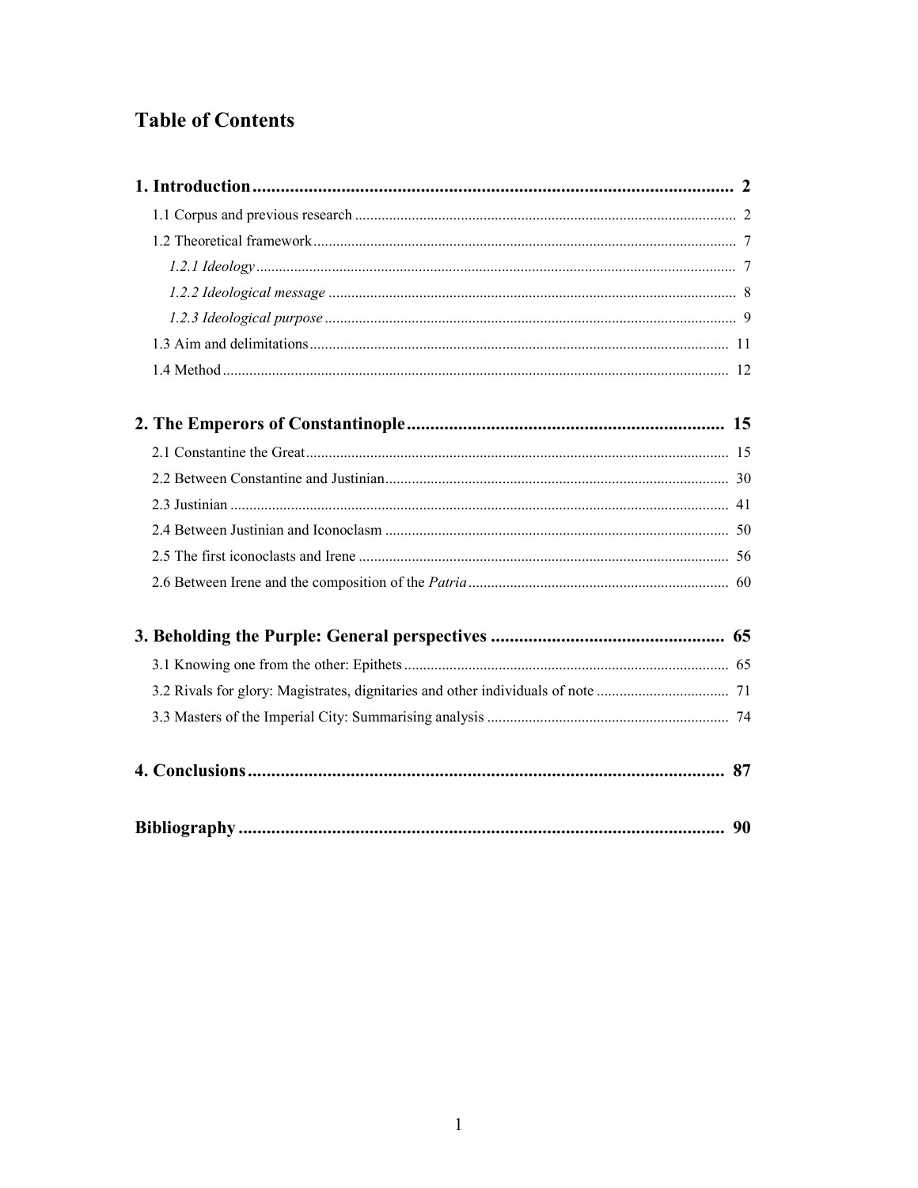# Table of Contents

**1. Introduction** ..... **2**

1.1 Corpus and previous research ..... 2

1.2 Theoretical framework ..... 7

*1.2.1 Ideology* ..... 7

*1.2.2 Ideological message* ..... 8

*1.2.3 Ideological purpose* ..... 9

1.3 Aim and delimitations ..... 11

1.4 Method ..... 12

**2. The Emperors of Constantinople** ..... **15**

2.1 Constantine the Great ..... 15

2.2 Between Constantine and Justinian ..... 30

2.3 Justinian ..... 41

2.4 Between Justinian and Iconoclasm ..... 50

2.5 The first iconoclasts and Irene ..... 56

2.6 Between Irene and the composition of the *Patria* ..... 60

**3. Beholding the Purple: General perspectives** ..... **65**

3.1 Knowing one from the other: Epithets ..... 65

3.2 Rivals for glory: Magistrates, dignitaries and other individuals of note ..... 71

3.3 Masters of the Imperial City: Summarising analysis ..... 74

**4. Conclusions** ..... **87**

**Bibliography** ..... **90**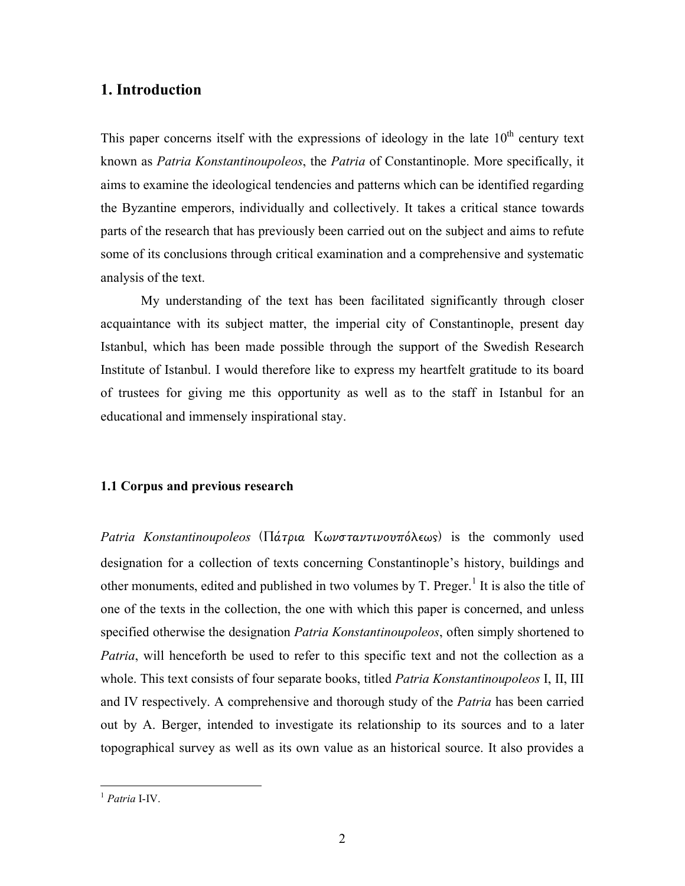## 1. Introduction

This paper concerns itself with the expressions of ideology in the late 10th century text known as *Patria Konstantinoupoleos*, the *Patria* of Constantinople. More specifically, it aims to examine the ideological tendencies and patterns which can be identified regarding the Byzantine emperors, individually and collectively. It takes a critical stance towards parts of the research that has previously been carried out on the subject and aims to refute some of its conclusions through critical examination and a comprehensive and systematic analysis of the text.

My understanding of the text has been facilitated significantly through closer acquaintance with its subject matter, the imperial city of Constantinople, present day Istanbul, which has been made possible through the support of the Swedish Research Institute of Istanbul. I would therefore like to express my heartfelt gratitude to its board of trustees for giving me this opportunity as well as to the staff in Istanbul for an educational and immensely inspirational stay.

### 1.1 Corpus and previous research

*Patria Konstantinoupoleos* (Πάτρια Κωνσταντινουπόλεως) is the commonly used designation for a collection of texts concerning Constantinople's history, buildings and other monuments, edited and published in two volumes by T. Preger.[1] It is also the title of one of the texts in the collection, the one with which this paper is concerned, and unless specified otherwise the designation *Patria Konstantinoupoleos*, often simply shortened to *Patria*, will henceforth be used to refer to this specific text and not the collection as a whole. This text consists of four separate books, titled *Patria Konstantinoupoleos* I, II, III and IV respectively. A comprehensive and thorough study of the *Patria* has been carried out by A. Berger, intended to investigate its relationship to its sources and to a later topographical survey as well as its own value as an historical source. It also provides a

[1] *Patria* I-IV.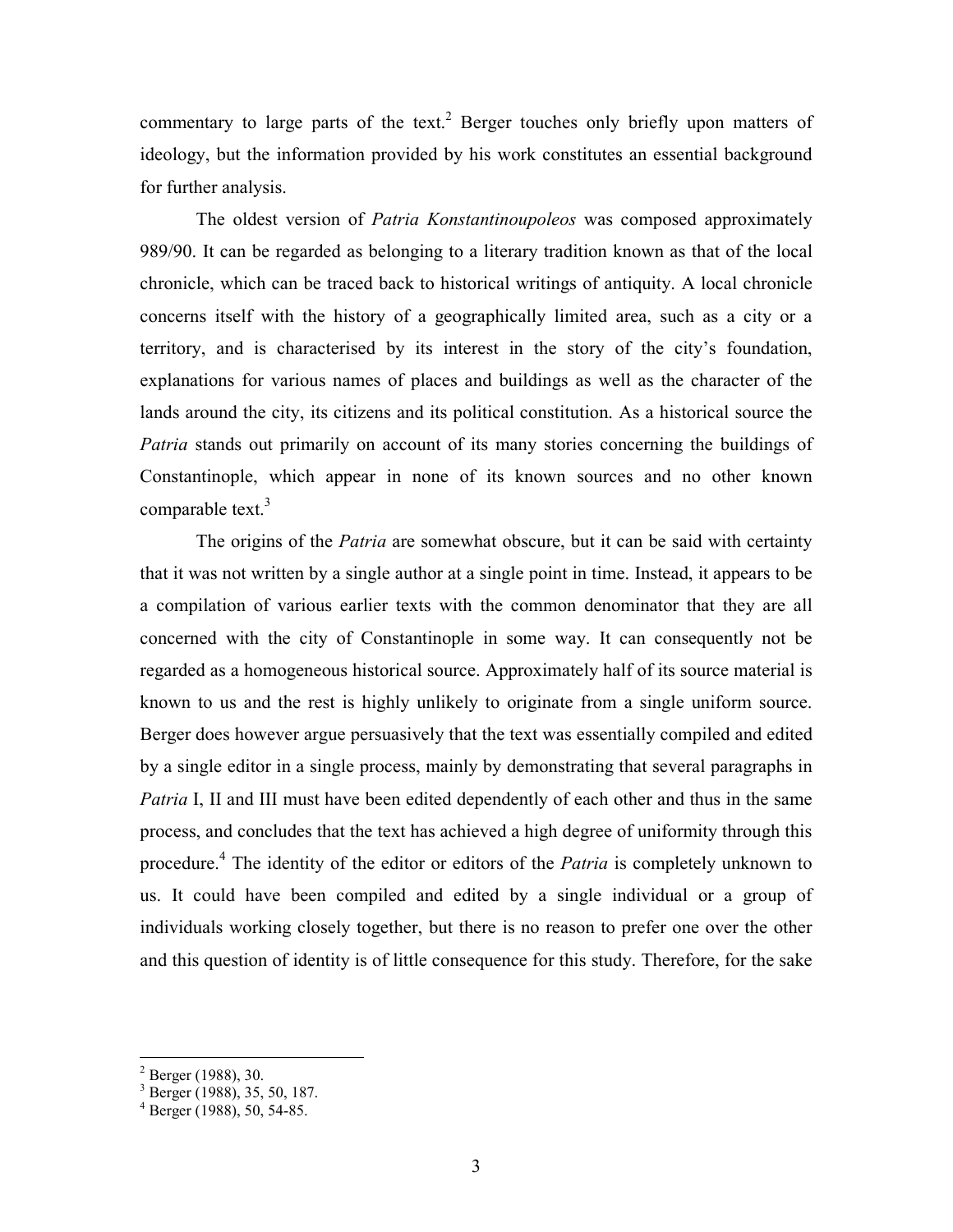commentary to large parts of the text.[2] Berger touches only briefly upon matters of ideology, but the information provided by his work constitutes an essential background for further analysis.

The oldest version of *Patria Konstantinoupoleos* was composed approximately 989/90. It can be regarded as belonging to a literary tradition known as that of the local chronicle, which can be traced back to historical writings of antiquity. A local chronicle concerns itself with the history of a geographically limited area, such as a city or a territory, and is characterised by its interest in the story of the city's foundation, explanations for various names of places and buildings as well as the character of the lands around the city, its citizens and its political constitution. As a historical source the *Patria* stands out primarily on account of its many stories concerning the buildings of Constantinople, which appear in none of its known sources and no other known comparable text.[3]

The origins of the *Patria* are somewhat obscure, but it can be said with certainty that it was not written by a single author at a single point in time. Instead, it appears to be a compilation of various earlier texts with the common denominator that they are all concerned with the city of Constantinople in some way. It can consequently not be regarded as a homogeneous historical source. Approximately half of its source material is known to us and the rest is highly unlikely to originate from a single uniform source. Berger does however argue persuasively that the text was essentially compiled and edited by a single editor in a single process, mainly by demonstrating that several paragraphs in *Patria* I, II and III must have been edited dependently of each other and thus in the same process, and concludes that the text has achieved a high degree of uniformity through this procedure.[4] The identity of the editor or editors of the *Patria* is completely unknown to us. It could have been compiled and edited by a single individual or a group of individuals working closely together, but there is no reason to prefer one over the other and this question of identity is of little consequence for this study. Therefore, for the sake

[2] Berger (1988), 30.
[3] Berger (1988), 35, 50, 187.
[4] Berger (1988), 50, 54-85.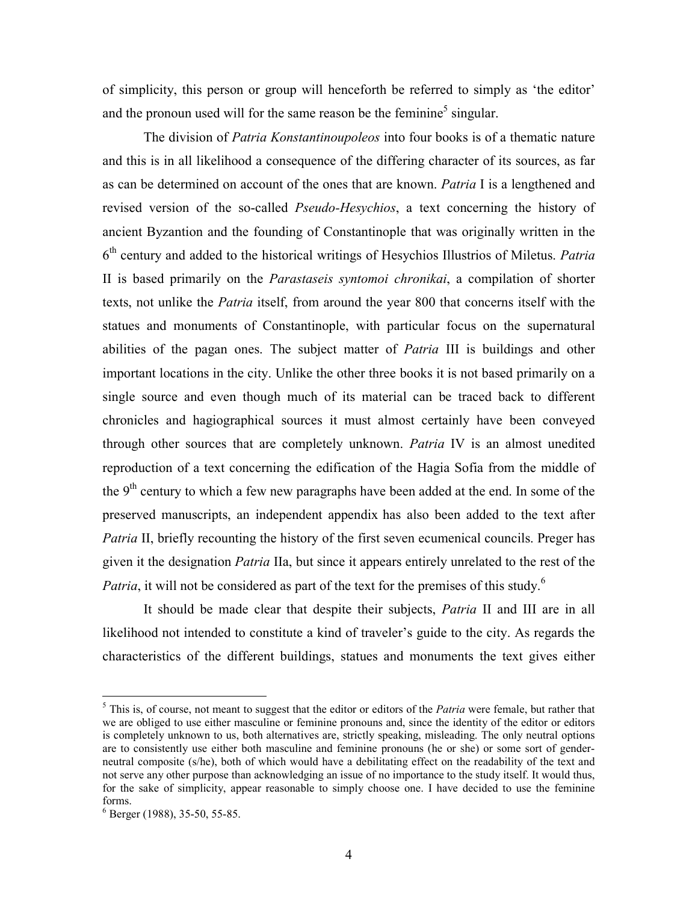of simplicity, this person or group will henceforth be referred to simply as 'the editor' and the pronoun used will for the same reason be the feminine[5] singular.

The division of *Patria Konstantinoupoleos* into four books is of a thematic nature and this is in all likelihood a consequence of the differing character of its sources, as far as can be determined on account of the ones that are known. *Patria* I is a lengthened and revised version of the so-called *Pseudo-Hesychios*, a text concerning the history of ancient Byzantion and the founding of Constantinople that was originally written in the 6th century and added to the historical writings of Hesychios Illustrios of Miletus. *Patria* II is based primarily on the *Parastaseis syntomoi chronikai*, a compilation of shorter texts, not unlike the *Patria* itself, from around the year 800 that concerns itself with the statues and monuments of Constantinople, with particular focus on the supernatural abilities of the pagan ones. The subject matter of *Patria* III is buildings and other important locations in the city. Unlike the other three books it is not based primarily on a single source and even though much of its material can be traced back to different chronicles and hagiographical sources it must almost certainly have been conveyed through other sources that are completely unknown. *Patria* IV is an almost unedited reproduction of a text concerning the edification of the Hagia Sofia from the middle of the 9th century to which a few new paragraphs have been added at the end. In some of the preserved manuscripts, an independent appendix has also been added to the text after *Patria* II, briefly recounting the history of the first seven ecumenical councils. Preger has given it the designation *Patria* IIa, but since it appears entirely unrelated to the rest of the *Patria*, it will not be considered as part of the text for the premises of this study.[6]

It should be made clear that despite their subjects, *Patria* II and III are in all likelihood not intended to constitute a kind of traveler's guide to the city. As regards the characteristics of the different buildings, statues and monuments the text gives either

---

[5] This is, of course, not meant to suggest that the editor or editors of the *Patria* were female, but rather that we are obliged to use either masculine or feminine pronouns and, since the identity of the editor or editors is completely unknown to us, both alternatives are, strictly speaking, misleading. The only neutral options are to consistently use either both masculine and feminine pronouns (he or she) or some sort of gender-neutral composite (s/he), both of which would have a debilitating effect on the readability of the text and not serve any other purpose than acknowledging an issue of no importance to the study itself. It would thus, for the sake of simplicity, appear reasonable to simply choose one. I have decided to use the feminine forms.

[6] Berger (1988), 35-50, 55-85.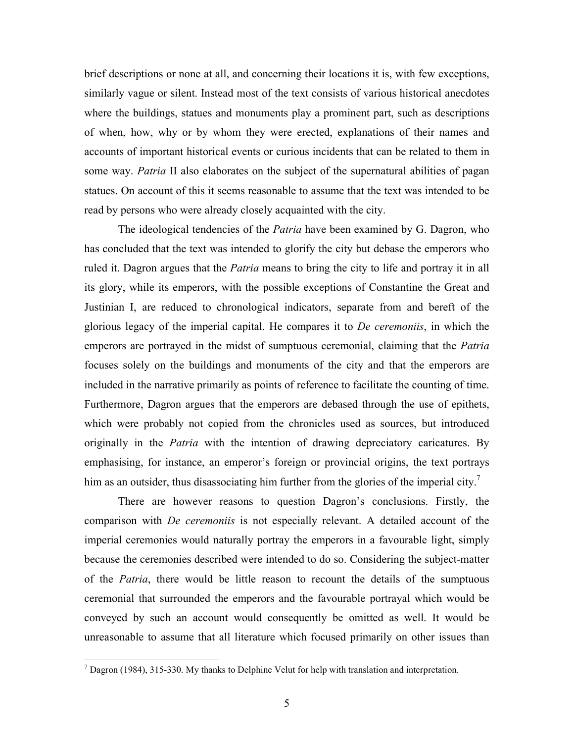brief descriptions or none at all, and concerning their locations it is, with few exceptions, similarly vague or silent. Instead most of the text consists of various historical anecdotes where the buildings, statues and monuments play a prominent part, such as descriptions of when, how, why or by whom they were erected, explanations of their names and accounts of important historical events or curious incidents that can be related to them in some way. *Patria* II also elaborates on the subject of the supernatural abilities of pagan statues. On account of this it seems reasonable to assume that the text was intended to be read by persons who were already closely acquainted with the city.

The ideological tendencies of the *Patria* have been examined by G. Dagron, who has concluded that the text was intended to glorify the city but debase the emperors who ruled it. Dagron argues that the *Patria* means to bring the city to life and portray it in all its glory, while its emperors, with the possible exceptions of Constantine the Great and Justinian I, are reduced to chronological indicators, separate from and bereft of the glorious legacy of the imperial capital. He compares it to *De ceremoniis*, in which the emperors are portrayed in the midst of sumptuous ceremonial, claiming that the *Patria* focuses solely on the buildings and monuments of the city and that the emperors are included in the narrative primarily as points of reference to facilitate the counting of time. Furthermore, Dagron argues that the emperors are debased through the use of epithets, which were probably not copied from the chronicles used as sources, but introduced originally in the *Patria* with the intention of drawing depreciatory caricatures. By emphasising, for instance, an emperor's foreign or provincial origins, the text portrays him as an outsider, thus disassociating him further from the glories of the imperial city.[7]

There are however reasons to question Dagron's conclusions. Firstly, the comparison with *De ceremoniis* is not especially relevant. A detailed account of the imperial ceremonies would naturally portray the emperors in a favourable light, simply because the ceremonies described were intended to do so. Considering the subject-matter of the *Patria*, there would be little reason to recount the details of the sumptuous ceremonial that surrounded the emperors and the favourable portrayal which would be conveyed by such an account would consequently be omitted as well. It would be unreasonable to assume that all literature which focused primarily on other issues than

[7] Dagron (1984), 315-330. My thanks to Delphine Velut for help with translation and interpretation.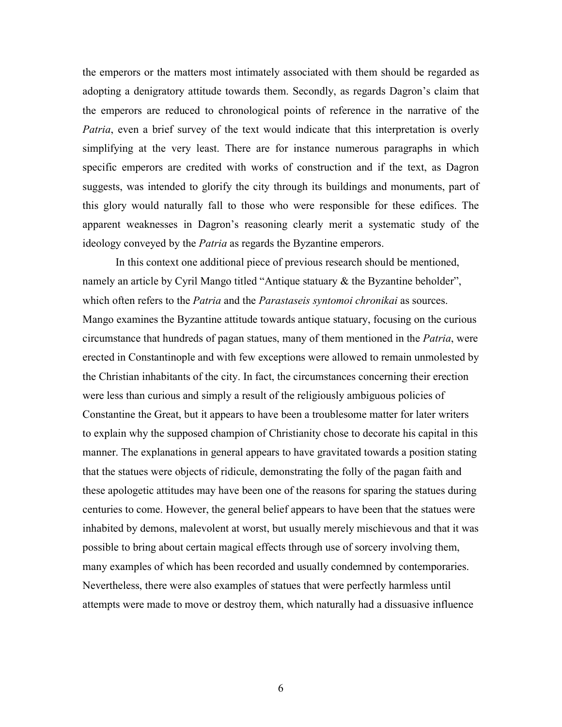the emperors or the matters most intimately associated with them should be regarded as adopting a denigratory attitude towards them. Secondly, as regards Dagron's claim that the emperors are reduced to chronological points of reference in the narrative of the *Patria*, even a brief survey of the text would indicate that this interpretation is overly simplifying at the very least. There are for instance numerous paragraphs in which specific emperors are credited with works of construction and if the text, as Dagron suggests, was intended to glorify the city through its buildings and monuments, part of this glory would naturally fall to those who were responsible for these edifices. The apparent weaknesses in Dagron's reasoning clearly merit a systematic study of the ideology conveyed by the *Patria* as regards the Byzantine emperors.

In this context one additional piece of previous research should be mentioned, namely an article by Cyril Mango titled "Antique statuary & the Byzantine beholder", which often refers to the *Patria* and the *Parastaseis syntomoi chronikai* as sources. Mango examines the Byzantine attitude towards antique statuary, focusing on the curious circumstance that hundreds of pagan statues, many of them mentioned in the *Patria*, were erected in Constantinople and with few exceptions were allowed to remain unmolested by the Christian inhabitants of the city. In fact, the circumstances concerning their erection were less than curious and simply a result of the religiously ambiguous policies of Constantine the Great, but it appears to have been a troublesome matter for later writers to explain why the supposed champion of Christianity chose to decorate his capital in this manner. The explanations in general appears to have gravitated towards a position stating that the statues were objects of ridicule, demonstrating the folly of the pagan faith and these apologetic attitudes may have been one of the reasons for sparing the statues during centuries to come. However, the general belief appears to have been that the statues were inhabited by demons, malevolent at worst, but usually merely mischievous and that it was possible to bring about certain magical effects through use of sorcery involving them, many examples of which has been recorded and usually condemned by contemporaries. Nevertheless, there were also examples of statues that were perfectly harmless until attempts were made to move or destroy them, which naturally had a dissuasive influence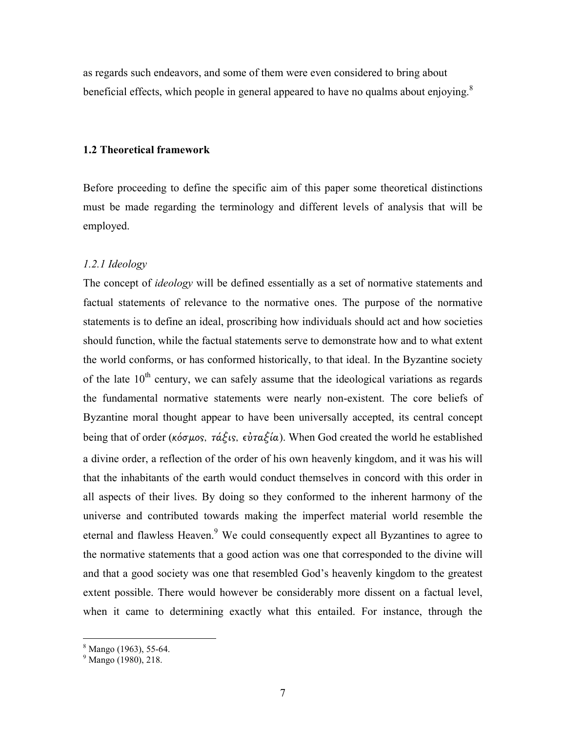as regards such endeavors, and some of them were even considered to bring about beneficial effects, which people in general appeared to have no qualms about enjoying.[8]

### 1.2 Theoretical framework

Before proceeding to define the specific aim of this paper some theoretical distinctions must be made regarding the terminology and different levels of analysis that will be employed.

#### *1.2.1 Ideology*

The concept of *ideology* will be defined essentially as a set of normative statements and factual statements of relevance to the normative ones. The purpose of the normative statements is to define an ideal, proscribing how individuals should act and how societies should function, while the factual statements serve to demonstrate how and to what extent the world conforms, or has conformed historically, to that ideal. In the Byzantine society of the late 10th century, we can safely assume that the ideological variations as regards the fundamental normative statements were nearly non-existent. The core beliefs of Byzantine moral thought appear to have been universally accepted, its central concept being that of order (*κόσμος, τάξις, εὐταξία*). When God created the world he established a divine order, a reflection of the order of his own heavenly kingdom, and it was his will that the inhabitants of the earth would conduct themselves in concord with this order in all aspects of their lives. By doing so they conformed to the inherent harmony of the universe and contributed towards making the imperfect material world resemble the eternal and flawless Heaven.[9] We could consequently expect all Byzantines to agree to the normative statements that a good action was one that corresponded to the divine will and that a good society was one that resembled God's heavenly kingdom to the greatest extent possible. There would however be considerably more dissent on a factual level, when it came to determining exactly what this entailed. For instance, through the

---

[8] Mango (1963), 55-64.

[9] Mango (1980), 218.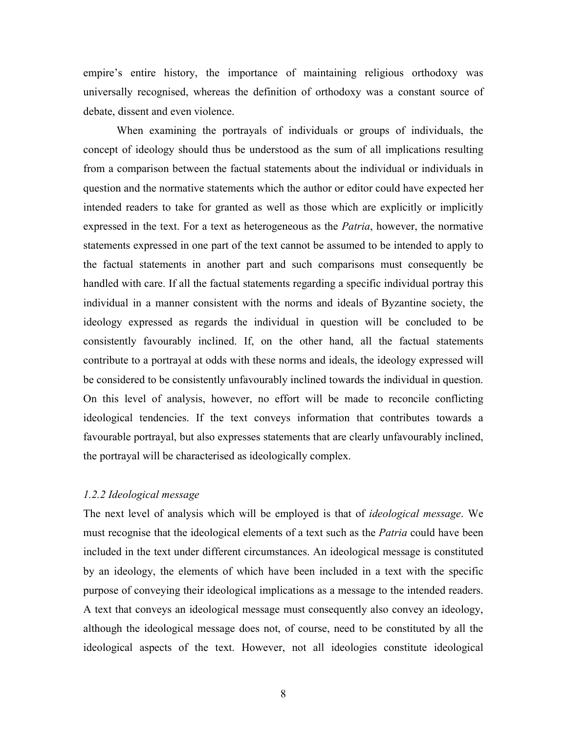empire's entire history, the importance of maintaining religious orthodoxy was universally recognised, whereas the definition of orthodoxy was a constant source of debate, dissent and even violence.

When examining the portrayals of individuals or groups of individuals, the concept of ideology should thus be understood as the sum of all implications resulting from a comparison between the factual statements about the individual or individuals in question and the normative statements which the author or editor could have expected her intended readers to take for granted as well as those which are explicitly or implicitly expressed in the text. For a text as heterogeneous as the *Patria*, however, the normative statements expressed in one part of the text cannot be assumed to be intended to apply to the factual statements in another part and such comparisons must consequently be handled with care. If all the factual statements regarding a specific individual portray this individual in a manner consistent with the norms and ideals of Byzantine society, the ideology expressed as regards the individual in question will be concluded to be consistently favourably inclined. If, on the other hand, all the factual statements contribute to a portrayal at odds with these norms and ideals, the ideology expressed will be considered to be consistently unfavourably inclined towards the individual in question. On this level of analysis, however, no effort will be made to reconcile conflicting ideological tendencies. If the text conveys information that contributes towards a favourable portrayal, but also expresses statements that are clearly unfavourably inclined, the portrayal will be characterised as ideologically complex.

### *1.2.2 Ideological message*

The next level of analysis which will be employed is that of *ideological message*. We must recognise that the ideological elements of a text such as the *Patria* could have been included in the text under different circumstances. An ideological message is constituted by an ideology, the elements of which have been included in a text with the specific purpose of conveying their ideological implications as a message to the intended readers. A text that conveys an ideological message must consequently also convey an ideology, although the ideological message does not, of course, need to be constituted by all the ideological aspects of the text. However, not all ideologies constitute ideological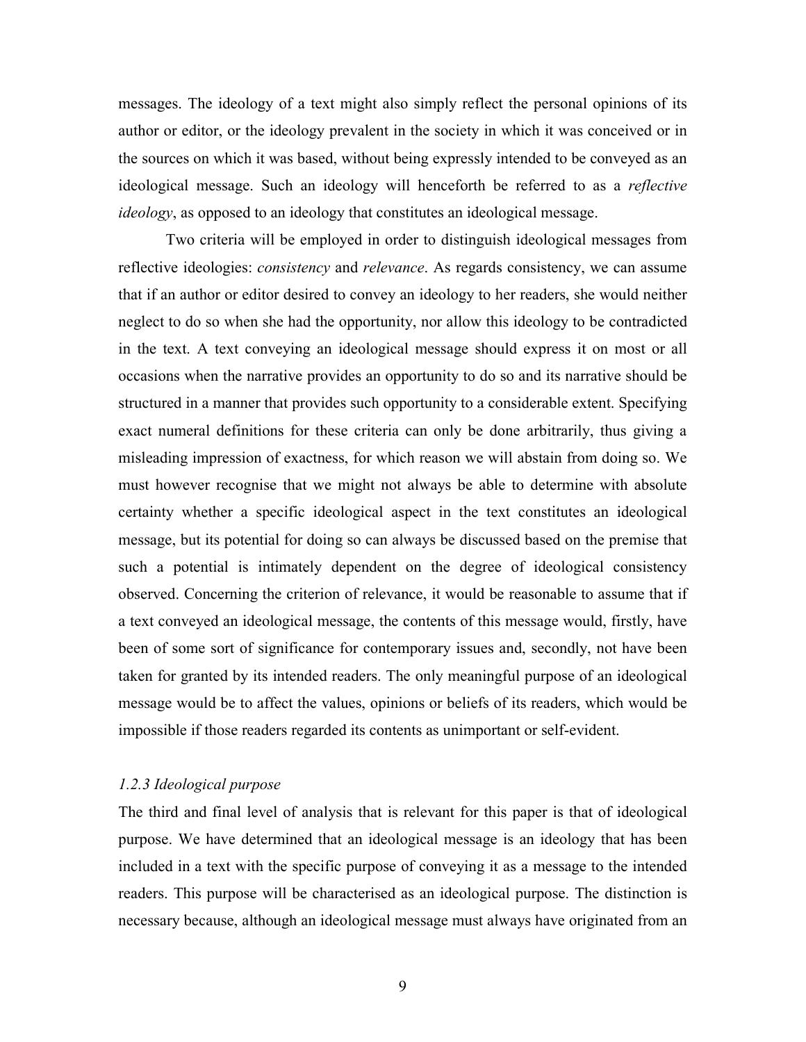messages. The ideology of a text might also simply reflect the personal opinions of its author or editor, or the ideology prevalent in the society in which it was conceived or in the sources on which it was based, without being expressly intended to be conveyed as an ideological message. Such an ideology will henceforth be referred to as a *reflective ideology*, as opposed to an ideology that constitutes an ideological message.

Two criteria will be employed in order to distinguish ideological messages from reflective ideologies: *consistency* and *relevance*. As regards consistency, we can assume that if an author or editor desired to convey an ideology to her readers, she would neither neglect to do so when she had the opportunity, nor allow this ideology to be contradicted in the text. A text conveying an ideological message should express it on most or all occasions when the narrative provides an opportunity to do so and its narrative should be structured in a manner that provides such opportunity to a considerable extent. Specifying exact numeral definitions for these criteria can only be done arbitrarily, thus giving a misleading impression of exactness, for which reason we will abstain from doing so. We must however recognise that we might not always be able to determine with absolute certainty whether a specific ideological aspect in the text constitutes an ideological message, but its potential for doing so can always be discussed based on the premise that such a potential is intimately dependent on the degree of ideological consistency observed. Concerning the criterion of relevance, it would be reasonable to assume that if a text conveyed an ideological message, the contents of this message would, firstly, have been of some sort of significance for contemporary issues and, secondly, not have been taken for granted by its intended readers. The only meaningful purpose of an ideological message would be to affect the values, opinions or beliefs of its readers, which would be impossible if those readers regarded its contents as unimportant or self-evident.

### *1.2.3 Ideological purpose*

The third and final level of analysis that is relevant for this paper is that of ideological purpose. We have determined that an ideological message is an ideology that has been included in a text with the specific purpose of conveying it as a message to the intended readers. This purpose will be characterised as an ideological purpose. The distinction is necessary because, although an ideological message must always have originated from an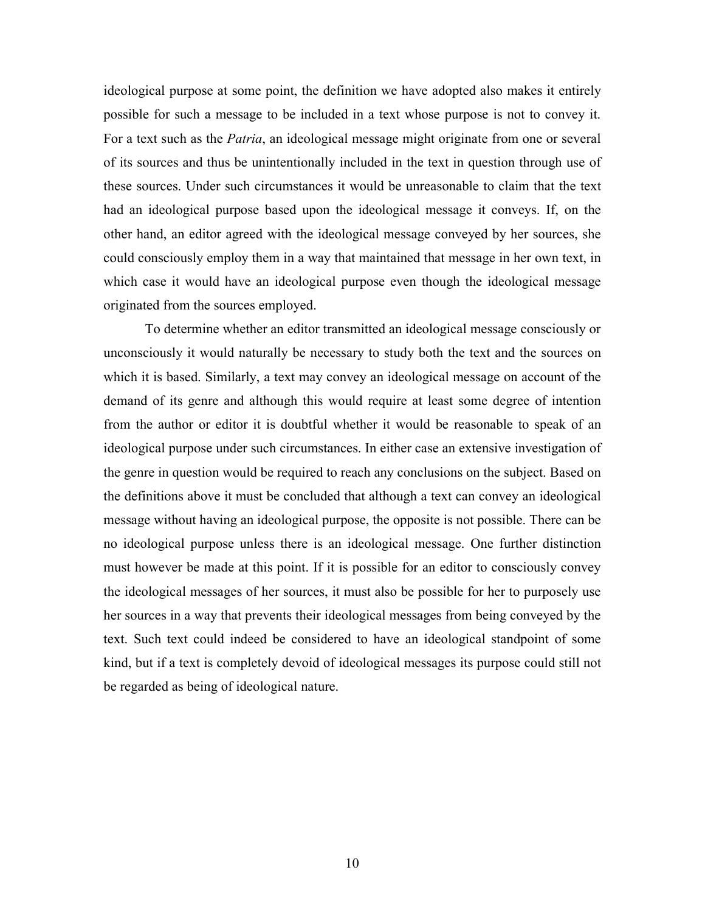ideological purpose at some point, the definition we have adopted also makes it entirely possible for such a message to be included in a text whose purpose is not to convey it. For a text such as the *Patria*, an ideological message might originate from one or several of its sources and thus be unintentionally included in the text in question through use of these sources. Under such circumstances it would be unreasonable to claim that the text had an ideological purpose based upon the ideological message it conveys. If, on the other hand, an editor agreed with the ideological message conveyed by her sources, she could consciously employ them in a way that maintained that message in her own text, in which case it would have an ideological purpose even though the ideological message originated from the sources employed.

To determine whether an editor transmitted an ideological message consciously or unconsciously it would naturally be necessary to study both the text and the sources on which it is based. Similarly, a text may convey an ideological message on account of the demand of its genre and although this would require at least some degree of intention from the author or editor it is doubtful whether it would be reasonable to speak of an ideological purpose under such circumstances. In either case an extensive investigation of the genre in question would be required to reach any conclusions on the subject. Based on the definitions above it must be concluded that although a text can convey an ideological message without having an ideological purpose, the opposite is not possible. There can be no ideological purpose unless there is an ideological message. One further distinction must however be made at this point. If it is possible for an editor to consciously convey the ideological messages of her sources, it must also be possible for her to purposely use her sources in a way that prevents their ideological messages from being conveyed by the text. Such text could indeed be considered to have an ideological standpoint of some kind, but if a text is completely devoid of ideological messages its purpose could still not be regarded as being of ideological nature.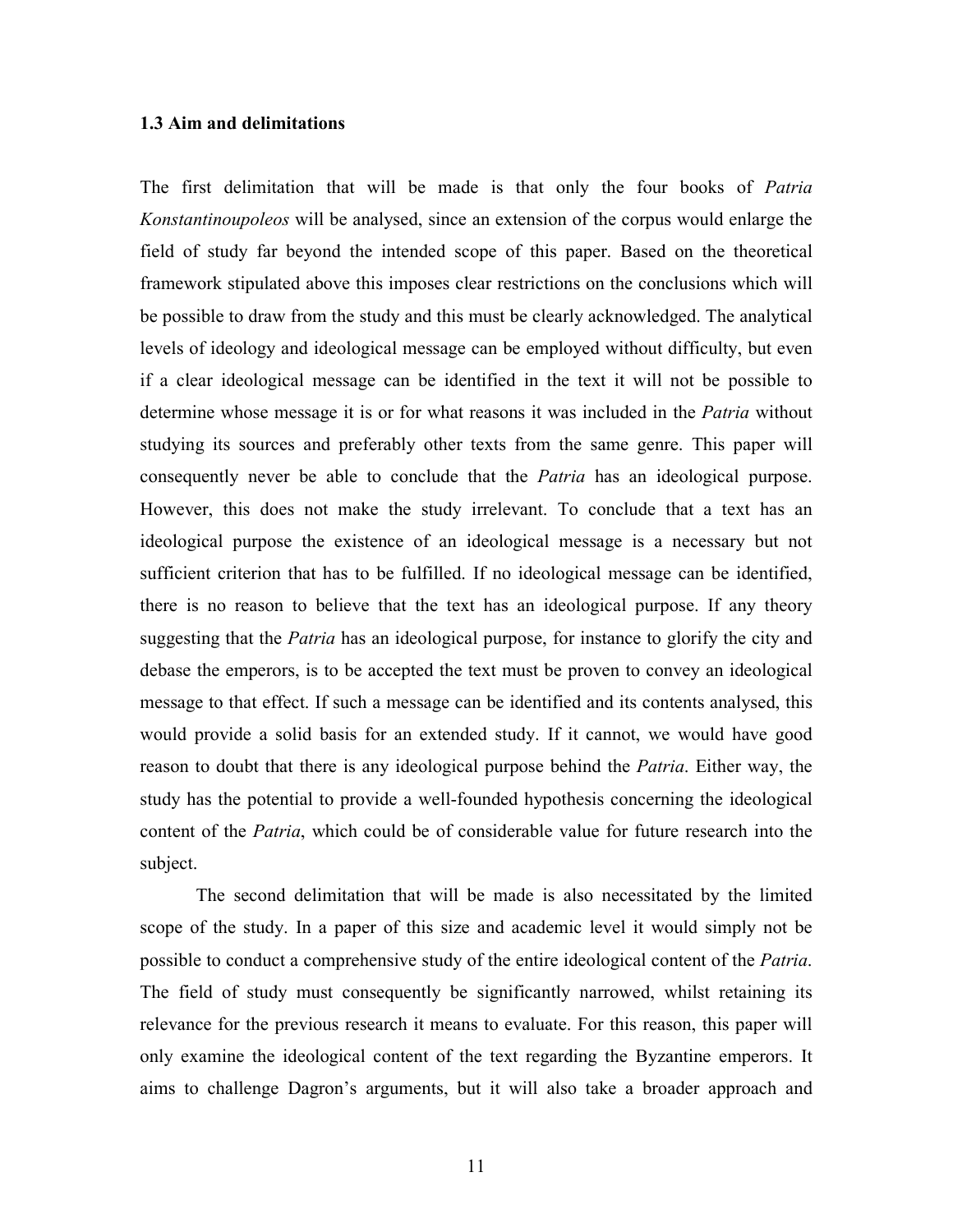### 1.3 Aim and delimitations

The first delimitation that will be made is that only the four books of *Patria Konstantinoupoleos* will be analysed, since an extension of the corpus would enlarge the field of study far beyond the intended scope of this paper. Based on the theoretical framework stipulated above this imposes clear restrictions on the conclusions which will be possible to draw from the study and this must be clearly acknowledged. The analytical levels of ideology and ideological message can be employed without difficulty, but even if a clear ideological message can be identified in the text it will not be possible to determine whose message it is or for what reasons it was included in the *Patria* without studying its sources and preferably other texts from the same genre. This paper will consequently never be able to conclude that the *Patria* has an ideological purpose. However, this does not make the study irrelevant. To conclude that a text has an ideological purpose the existence of an ideological message is a necessary but not sufficient criterion that has to be fulfilled. If no ideological message can be identified, there is no reason to believe that the text has an ideological purpose. If any theory suggesting that the *Patria* has an ideological purpose, for instance to glorify the city and debase the emperors, is to be accepted the text must be proven to convey an ideological message to that effect. If such a message can be identified and its contents analysed, this would provide a solid basis for an extended study. If it cannot, we would have good reason to doubt that there is any ideological purpose behind the *Patria*. Either way, the study has the potential to provide a well-founded hypothesis concerning the ideological content of the *Patria*, which could be of considerable value for future research into the subject.

The second delimitation that will be made is also necessitated by the limited scope of the study. In a paper of this size and academic level it would simply not be possible to conduct a comprehensive study of the entire ideological content of the *Patria*. The field of study must consequently be significantly narrowed, whilst retaining its relevance for the previous research it means to evaluate. For this reason, this paper will only examine the ideological content of the text regarding the Byzantine emperors. It aims to challenge Dagron's arguments, but it will also take a broader approach and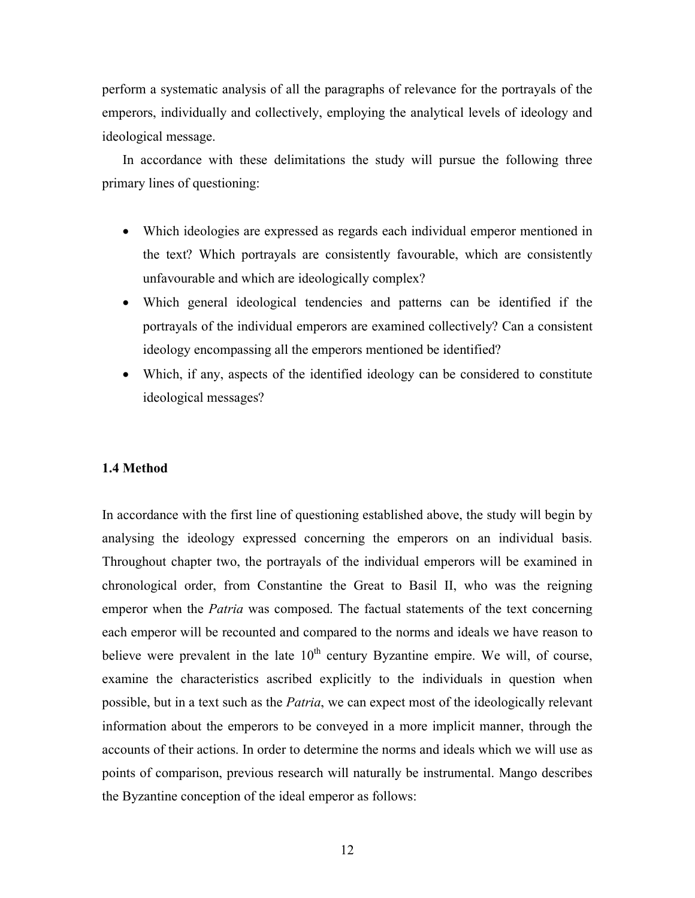perform a systematic analysis of all the paragraphs of relevance for the portrayals of the emperors, individually and collectively, employing the analytical levels of ideology and ideological message.

In accordance with these delimitations the study will pursue the following three primary lines of questioning:

- Which ideologies are expressed as regards each individual emperor mentioned in the text? Which portrayals are consistently favourable, which are consistently unfavourable and which are ideologically complex?
- Which general ideological tendencies and patterns can be identified if the portrayals of the individual emperors are examined collectively? Can a consistent ideology encompassing all the emperors mentioned be identified?
- Which, if any, aspects of the identified ideology can be considered to constitute ideological messages?

### 1.4 Method

In accordance with the first line of questioning established above, the study will begin by analysing the ideology expressed concerning the emperors on an individual basis. Throughout chapter two, the portrayals of the individual emperors will be examined in chronological order, from Constantine the Great to Basil II, who was the reigning emperor when the *Patria* was composed. The factual statements of the text concerning each emperor will be recounted and compared to the norms and ideals we have reason to believe were prevalent in the late 10th century Byzantine empire. We will, of course, examine the characteristics ascribed explicitly to the individuals in question when possible, but in a text such as the *Patria*, we can expect most of the ideologically relevant information about the emperors to be conveyed in a more implicit manner, through the accounts of their actions. In order to determine the norms and ideals which we will use as points of comparison, previous research will naturally be instrumental. Mango describes the Byzantine conception of the ideal emperor as follows: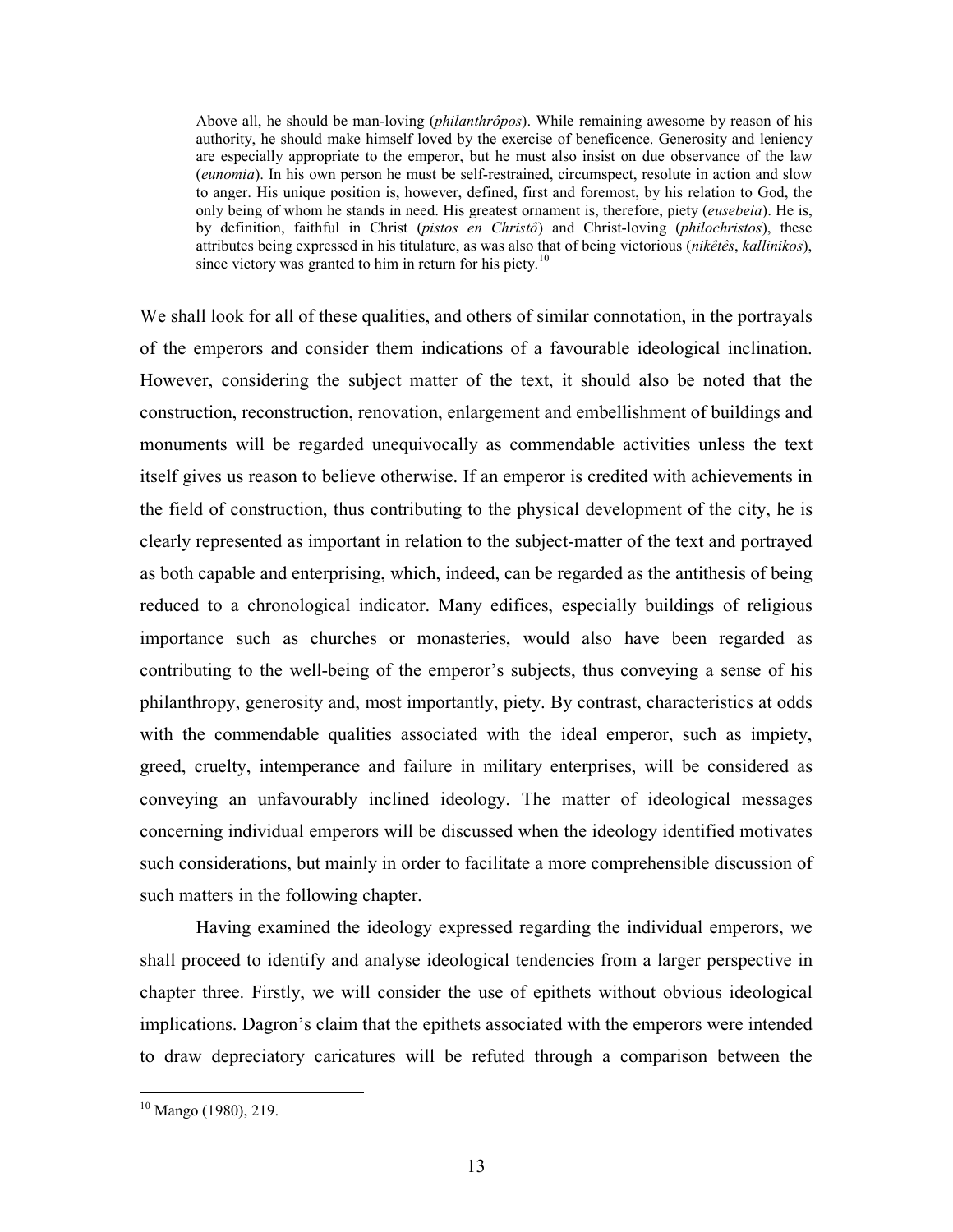> Above all, he should be man-loving (*philanthrôpos*). While remaining awesome by reason of his authority, he should make himself loved by the exercise of beneficence. Generosity and leniency are especially appropriate to the emperor, but he must also insist on due observance of the law (*eunomia*). In his own person he must be self-restrained, circumspect, resolute in action and slow to anger. His unique position is, however, defined, first and foremost, by his relation to God, the only being of whom he stands in need. His greatest ornament is, therefore, piety (*eusebeia*). He is, by definition, faithful in Christ (*pistos en Christô*) and Christ-loving (*philochristos*), these attributes being expressed in his titulature, as was also that of being victorious (*nikêtês*, *kallinikos*), since victory was granted to him in return for his piety.[10]

We shall look for all of these qualities, and others of similar connotation, in the portrayals of the emperors and consider them indications of a favourable ideological inclination. However, considering the subject matter of the text, it should also be noted that the construction, reconstruction, renovation, enlargement and embellishment of buildings and monuments will be regarded unequivocally as commendable activities unless the text itself gives us reason to believe otherwise. If an emperor is credited with achievements in the field of construction, thus contributing to the physical development of the city, he is clearly represented as important in relation to the subject-matter of the text and portrayed as both capable and enterprising, which, indeed, can be regarded as the antithesis of being reduced to a chronological indicator. Many edifices, especially buildings of religious importance such as churches or monasteries, would also have been regarded as contributing to the well-being of the emperor's subjects, thus conveying a sense of his philanthropy, generosity and, most importantly, piety. By contrast, characteristics at odds with the commendable qualities associated with the ideal emperor, such as impiety, greed, cruelty, intemperance and failure in military enterprises, will be considered as conveying an unfavourably inclined ideology. The matter of ideological messages concerning individual emperors will be discussed when the ideology identified motivates such considerations, but mainly in order to facilitate a more comprehensible discussion of such matters in the following chapter.

Having examined the ideology expressed regarding the individual emperors, we shall proceed to identify and analyse ideological tendencies from a larger perspective in chapter three. Firstly, we will consider the use of epithets without obvious ideological implications. Dagron's claim that the epithets associated with the emperors were intended to draw depreciatory caricatures will be refuted through a comparison between the

---

[10] Mango (1980), 219.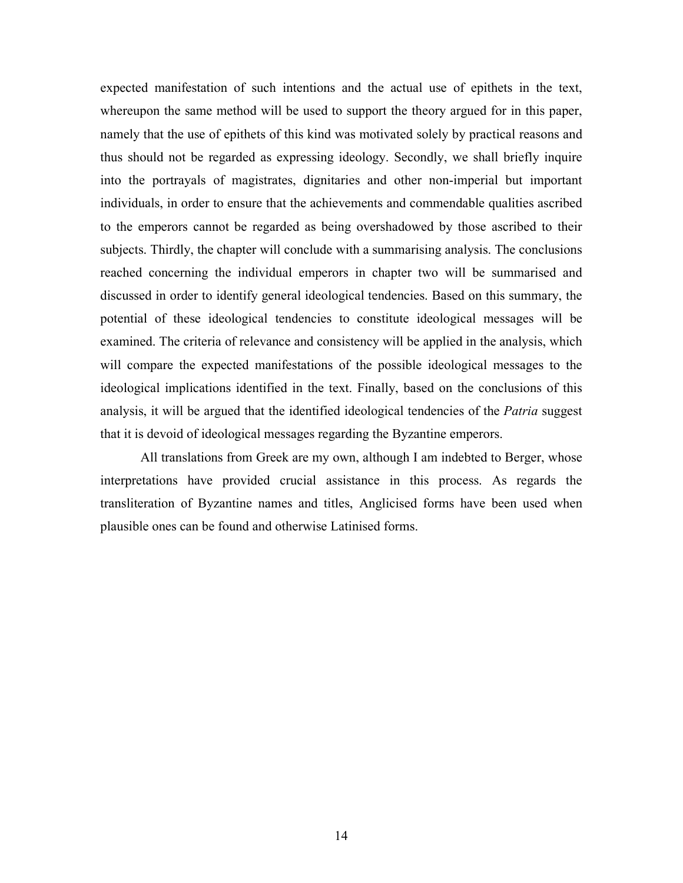expected manifestation of such intentions and the actual use of epithets in the text, whereupon the same method will be used to support the theory argued for in this paper, namely that the use of epithets of this kind was motivated solely by practical reasons and thus should not be regarded as expressing ideology. Secondly, we shall briefly inquire into the portrayals of magistrates, dignitaries and other non-imperial but important individuals, in order to ensure that the achievements and commendable qualities ascribed to the emperors cannot be regarded as being overshadowed by those ascribed to their subjects. Thirdly, the chapter will conclude with a summarising analysis. The conclusions reached concerning the individual emperors in chapter two will be summarised and discussed in order to identify general ideological tendencies. Based on this summary, the potential of these ideological tendencies to constitute ideological messages will be examined. The criteria of relevance and consistency will be applied in the analysis, which will compare the expected manifestations of the possible ideological messages to the ideological implications identified in the text. Finally, based on the conclusions of this analysis, it will be argued that the identified ideological tendencies of the *Patria* suggest that it is devoid of ideological messages regarding the Byzantine emperors.

All translations from Greek are my own, although I am indebted to Berger, whose interpretations have provided crucial assistance in this process. As regards the transliteration of Byzantine names and titles, Anglicised forms have been used when plausible ones can be found and otherwise Latinised forms.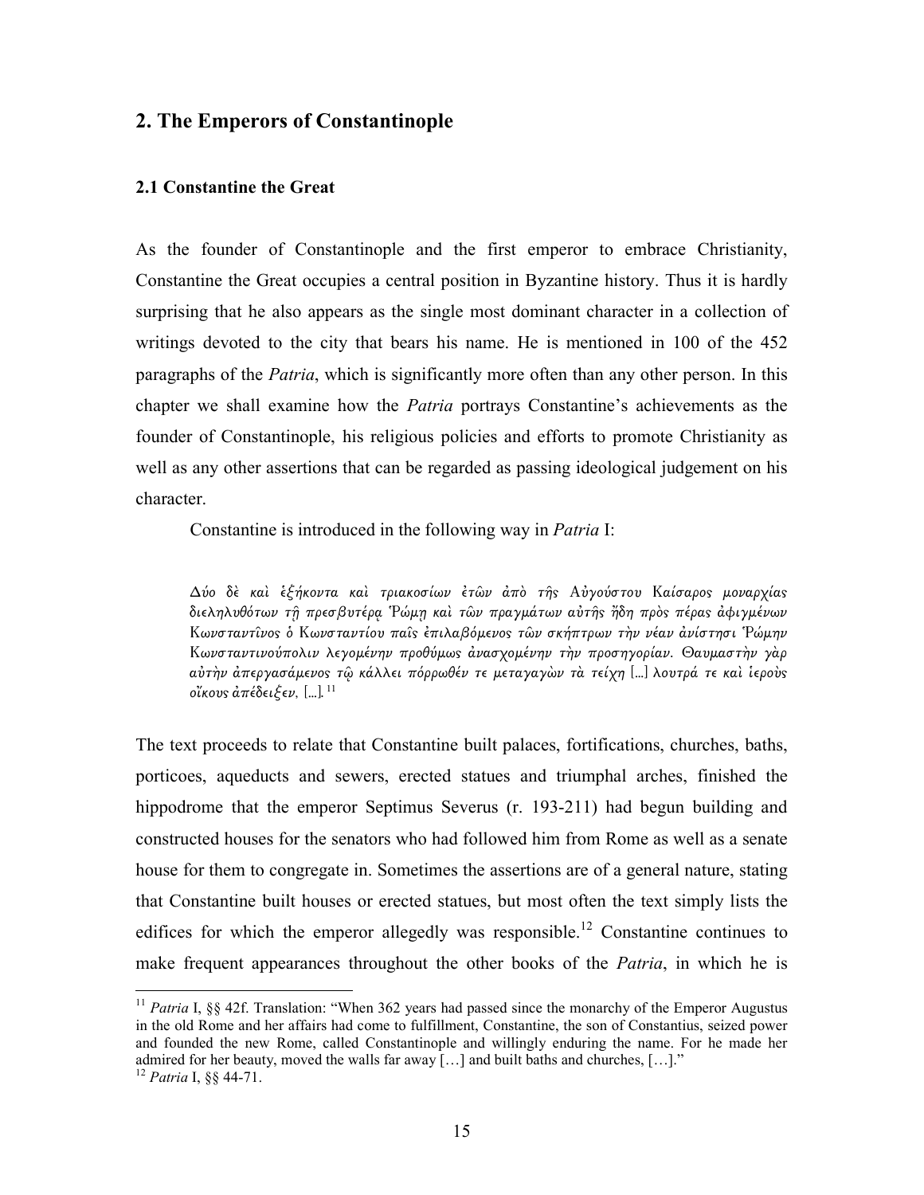## 2. The Emperors of Constantinople

### 2.1 Constantine the Great

As the founder of Constantinople and the first emperor to embrace Christianity, Constantine the Great occupies a central position in Byzantine history. Thus it is hardly surprising that he also appears as the single most dominant character in a collection of writings devoted to the city that bears his name. He is mentioned in 100 of the 452 paragraphs of the *Patria*, which is significantly more often than any other person. In this chapter we shall examine how the *Patria* portrays Constantine's achievements as the founder of Constantinople, his religious policies and efforts to promote Christianity as well as any other assertions that can be regarded as passing ideological judgement on his character.

Constantine is introduced in the following way in *Patria* I:

> *Δύο δὲ καὶ ἑξήκοντα καὶ τριακοσίων ἐτῶν ἀπὸ τῆς Αὐγούστου Καίσαρος μοναρχίας διεληλυθότων τῇ πρεσβυτέρᾳ Ῥώμῃ καὶ τῶν πραγμάτων αὐτῆς ἤδη πρὸς πέρας ἀφιγμένων Κωνσταντῖνος ὁ Κωνσταντίου παῖς ἐπιλαβόμενος τῶν σκήπτρων τὴν νέαν ἀνίστησι Ῥώμην Κωνσταντινούπολιν λεγομένην προθύμως ἀνασχομένην τὴν προσηγορίαν. Θαυμαστὴν γὰρ αὐτὴν ἀπεργασάμενος τῷ κάλλει πόρρωθέν τε μεταγαγὼν τὰ τείχη* [...] *λουτρά τε καὶ ἱεροὺς οἴκους ἀπέδειξεν,* [...].[11]

The text proceeds to relate that Constantine built palaces, fortifications, churches, baths, porticoes, aqueducts and sewers, erected statues and triumphal arches, finished the hippodrome that the emperor Septimus Severus (r. 193-211) had begun building and constructed houses for the senators who had followed him from Rome as well as a senate house for them to congregate in. Sometimes the assertions are of a general nature, stating that Constantine built houses or erected statues, but most often the text simply lists the edifices for which the emperor allegedly was responsible.[12] Constantine continues to make frequent appearances throughout the other books of the *Patria*, in which he is

---

[11] *Patria* I, §§ 42f. Translation: "When 362 years had passed since the monarchy of the Emperor Augustus in the old Rome and her affairs had come to fulfillment, Constantine, the son of Constantius, seized power and founded the new Rome, called Constantinople and willingly enduring the name. For he made her admired for her beauty, moved the walls far away […] and built baths and churches, […]."

[12] *Patria* I, §§ 44-71.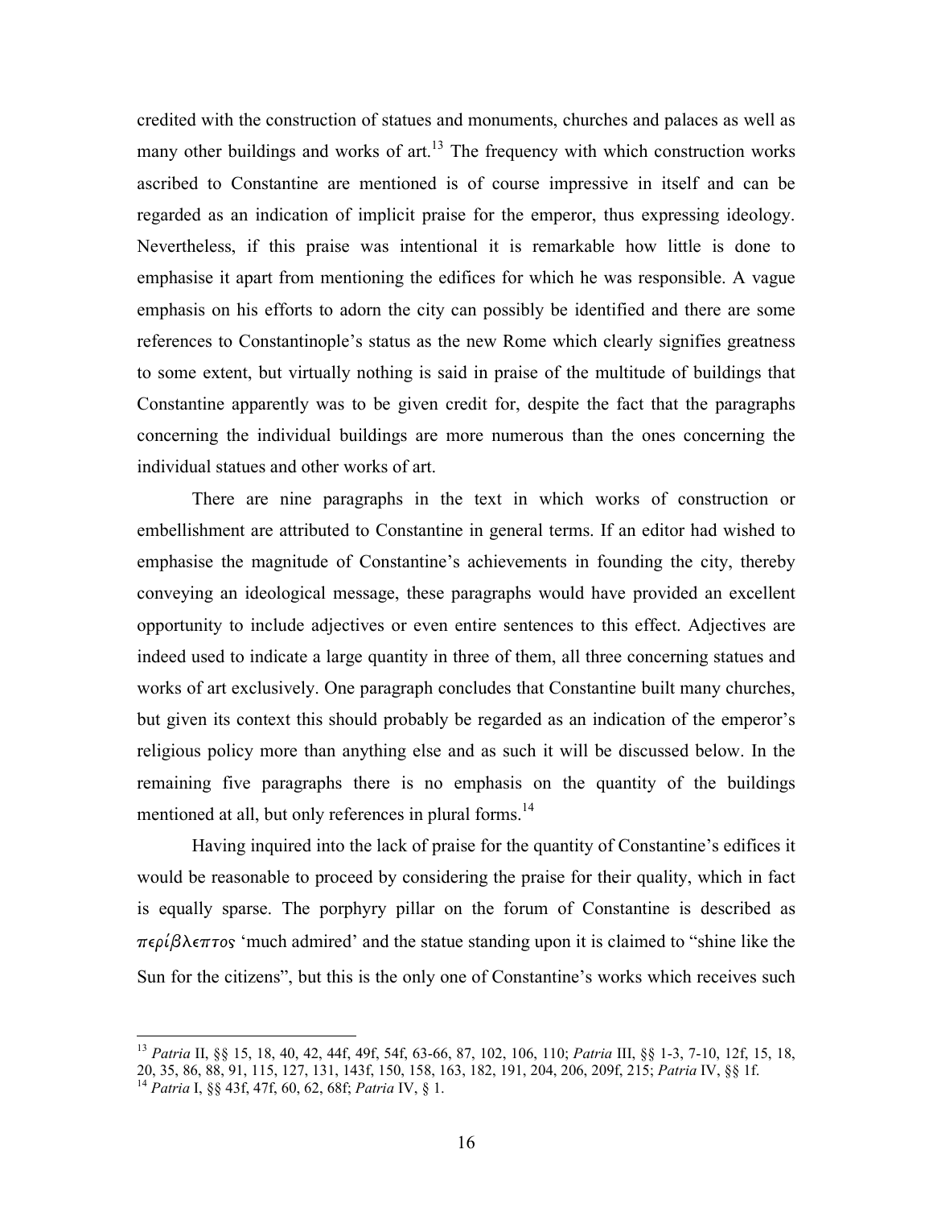credited with the construction of statues and monuments, churches and palaces as well as many other buildings and works of art.[13] The frequency with which construction works ascribed to Constantine are mentioned is of course impressive in itself and can be regarded as an indication of implicit praise for the emperor, thus expressing ideology. Nevertheless, if this praise was intentional it is remarkable how little is done to emphasise it apart from mentioning the edifices for which he was responsible. A vague emphasis on his efforts to adorn the city can possibly be identified and there are some references to Constantinople's status as the new Rome which clearly signifies greatness to some extent, but virtually nothing is said in praise of the multitude of buildings that Constantine apparently was to be given credit for, despite the fact that the paragraphs concerning the individual buildings are more numerous than the ones concerning the individual statues and other works of art.

There are nine paragraphs in the text in which works of construction or embellishment are attributed to Constantine in general terms. If an editor had wished to emphasise the magnitude of Constantine's achievements in founding the city, thereby conveying an ideological message, these paragraphs would have provided an excellent opportunity to include adjectives or even entire sentences to this effect. Adjectives are indeed used to indicate a large quantity in three of them, all three concerning statues and works of art exclusively. One paragraph concludes that Constantine built many churches, but given its context this should probably be regarded as an indication of the emperor's religious policy more than anything else and as such it will be discussed below. In the remaining five paragraphs there is no emphasis on the quantity of the buildings mentioned at all, but only references in plural forms.[14]

Having inquired into the lack of praise for the quantity of Constantine's edifices it would be reasonable to proceed by considering the praise for their quality, which in fact is equally sparse. The porphyry pillar on the forum of Constantine is described as *περίβλεπτος* 'much admired' and the statue standing upon it is claimed to "shine like the Sun for the citizens", but this is the only one of Constantine's works which receives such

[13] *Patria* II, §§ 15, 18, 40, 42, 44f, 49f, 54f, 63-66, 87, 102, 106, 110; *Patria* III, §§ 1-3, 7-10, 12f, 15, 18, 20, 35, 86, 88, 91, 115, 127, 131, 143f, 150, 158, 163, 182, 191, 204, 206, 209f, 215; *Patria* IV, §§ 1f.

[14] *Patria* I, §§ 43f, 47f, 60, 62, 68f; *Patria* IV, § 1.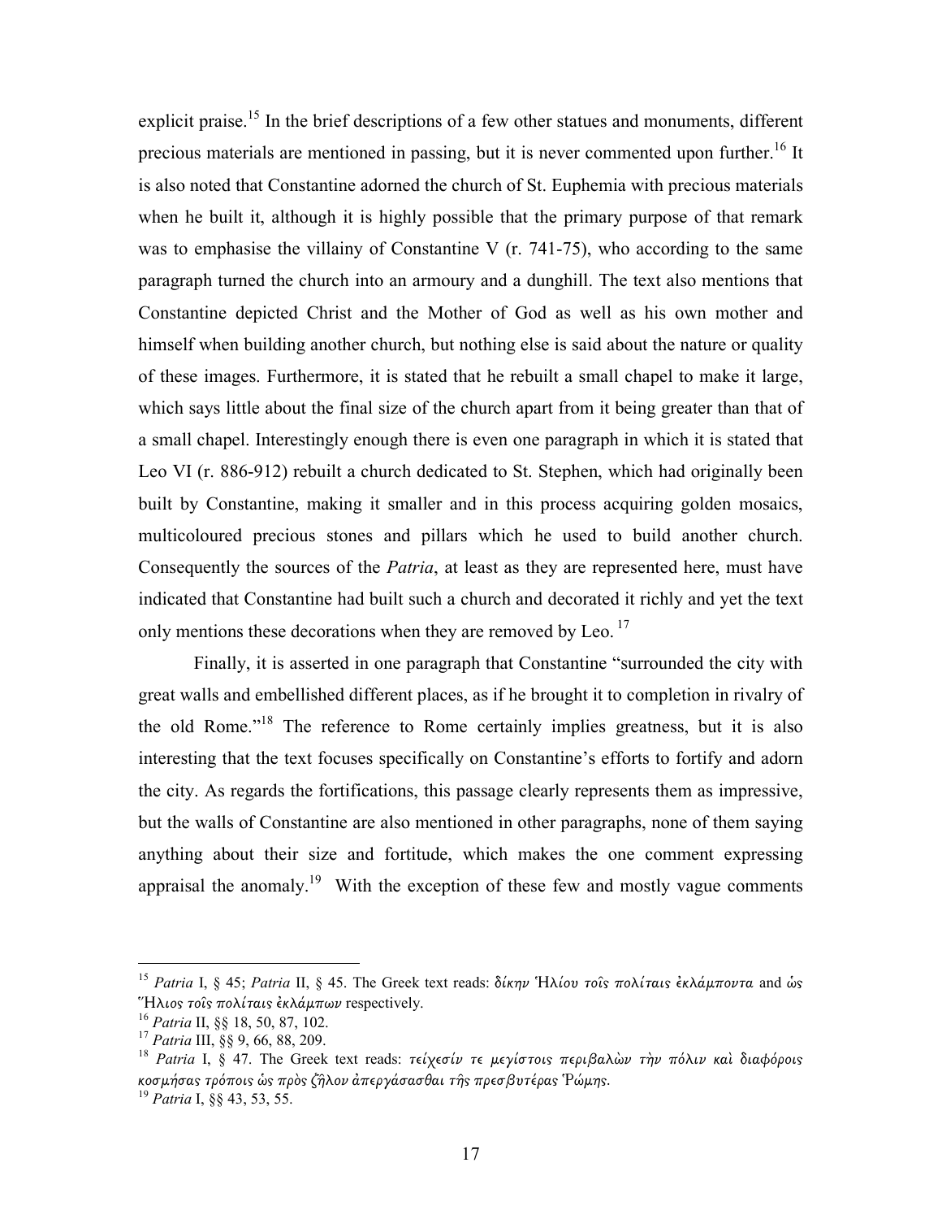explicit praise.[15] In the brief descriptions of a few other statues and monuments, different precious materials are mentioned in passing, but it is never commented upon further.[16] It is also noted that Constantine adorned the church of St. Euphemia with precious materials when he built it, although it is highly possible that the primary purpose of that remark was to emphasise the villainy of Constantine V (r. 741-75), who according to the same paragraph turned the church into an armoury and a dunghill. The text also mentions that Constantine depicted Christ and the Mother of God as well as his own mother and himself when building another church, but nothing else is said about the nature or quality of these images. Furthermore, it is stated that he rebuilt a small chapel to make it large, which says little about the final size of the church apart from it being greater than that of a small chapel. Interestingly enough there is even one paragraph in which it is stated that Leo VI (r. 886-912) rebuilt a church dedicated to St. Stephen, which had originally been built by Constantine, making it smaller and in this process acquiring golden mosaics, multicoloured precious stones and pillars which he used to build another church. Consequently the sources of the *Patria*, at least as they are represented here, must have indicated that Constantine had built such a church and decorated it richly and yet the text only mentions these decorations when they are removed by Leo.[17]

Finally, it is asserted in one paragraph that Constantine "surrounded the city with great walls and embellished different places, as if he brought it to completion in rivalry of the old Rome."[18] The reference to Rome certainly implies greatness, but it is also interesting that the text focuses specifically on Constantine's efforts to fortify and adorn the city. As regards the fortifications, this passage clearly represents them as impressive, but the walls of Constantine are also mentioned in other paragraphs, none of them saying anything about their size and fortitude, which makes the one comment expressing appraisal the anomaly.[19] With the exception of these few and mostly vague comments

---

[15] *Patria* I, § 45; *Patria* II, § 45. The Greek text reads: δίκην Ἡλίου τοῖς πολίταις ἐκλάμποντα and ὡς Ἥλιος τοῖς πολίταις ἐκλάμπων respectively.

[16] *Patria* II, §§ 18, 50, 87, 102.

[17] *Patria* III, §§ 9, 66, 88, 209.

[18] *Patria* I, § 47. The Greek text reads: τείχεσίν τε μεγίστοις περιβαλὼν τὴν πόλιν καὶ διαφόροις κοσμήσας τρόποις ὡς πρὸς ζῆλον ἀπεργάσασθαι τῆς πρεσβυτέρας Ῥώμης.

[19] *Patria* I, §§ 43, 53, 55.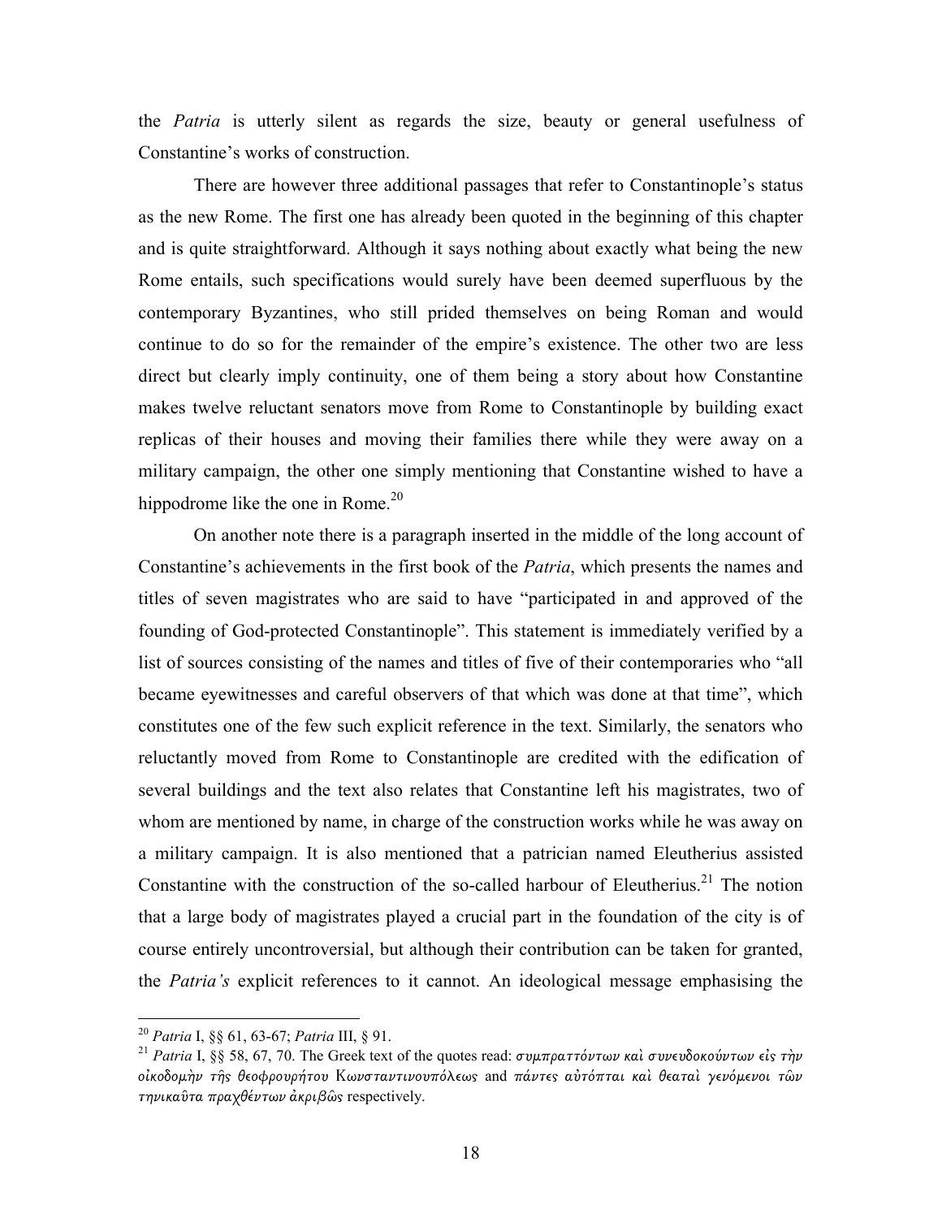the *Patria* is utterly silent as regards the size, beauty or general usefulness of Constantine's works of construction.

There are however three additional passages that refer to Constantinople's status as the new Rome. The first one has already been quoted in the beginning of this chapter and is quite straightforward. Although it says nothing about exactly what being the new Rome entails, such specifications would surely have been deemed superfluous by the contemporary Byzantines, who still prided themselves on being Roman and would continue to do so for the remainder of the empire's existence. The other two are less direct but clearly imply continuity, one of them being a story about how Constantine makes twelve reluctant senators move from Rome to Constantinople by building exact replicas of their houses and moving their families there while they were away on a military campaign, the other one simply mentioning that Constantine wished to have a hippodrome like the one in Rome.[20]

On another note there is a paragraph inserted in the middle of the long account of Constantine's achievements in the first book of the *Patria*, which presents the names and titles of seven magistrates who are said to have "participated in and approved of the founding of God-protected Constantinople". This statement is immediately verified by a list of sources consisting of the names and titles of five of their contemporaries who "all became eyewitnesses and careful observers of that which was done at that time", which constitutes one of the few such explicit reference in the text. Similarly, the senators who reluctantly moved from Rome to Constantinople are credited with the edification of several buildings and the text also relates that Constantine left his magistrates, two of whom are mentioned by name, in charge of the construction works while he was away on a military campaign. It is also mentioned that a patrician named Eleutherius assisted Constantine with the construction of the so-called harbour of Eleutherius.[21] The notion that a large body of magistrates played a crucial part in the foundation of the city is of course entirely uncontroversial, but although their contribution can be taken for granted, the *Patria's* explicit references to it cannot. An ideological message emphasising the

---

[20] *Patria* I, §§ 61, 63-67; *Patria* III, § 91.

[21] *Patria* I, §§ 58, 67, 70. The Greek text of the quotes read: *συμπραττόντων καὶ συνευδοκούντων εἰς τὴν οἰκοδομὴν τῆς θεοφρουρήτου* Κωνσταντινουπόλεως and *πάντες αὐτόπται καὶ θεαταὶ γενόμενοι τῶν τηνικαῦτα πραχθέντων ἀκριβῶς* respectively.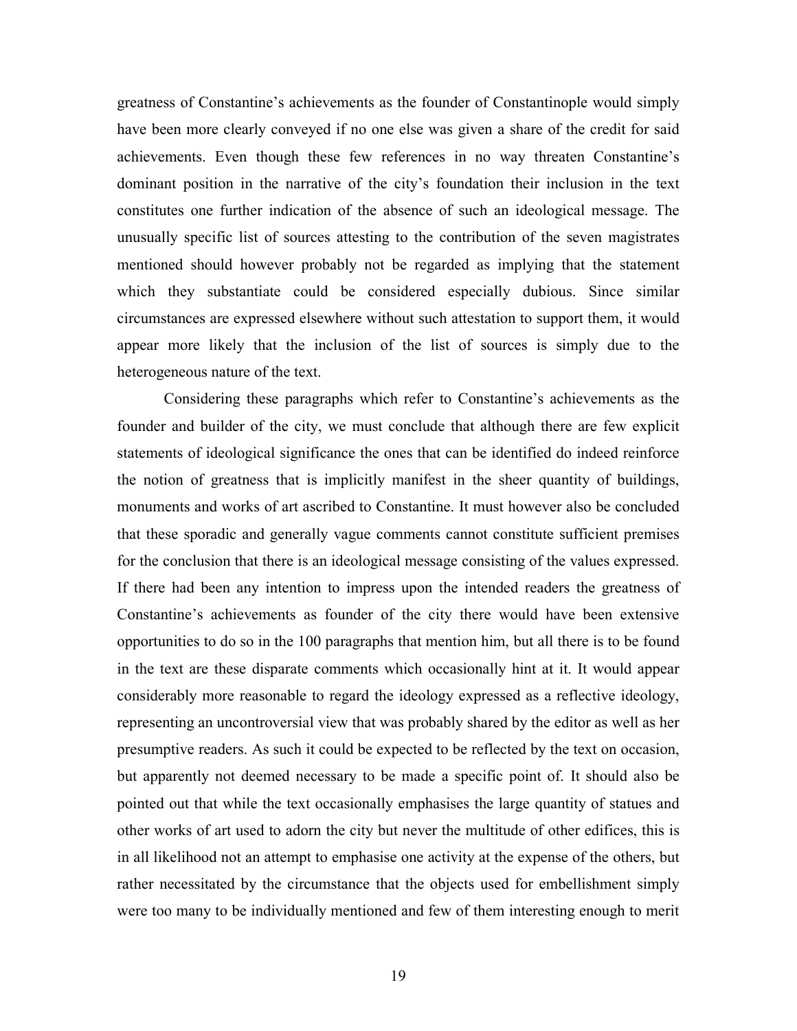greatness of Constantine's achievements as the founder of Constantinople would simply have been more clearly conveyed if no one else was given a share of the credit for said achievements. Even though these few references in no way threaten Constantine's dominant position in the narrative of the city's foundation their inclusion in the text constitutes one further indication of the absence of such an ideological message. The unusually specific list of sources attesting to the contribution of the seven magistrates mentioned should however probably not be regarded as implying that the statement which they substantiate could be considered especially dubious. Since similar circumstances are expressed elsewhere without such attestation to support them, it would appear more likely that the inclusion of the list of sources is simply due to the heterogeneous nature of the text.

Considering these paragraphs which refer to Constantine's achievements as the founder and builder of the city, we must conclude that although there are few explicit statements of ideological significance the ones that can be identified do indeed reinforce the notion of greatness that is implicitly manifest in the sheer quantity of buildings, monuments and works of art ascribed to Constantine. It must however also be concluded that these sporadic and generally vague comments cannot constitute sufficient premises for the conclusion that there is an ideological message consisting of the values expressed. If there had been any intention to impress upon the intended readers the greatness of Constantine's achievements as founder of the city there would have been extensive opportunities to do so in the 100 paragraphs that mention him, but all there is to be found in the text are these disparate comments which occasionally hint at it. It would appear considerably more reasonable to regard the ideology expressed as a reflective ideology, representing an uncontroversial view that was probably shared by the editor as well as her presumptive readers. As such it could be expected to be reflected by the text on occasion, but apparently not deemed necessary to be made a specific point of. It should also be pointed out that while the text occasionally emphasises the large quantity of statues and other works of art used to adorn the city but never the multitude of other edifices, this is in all likelihood not an attempt to emphasise one activity at the expense of the others, but rather necessitated by the circumstance that the objects used for embellishment simply were too many to be individually mentioned and few of them interesting enough to merit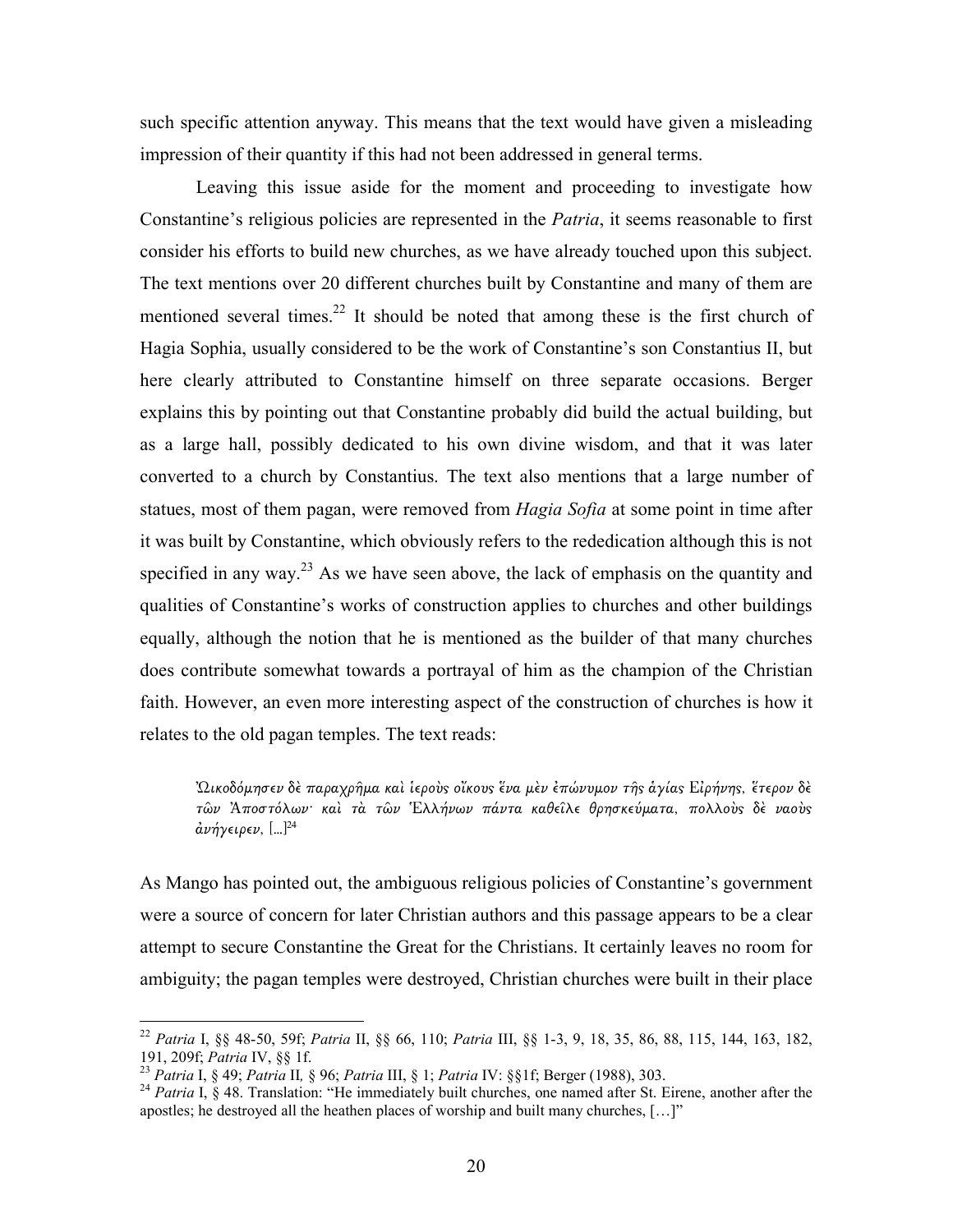such specific attention anyway. This means that the text would have given a misleading impression of their quantity if this had not been addressed in general terms.

Leaving this issue aside for the moment and proceeding to investigate how Constantine's religious policies are represented in the *Patria*, it seems reasonable to first consider his efforts to build new churches, as we have already touched upon this subject. The text mentions over 20 different churches built by Constantine and many of them are mentioned several times.[22] It should be noted that among these is the first church of Hagia Sophia, usually considered to be the work of Constantine's son Constantius II, but here clearly attributed to Constantine himself on three separate occasions. Berger explains this by pointing out that Constantine probably did build the actual building, but as a large hall, possibly dedicated to his own divine wisdom, and that it was later converted to a church by Constantius. The text also mentions that a large number of statues, most of them pagan, were removed from *Hagia Sofia* at some point in time after it was built by Constantine, which obviously refers to the rededication although this is not specified in any way.[23] As we have seen above, the lack of emphasis on the quantity and qualities of Constantine's works of construction applies to churches and other buildings equally, although the notion that he is mentioned as the builder of that many churches does contribute somewhat towards a portrayal of him as the champion of the Christian faith. However, an even more interesting aspect of the construction of churches is how it relates to the old pagan temples. The text reads:

> *Ὠικοδόμησεν δὲ παραχρῆμα καὶ ἱεροὺς οἴκους ἕνα μὲν ἐπώνυμον τῆς ἁγίας Εἰρήνης, ἕτερον δὲ τῶν Ἀποστόλων· καὶ τὰ τῶν Ἑλλήνων πάντα καθεῖλε θρησκεύματα, πολλοὺς δὲ ναοὺς ἀνήγειρεν*, […][24]

As Mango has pointed out, the ambiguous religious policies of Constantine's government were a source of concern for later Christian authors and this passage appears to be a clear attempt to secure Constantine the Great for the Christians. It certainly leaves no room for ambiguity; the pagan temples were destroyed, Christian churches were built in their place

---

[22] *Patria* I, §§ 48-50, 59f; *Patria* II, §§ 66, 110; *Patria* III, §§ 1-3, 9, 18, 35, 86, 88, 115, 144, 163, 182, 191, 209f; *Patria* IV, §§ 1f.

[23] *Patria* I, § 49; *Patria* II, § 96; *Patria* III, § 1; *Patria* IV: §§1f; Berger (1988), 303.

[24] *Patria* I, § 48. Translation: "He immediately built churches, one named after St. Eirene, another after the apostles; he destroyed all the heathen places of worship and built many churches, […]"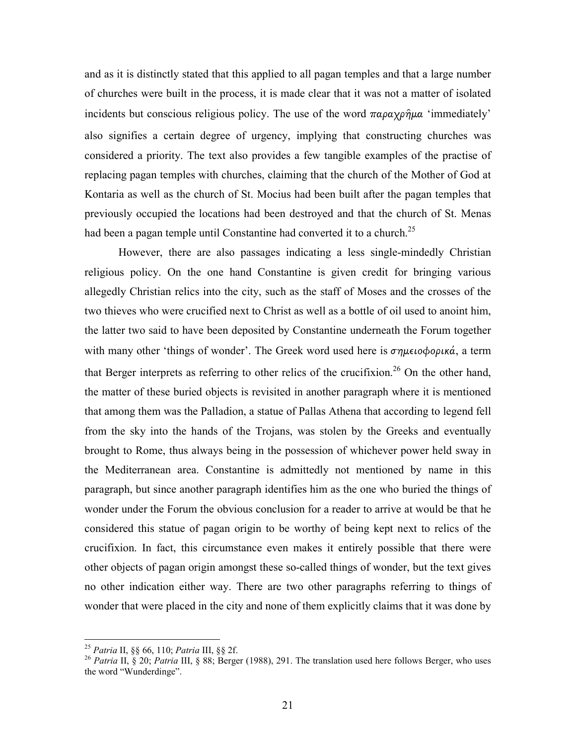and as it is distinctly stated that this applied to all pagan temples and that a large number of churches were built in the process, it is made clear that it was not a matter of isolated incidents but conscious religious policy. The use of the word *παραχρῆμα* 'immediately' also signifies a certain degree of urgency, implying that constructing churches was considered a priority. The text also provides a few tangible examples of the practise of replacing pagan temples with churches, claiming that the church of the Mother of God at Kontaria as well as the church of St. Mocius had been built after the pagan temples that previously occupied the locations had been destroyed and that the church of St. Menas had been a pagan temple until Constantine had converted it to a church.[25]

However, there are also passages indicating a less single-mindedly Christian religious policy. On the one hand Constantine is given credit for bringing various allegedly Christian relics into the city, such as the staff of Moses and the crosses of the two thieves who were crucified next to Christ as well as a bottle of oil used to anoint him, the latter two said to have been deposited by Constantine underneath the Forum together with many other 'things of wonder'. The Greek word used here is *σημειοφορικά*, a term that Berger interprets as referring to other relics of the crucifixion.[26] On the other hand, the matter of these buried objects is revisited in another paragraph where it is mentioned that among them was the Palladion, a statue of Pallas Athena that according to legend fell from the sky into the hands of the Trojans, was stolen by the Greeks and eventually brought to Rome, thus always being in the possession of whichever power held sway in the Mediterranean area. Constantine is admittedly not mentioned by name in this paragraph, but since another paragraph identifies him as the one who buried the things of wonder under the Forum the obvious conclusion for a reader to arrive at would be that he considered this statue of pagan origin to be worthy of being kept next to relics of the crucifixion. In fact, this circumstance even makes it entirely possible that there were other objects of pagan origin amongst these so-called things of wonder, but the text gives no other indication either way. There are two other paragraphs referring to things of wonder that were placed in the city and none of them explicitly claims that it was done by

---

[25] *Patria* II, §§ 66, 110; *Patria* III, §§ 2f.

[26] *Patria* II, § 20; *Patria* III, § 88; Berger (1988), 291. The translation used here follows Berger, who uses the word "Wunderdinge".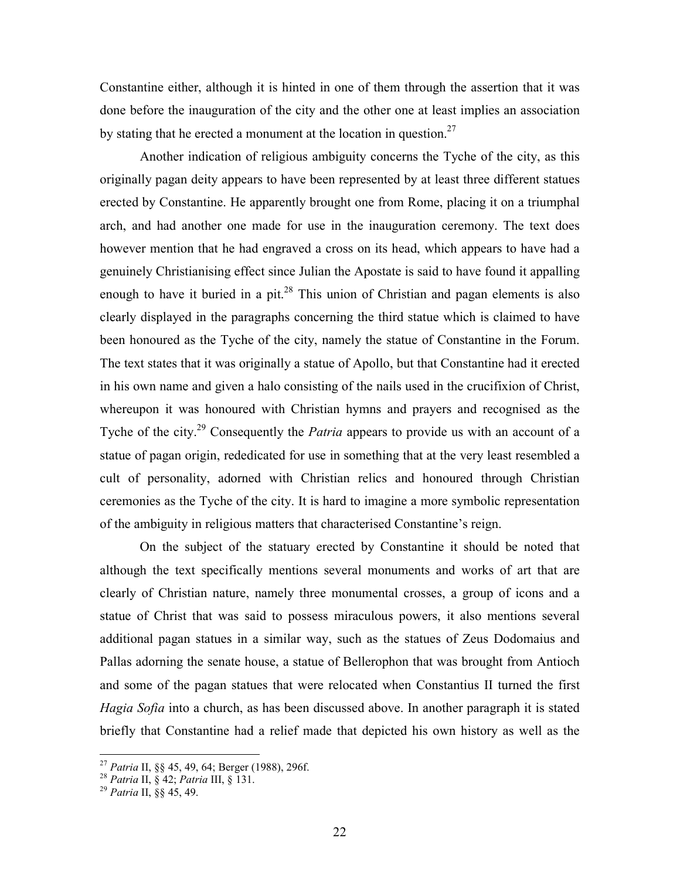Constantine either, although it is hinted in one of them through the assertion that it was done before the inauguration of the city and the other one at least implies an association by stating that he erected a monument at the location in question.[27]

Another indication of religious ambiguity concerns the Tyche of the city, as this originally pagan deity appears to have been represented by at least three different statues erected by Constantine. He apparently brought one from Rome, placing it on a triumphal arch, and had another one made for use in the inauguration ceremony. The text does however mention that he had engraved a cross on its head, which appears to have had a genuinely Christianising effect since Julian the Apostate is said to have found it appalling enough to have it buried in a pit.[28] This union of Christian and pagan elements is also clearly displayed in the paragraphs concerning the third statue which is claimed to have been honoured as the Tyche of the city, namely the statue of Constantine in the Forum. The text states that it was originally a statue of Apollo, but that Constantine had it erected in his own name and given a halo consisting of the nails used in the crucifixion of Christ, whereupon it was honoured with Christian hymns and prayers and recognised as the Tyche of the city.[29] Consequently the *Patria* appears to provide us with an account of a statue of pagan origin, rededicated for use in something that at the very least resembled a cult of personality, adorned with Christian relics and honoured through Christian ceremonies as the Tyche of the city. It is hard to imagine a more symbolic representation of the ambiguity in religious matters that characterised Constantine's reign.

On the subject of the statuary erected by Constantine it should be noted that although the text specifically mentions several monuments and works of art that are clearly of Christian nature, namely three monumental crosses, a group of icons and a statue of Christ that was said to possess miraculous powers, it also mentions several additional pagan statues in a similar way, such as the statues of Zeus Dodomaius and Pallas adorning the senate house, a statue of Bellerophon that was brought from Antioch and some of the pagan statues that were relocated when Constantius II turned the first *Hagia Sofia* into a church, as has been discussed above. In another paragraph it is stated briefly that Constantine had a relief made that depicted his own history as well as the

---

[27] *Patria* II, §§ 45, 49, 64; Berger (1988), 296f.

[28] *Patria* II, § 42; *Patria* III, § 131.

[29] *Patria* II, §§ 45, 49.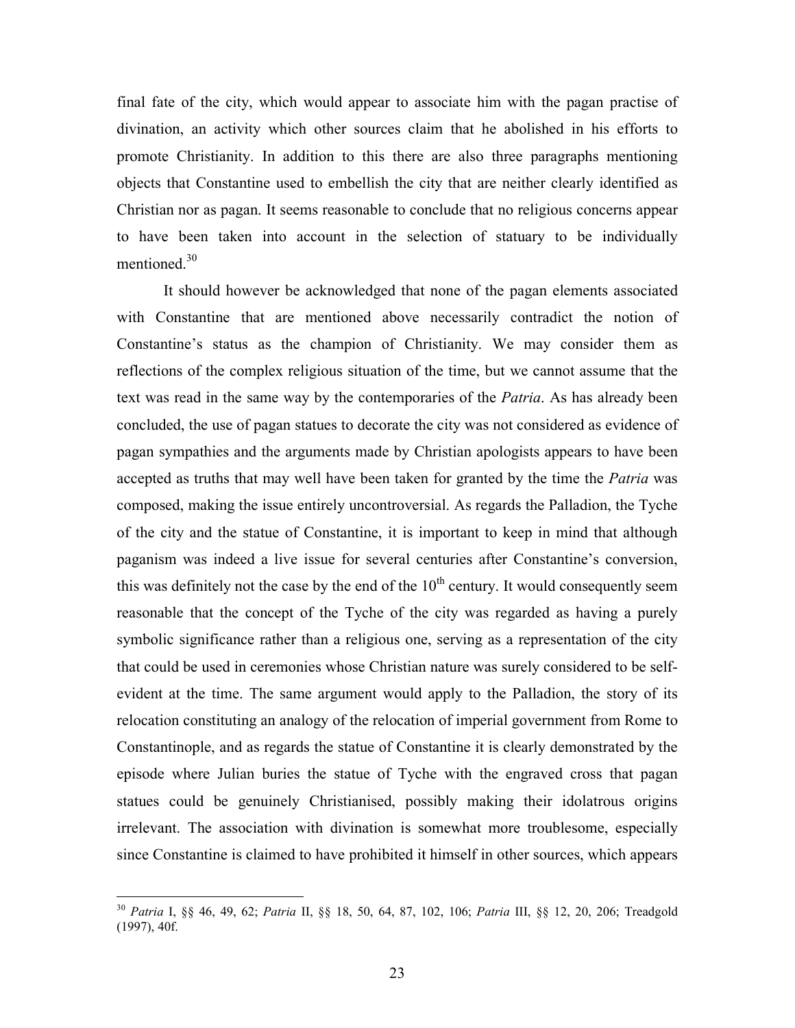final fate of the city, which would appear to associate him with the pagan practise of divination, an activity which other sources claim that he abolished in his efforts to promote Christianity. In addition to this there are also three paragraphs mentioning objects that Constantine used to embellish the city that are neither clearly identified as Christian nor as pagan. It seems reasonable to conclude that no religious concerns appear to have been taken into account in the selection of statuary to be individually mentioned.[30]

It should however be acknowledged that none of the pagan elements associated with Constantine that are mentioned above necessarily contradict the notion of Constantine's status as the champion of Christianity. We may consider them as reflections of the complex religious situation of the time, but we cannot assume that the text was read in the same way by the contemporaries of the *Patria*. As has already been concluded, the use of pagan statues to decorate the city was not considered as evidence of pagan sympathies and the arguments made by Christian apologists appears to have been accepted as truths that may well have been taken for granted by the time the *Patria* was composed, making the issue entirely uncontroversial. As regards the Palladion, the Tyche of the city and the statue of Constantine, it is important to keep in mind that although paganism was indeed a live issue for several centuries after Constantine's conversion, this was definitely not the case by the end of the 10th century. It would consequently seem reasonable that the concept of the Tyche of the city was regarded as having a purely symbolic significance rather than a religious one, serving as a representation of the city that could be used in ceremonies whose Christian nature was surely considered to be self-evident at the time. The same argument would apply to the Palladion, the story of its relocation constituting an analogy of the relocation of imperial government from Rome to Constantinople, and as regards the statue of Constantine it is clearly demonstrated by the episode where Julian buries the statue of Tyche with the engraved cross that pagan statues could be genuinely Christianised, possibly making their idolatrous origins irrelevant. The association with divination is somewhat more troublesome, especially since Constantine is claimed to have prohibited it himself in other sources, which appears

[30] *Patria* I, §§ 46, 49, 62; *Patria* II, §§ 18, 50, 64, 87, 102, 106; *Patria* III, §§ 12, 20, 206; Treadgold (1997), 40f.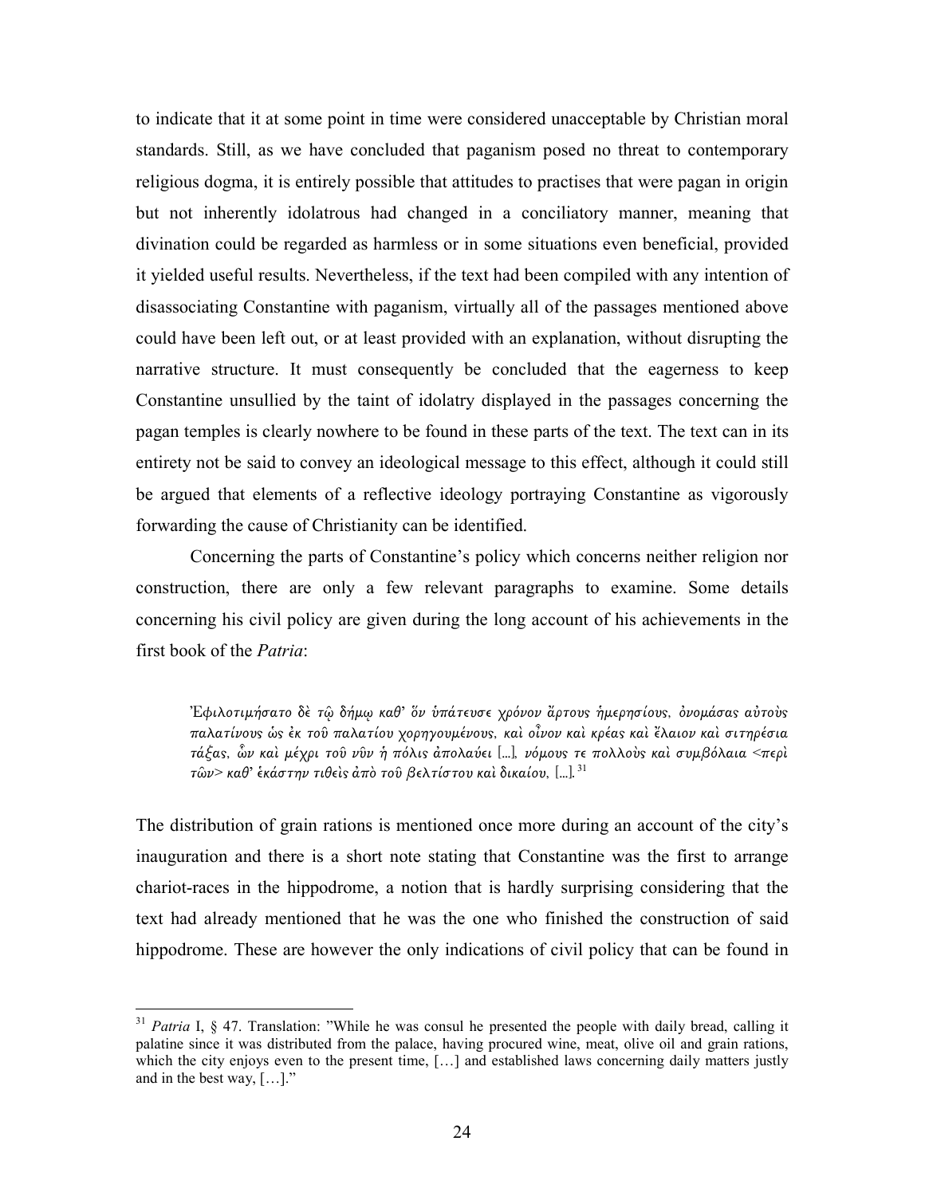to indicate that it at some point in time were considered unacceptable by Christian moral standards. Still, as we have concluded that paganism posed no threat to contemporary religious dogma, it is entirely possible that attitudes to practises that were pagan in origin but not inherently idolatrous had changed in a conciliatory manner, meaning that divination could be regarded as harmless or in some situations even beneficial, provided it yielded useful results. Nevertheless, if the text had been compiled with any intention of disassociating Constantine with paganism, virtually all of the passages mentioned above could have been left out, or at least provided with an explanation, without disrupting the narrative structure. It must consequently be concluded that the eagerness to keep Constantine unsullied by the taint of idolatry displayed in the passages concerning the pagan temples is clearly nowhere to be found in these parts of the text. The text can in its entirety not be said to convey an ideological message to this effect, although it could still be argued that elements of a reflective ideology portraying Constantine as vigorously forwarding the cause of Christianity can be identified.

Concerning the parts of Constantine's policy which concerns neither religion nor construction, there are only a few relevant paragraphs to examine. Some details concerning his civil policy are given during the long account of his achievements in the first book of the *Patria*:

> Ἐφιλοτιμήσατο δὲ τῷ δήμῳ καθ' ὅν ὑπάτευσε χρόνον ἄρτους ἡμερησίους, ὀνομάσας αὐτοὺς παλατίνους ὡς ἐκ τοῦ παλατίου χορηγουμένους, καὶ οἶνον καὶ κρέας καὶ ἔλαιον καὶ σιτηρέσια τάξας, ὧν καὶ μέχρι τοῦ νῦν ἡ πόλις ἀπολαύει [...], νόμους τε πολλοὺς καὶ συμβόλαια <περὶ τῶν> καθ' ἑκάστην τιθεὶς ἀπὸ τοῦ βελτίστου καὶ δικαίου, [...].[31]

The distribution of grain rations is mentioned once more during an account of the city's inauguration and there is a short note stating that Constantine was the first to arrange chariot-races in the hippodrome, a notion that is hardly surprising considering that the text had already mentioned that he was the one who finished the construction of said hippodrome. These are however the only indications of civil policy that can be found in

[31] *Patria* I, § 47. Translation: "While he was consul he presented the people with daily bread, calling it palatine since it was distributed from the palace, having procured wine, meat, olive oil and grain rations, which the city enjoys even to the present time, […] and established laws concerning daily matters justly and in the best way, […]."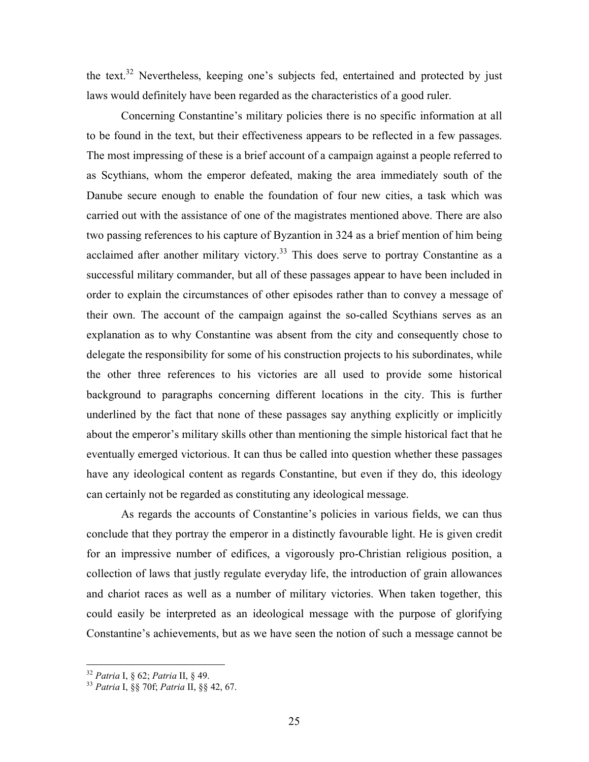the text.[32] Nevertheless, keeping one's subjects fed, entertained and protected by just laws would definitely have been regarded as the characteristics of a good ruler.

Concerning Constantine's military policies there is no specific information at all to be found in the text, but their effectiveness appears to be reflected in a few passages. The most impressing of these is a brief account of a campaign against a people referred to as Scythians, whom the emperor defeated, making the area immediately south of the Danube secure enough to enable the foundation of four new cities, a task which was carried out with the assistance of one of the magistrates mentioned above. There are also two passing references to his capture of Byzantion in 324 as a brief mention of him being acclaimed after another military victory.[33] This does serve to portray Constantine as a successful military commander, but all of these passages appear to have been included in order to explain the circumstances of other episodes rather than to convey a message of their own. The account of the campaign against the so-called Scythians serves as an explanation as to why Constantine was absent from the city and consequently chose to delegate the responsibility for some of his construction projects to his subordinates, while the other three references to his victories are all used to provide some historical background to paragraphs concerning different locations in the city. This is further underlined by the fact that none of these passages say anything explicitly or implicitly about the emperor's military skills other than mentioning the simple historical fact that he eventually emerged victorious. It can thus be called into question whether these passages have any ideological content as regards Constantine, but even if they do, this ideology can certainly not be regarded as constituting any ideological message.

As regards the accounts of Constantine's policies in various fields, we can thus conclude that they portray the emperor in a distinctly favourable light. He is given credit for an impressive number of edifices, a vigorously pro-Christian religious position, a collection of laws that justly regulate everyday life, the introduction of grain allowances and chariot races as well as a number of military victories. When taken together, this could easily be interpreted as an ideological message with the purpose of glorifying Constantine's achievements, but as we have seen the notion of such a message cannot be

---

[32] *Patria* I, § 62; *Patria* II, § 49.

[33] *Patria* I, §§ 70f; *Patria* II, §§ 42, 67.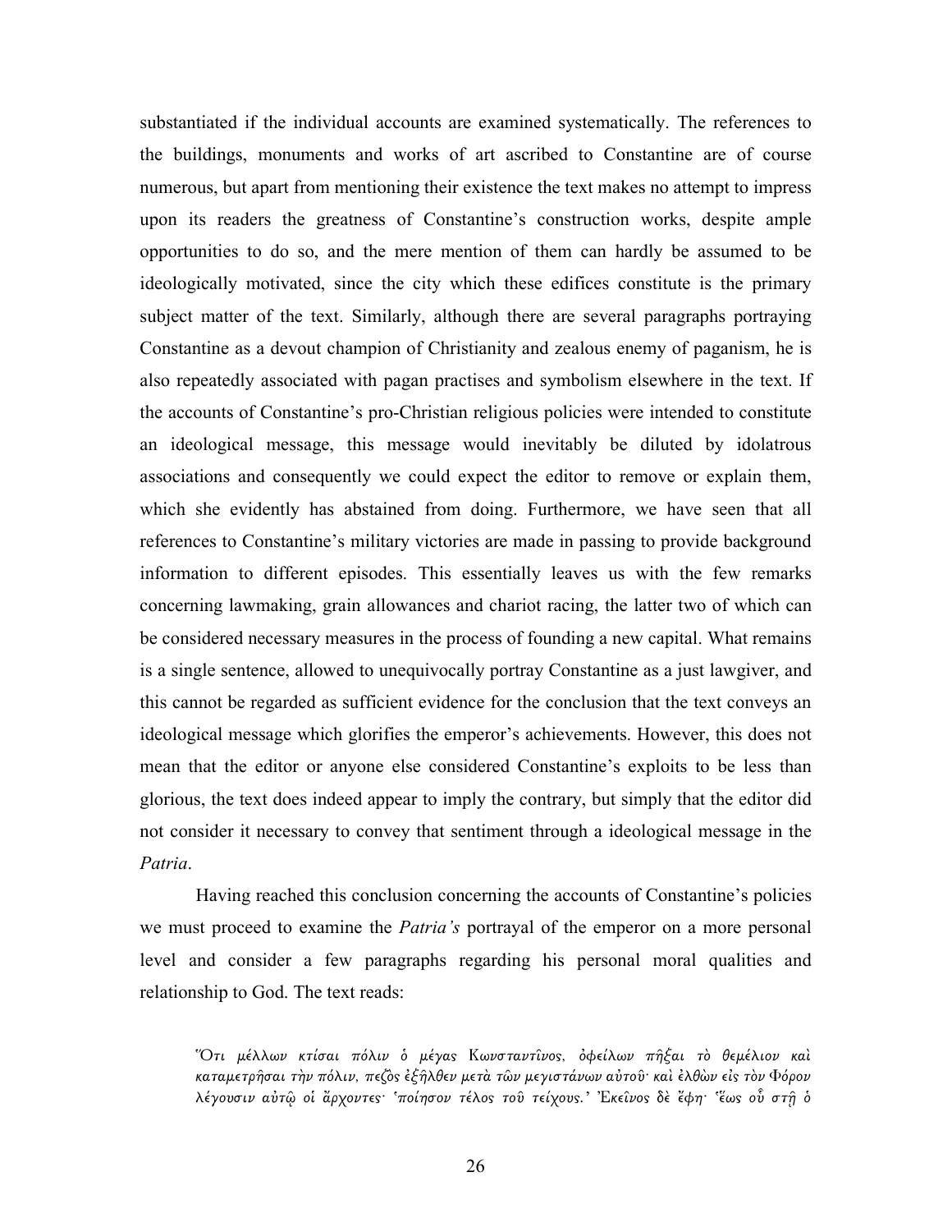substantiated if the individual accounts are examined systematically. The references to the buildings, monuments and works of art ascribed to Constantine are of course numerous, but apart from mentioning their existence the text makes no attempt to impress upon its readers the greatness of Constantine's construction works, despite ample opportunities to do so, and the mere mention of them can hardly be assumed to be ideologically motivated, since the city which these edifices constitute is the primary subject matter of the text. Similarly, although there are several paragraphs portraying Constantine as a devout champion of Christianity and zealous enemy of paganism, he is also repeatedly associated with pagan practises and symbolism elsewhere in the text. If the accounts of Constantine's pro-Christian religious policies were intended to constitute an ideological message, this message would inevitably be diluted by idolatrous associations and consequently we could expect the editor to remove or explain them, which she evidently has abstained from doing. Furthermore, we have seen that all references to Constantine's military victories are made in passing to provide background information to different episodes. This essentially leaves us with the few remarks concerning lawmaking, grain allowances and chariot racing, the latter two of which can be considered necessary measures in the process of founding a new capital. What remains is a single sentence, allowed to unequivocally portray Constantine as a just lawgiver, and this cannot be regarded as sufficient evidence for the conclusion that the text conveys an ideological message which glorifies the emperor's achievements. However, this does not mean that the editor or anyone else considered Constantine's exploits to be less than glorious, the text does indeed appear to imply the contrary, but simply that the editor did not consider it necessary to convey that sentiment through a ideological message in the *Patria*.

Having reached this conclusion concerning the accounts of Constantine's policies we must proceed to examine the *Patria's* portrayal of the emperor on a more personal level and consider a few paragraphs regarding his personal moral qualities and relationship to God. The text reads:

> Ὅτι μέλλων κτίσαι πόλιν ὁ μέγας Κωνσταντῖνος, ὀφείλων πῆξαι τὸ θεμέλιον καὶ καταμετρῆσαι τὴν πόλιν, πεζὸς ἐξῆλθεν μετὰ τῶν μεγιστάνων αὐτοῦ· καὶ ἐλθὼν εἰς τὸν Φόρον λέγουσιν αὐτῷ οἱ ἄρχοντες· 'ποίησον τέλος τοῦ τείχους.' Ἐκεῖνος δὲ ἔφη· 'ἕως οὗ στῇ ὁ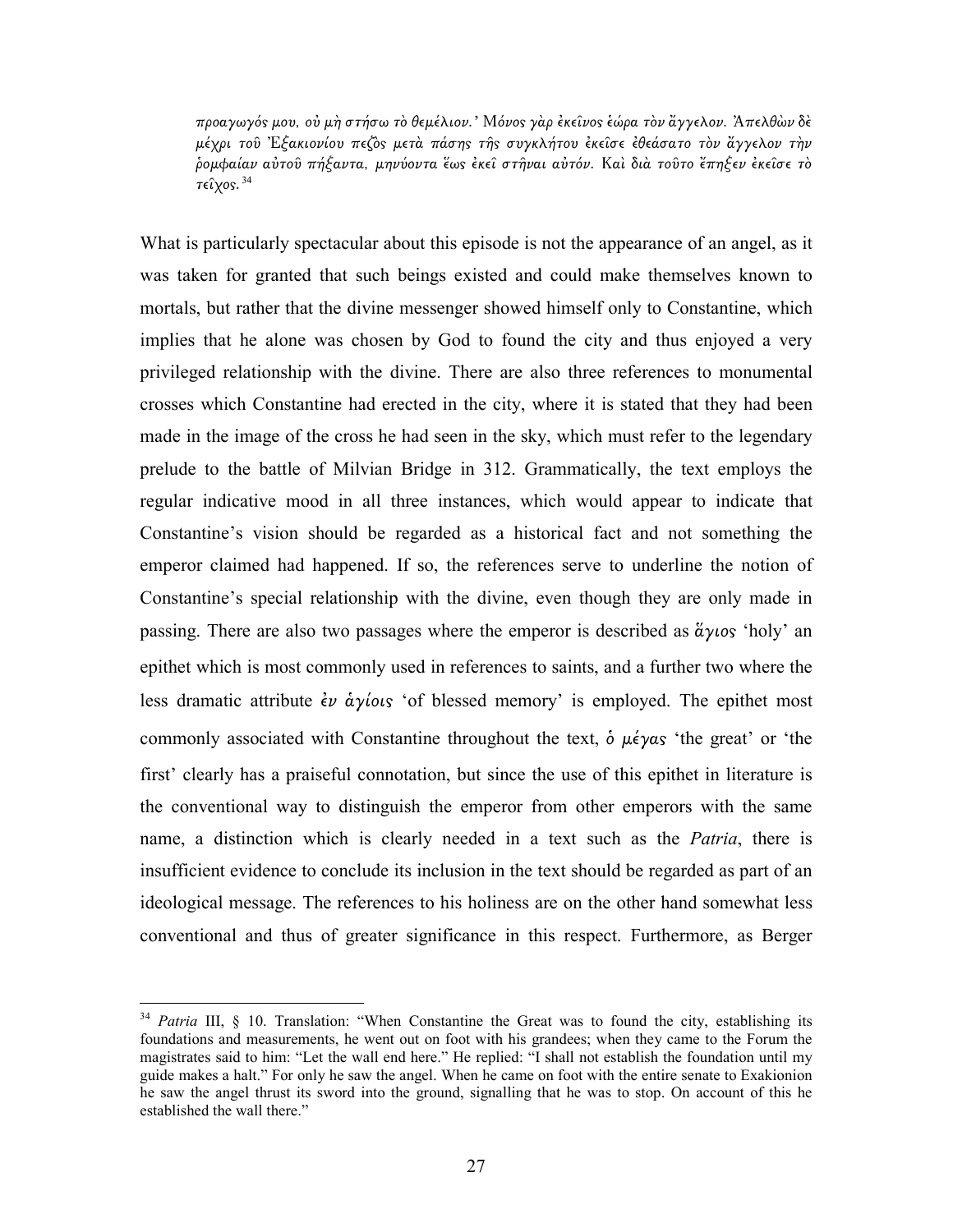> *προαγωγός μου, οὐ μὴ στήσω τὸ θεμέλιον.' Μόνος γὰρ ἐκεῖνος ἑώρα τὸν ἄγγελον. Ἀπελθὼν δὲ μέχρι τοῦ Ἐξακιονίου πεζῶς μετὰ πάσης τῆς συγκλήτου ἐκεῖσε ἐθεάσατο τὸν ἄγγελον τὴν ῥομφαίαν αὐτοῦ πήξαντα, μηνύοντα ἕως ἐκεῖ στῆναι αὐτόν. Καὶ διὰ τοῦτο ἔπηξεν ἐκεῖσε τὸ τεῖχος.*[34]

What is particularly spectacular about this episode is not the appearance of an angel, as it was taken for granted that such beings existed and could make themselves known to mortals, but rather that the divine messenger showed himself only to Constantine, which implies that he alone was chosen by God to found the city and thus enjoyed a very privileged relationship with the divine. There are also three references to monumental crosses which Constantine had erected in the city, where it is stated that they had been made in the image of the cross he had seen in the sky, which must refer to the legendary prelude to the battle of Milvian Bridge in 312. Grammatically, the text employs the regular indicative mood in all three instances, which would appear to indicate that Constantine's vision should be regarded as a historical fact and not something the emperor claimed had happened. If so, the references serve to underline the notion of Constantine's special relationship with the divine, even though they are only made in passing. There are also two passages where the emperor is described as *ἅγιος* 'holy' an epithet which is most commonly used in references to saints, and a further two where the less dramatic attribute *ἐν ἁγίοις* 'of blessed memory' is employed. The epithet most commonly associated with Constantine throughout the text, *ὁ μέγας* 'the great' or 'the first' clearly has a praiseful connotation, but since the use of this epithet in literature is the conventional way to distinguish the emperor from other emperors with the same name, a distinction which is clearly needed in a text such as the *Patria*, there is insufficient evidence to conclude its inclusion in the text should be regarded as part of an ideological message. The references to his holiness are on the other hand somewhat less conventional and thus of greater significance in this respect. Furthermore, as Berger

---

[34] *Patria* III, § 10. Translation: "When Constantine the Great was to found the city, establishing its foundations and measurements, he went out on foot with his grandees; when they came to the Forum the magistrates said to him: "Let the wall end here." He replied: "I shall not establish the foundation until my guide makes a halt." For only he saw the angel. When he came on foot with the entire senate to Exakionion he saw the angel thrust its sword into the ground, signalling that he was to stop. On account of this he established the wall there."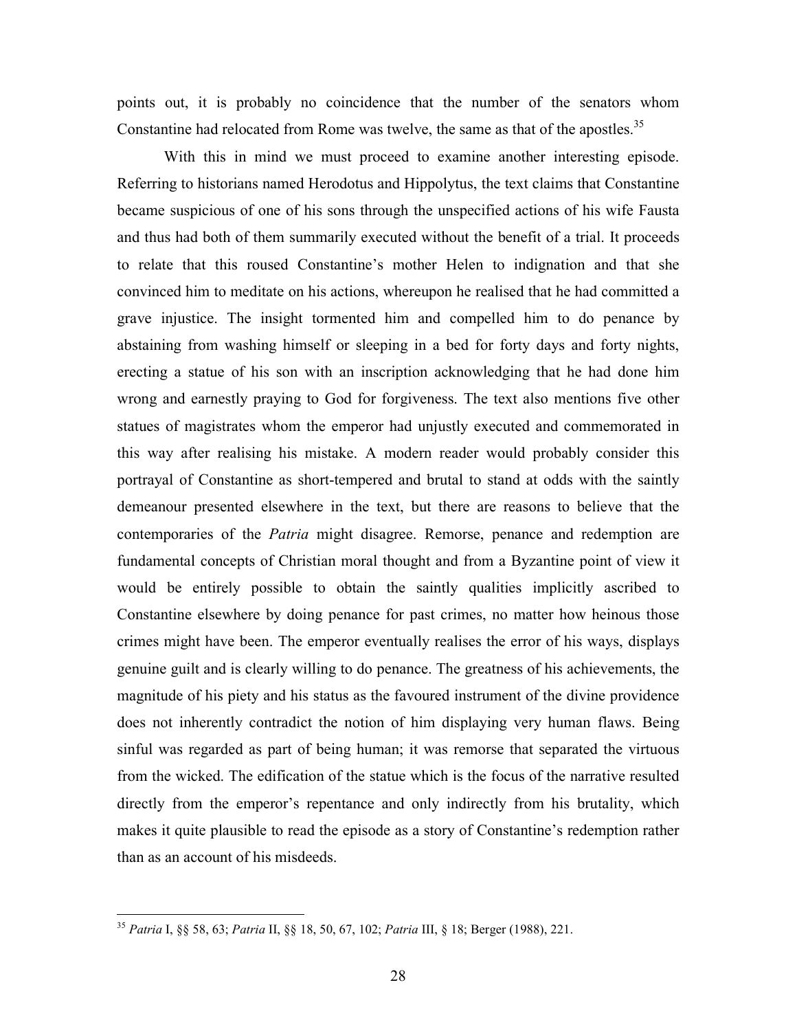points out, it is probably no coincidence that the number of the senators whom Constantine had relocated from Rome was twelve, the same as that of the apostles.[35]

With this in mind we must proceed to examine another interesting episode. Referring to historians named Herodotus and Hippolytus, the text claims that Constantine became suspicious of one of his sons through the unspecified actions of his wife Fausta and thus had both of them summarily executed without the benefit of a trial. It proceeds to relate that this roused Constantine's mother Helen to indignation and that she convinced him to meditate on his actions, whereupon he realised that he had committed a grave injustice. The insight tormented him and compelled him to do penance by abstaining from washing himself or sleeping in a bed for forty days and forty nights, erecting a statue of his son with an inscription acknowledging that he had done him wrong and earnestly praying to God for forgiveness. The text also mentions five other statues of magistrates whom the emperor had unjustly executed and commemorated in this way after realising his mistake. A modern reader would probably consider this portrayal of Constantine as short-tempered and brutal to stand at odds with the saintly demeanour presented elsewhere in the text, but there are reasons to believe that the contemporaries of the *Patria* might disagree. Remorse, penance and redemption are fundamental concepts of Christian moral thought and from a Byzantine point of view it would be entirely possible to obtain the saintly qualities implicitly ascribed to Constantine elsewhere by doing penance for past crimes, no matter how heinous those crimes might have been. The emperor eventually realises the error of his ways, displays genuine guilt and is clearly willing to do penance. The greatness of his achievements, the magnitude of his piety and his status as the favoured instrument of the divine providence does not inherently contradict the notion of him displaying very human flaws. Being sinful was regarded as part of being human; it was remorse that separated the virtuous from the wicked. The edification of the statue which is the focus of the narrative resulted directly from the emperor's repentance and only indirectly from his brutality, which makes it quite plausible to read the episode as a story of Constantine's redemption rather than as an account of his misdeeds.

---

[35] *Patria* I, §§ 58, 63; *Patria* II, §§ 18, 50, 67, 102; *Patria* III, § 18; Berger (1988), 221.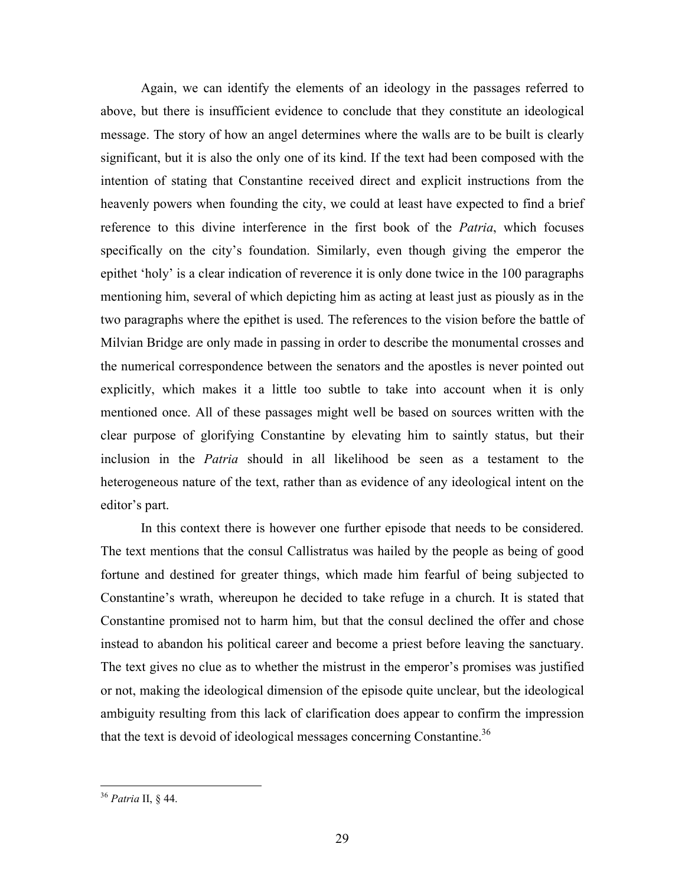Again, we can identify the elements of an ideology in the passages referred to above, but there is insufficient evidence to conclude that they constitute an ideological message. The story of how an angel determines where the walls are to be built is clearly significant, but it is also the only one of its kind. If the text had been composed with the intention of stating that Constantine received direct and explicit instructions from the heavenly powers when founding the city, we could at least have expected to find a brief reference to this divine interference in the first book of the *Patria*, which focuses specifically on the city's foundation. Similarly, even though giving the emperor the epithet 'holy' is a clear indication of reverence it is only done twice in the 100 paragraphs mentioning him, several of which depicting him as acting at least just as piously as in the two paragraphs where the epithet is used. The references to the vision before the battle of Milvian Bridge are only made in passing in order to describe the monumental crosses and the numerical correspondence between the senators and the apostles is never pointed out explicitly, which makes it a little too subtle to take into account when it is only mentioned once. All of these passages might well be based on sources written with the clear purpose of glorifying Constantine by elevating him to saintly status, but their inclusion in the *Patria* should in all likelihood be seen as a testament to the heterogeneous nature of the text, rather than as evidence of any ideological intent on the editor's part.

In this context there is however one further episode that needs to be considered. The text mentions that the consul Callistratus was hailed by the people as being of good fortune and destined for greater things, which made him fearful of being subjected to Constantine's wrath, whereupon he decided to take refuge in a church. It is stated that Constantine promised not to harm him, but that the consul declined the offer and chose instead to abandon his political career and become a priest before leaving the sanctuary. The text gives no clue as to whether the mistrust in the emperor's promises was justified or not, making the ideological dimension of the episode quite unclear, but the ideological ambiguity resulting from this lack of clarification does appear to confirm the impression that the text is devoid of ideological messages concerning Constantine.[36]

[36] *Patria* II, § 44.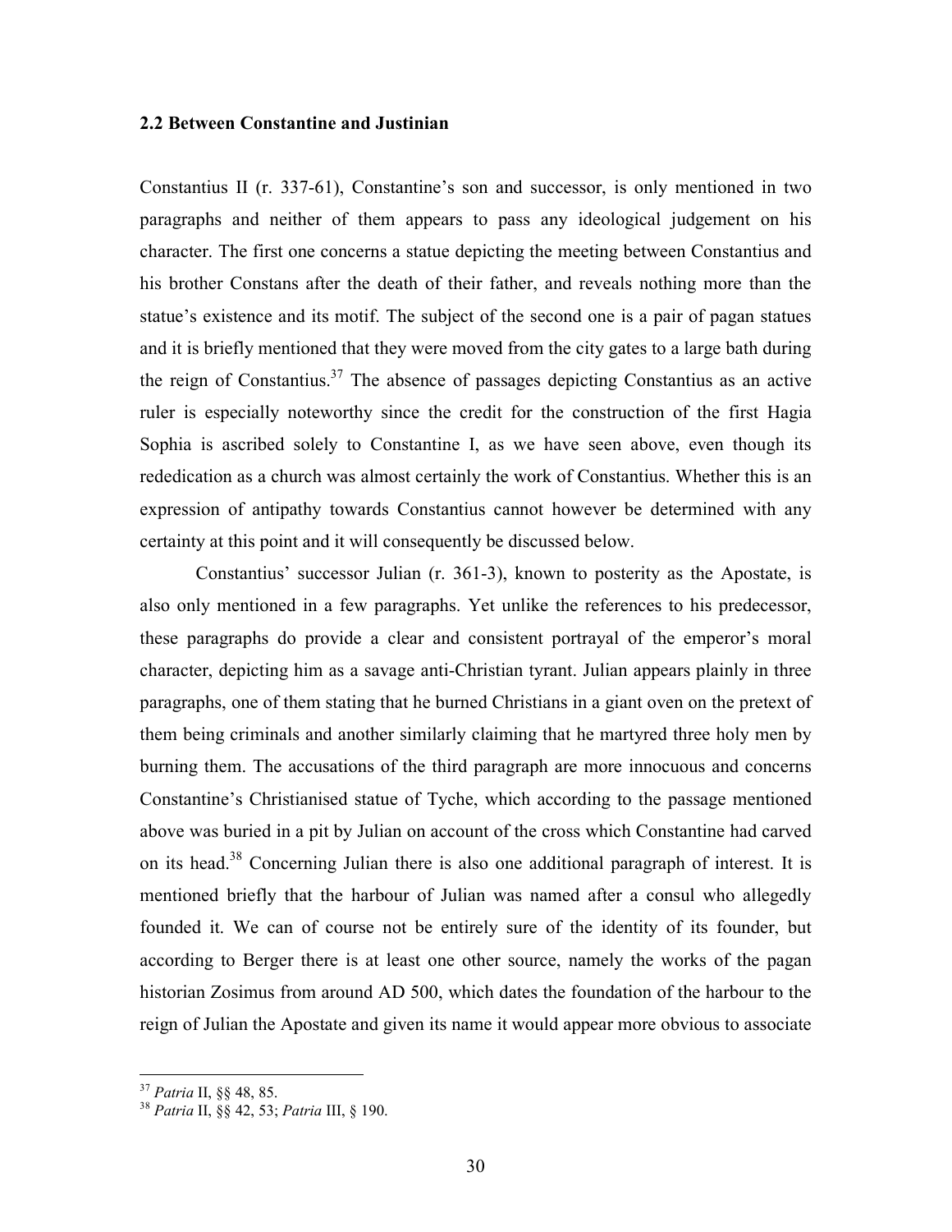### 2.2 Between Constantine and Justinian

Constantius II (r. 337-61), Constantine's son and successor, is only mentioned in two paragraphs and neither of them appears to pass any ideological judgement on his character. The first one concerns a statue depicting the meeting between Constantius and his brother Constans after the death of their father, and reveals nothing more than the statue's existence and its motif. The subject of the second one is a pair of pagan statues and it is briefly mentioned that they were moved from the city gates to a large bath during the reign of Constantius.[37] The absence of passages depicting Constantius as an active ruler is especially noteworthy since the credit for the construction of the first Hagia Sophia is ascribed solely to Constantine I, as we have seen above, even though its rededication as a church was almost certainly the work of Constantius. Whether this is an expression of antipathy towards Constantius cannot however be determined with any certainty at this point and it will consequently be discussed below.

Constantius' successor Julian (r. 361-3), known to posterity as the Apostate, is also only mentioned in a few paragraphs. Yet unlike the references to his predecessor, these paragraphs do provide a clear and consistent portrayal of the emperor's moral character, depicting him as a savage anti-Christian tyrant. Julian appears plainly in three paragraphs, one of them stating that he burned Christians in a giant oven on the pretext of them being criminals and another similarly claiming that he martyred three holy men by burning them. The accusations of the third paragraph are more innocuous and concerns Constantine's Christianised statue of Tyche, which according to the passage mentioned above was buried in a pit by Julian on account of the cross which Constantine had carved on its head.[38] Concerning Julian there is also one additional paragraph of interest. It is mentioned briefly that the harbour of Julian was named after a consul who allegedly founded it. We can of course not be entirely sure of the identity of its founder, but according to Berger there is at least one other source, namely the works of the pagan historian Zosimus from around AD 500, which dates the foundation of the harbour to the reign of Julian the Apostate and given its name it would appear more obvious to associate

[37] *Patria* II, §§ 48, 85.

[38] *Patria* II, §§ 42, 53; *Patria* III, § 190.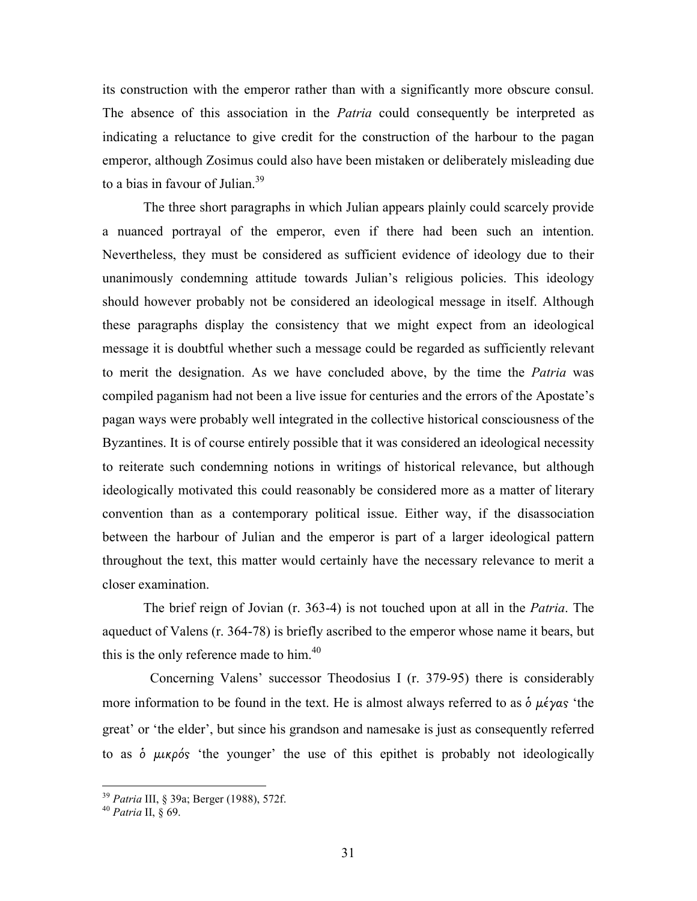its construction with the emperor rather than with a significantly more obscure consul. The absence of this association in the *Patria* could consequently be interpreted as indicating a reluctance to give credit for the construction of the harbour to the pagan emperor, although Zosimus could also have been mistaken or deliberately misleading due to a bias in favour of Julian.[39]

The three short paragraphs in which Julian appears plainly could scarcely provide a nuanced portrayal of the emperor, even if there had been such an intention. Nevertheless, they must be considered as sufficient evidence of ideology due to their unanimously condemning attitude towards Julian's religious policies. This ideology should however probably not be considered an ideological message in itself. Although these paragraphs display the consistency that we might expect from an ideological message it is doubtful whether such a message could be regarded as sufficiently relevant to merit the designation. As we have concluded above, by the time the *Patria* was compiled paganism had not been a live issue for centuries and the errors of the Apostate's pagan ways were probably well integrated in the collective historical consciousness of the Byzantines. It is of course entirely possible that it was considered an ideological necessity to reiterate such condemning notions in writings of historical relevance, but although ideologically motivated this could reasonably be considered more as a matter of literary convention than as a contemporary political issue. Either way, if the disassociation between the harbour of Julian and the emperor is part of a larger ideological pattern throughout the text, this matter would certainly have the necessary relevance to merit a closer examination.

The brief reign of Jovian (r. 363-4) is not touched upon at all in the *Patria*. The aqueduct of Valens (r. 364-78) is briefly ascribed to the emperor whose name it bears, but this is the only reference made to him.[40]

Concerning Valens' successor Theodosius I (r. 379-95) there is considerably more information to be found in the text. He is almost always referred to as *ὁ μέγας* 'the great' or 'the elder', but since his grandson and namesake is just as consequently referred to as *ὁ μικρός* 'the younger' the use of this epithet is probably not ideologically

---

[39] *Patria* III, § 39a; Berger (1988), 572f.

[40] *Patria* II, § 69.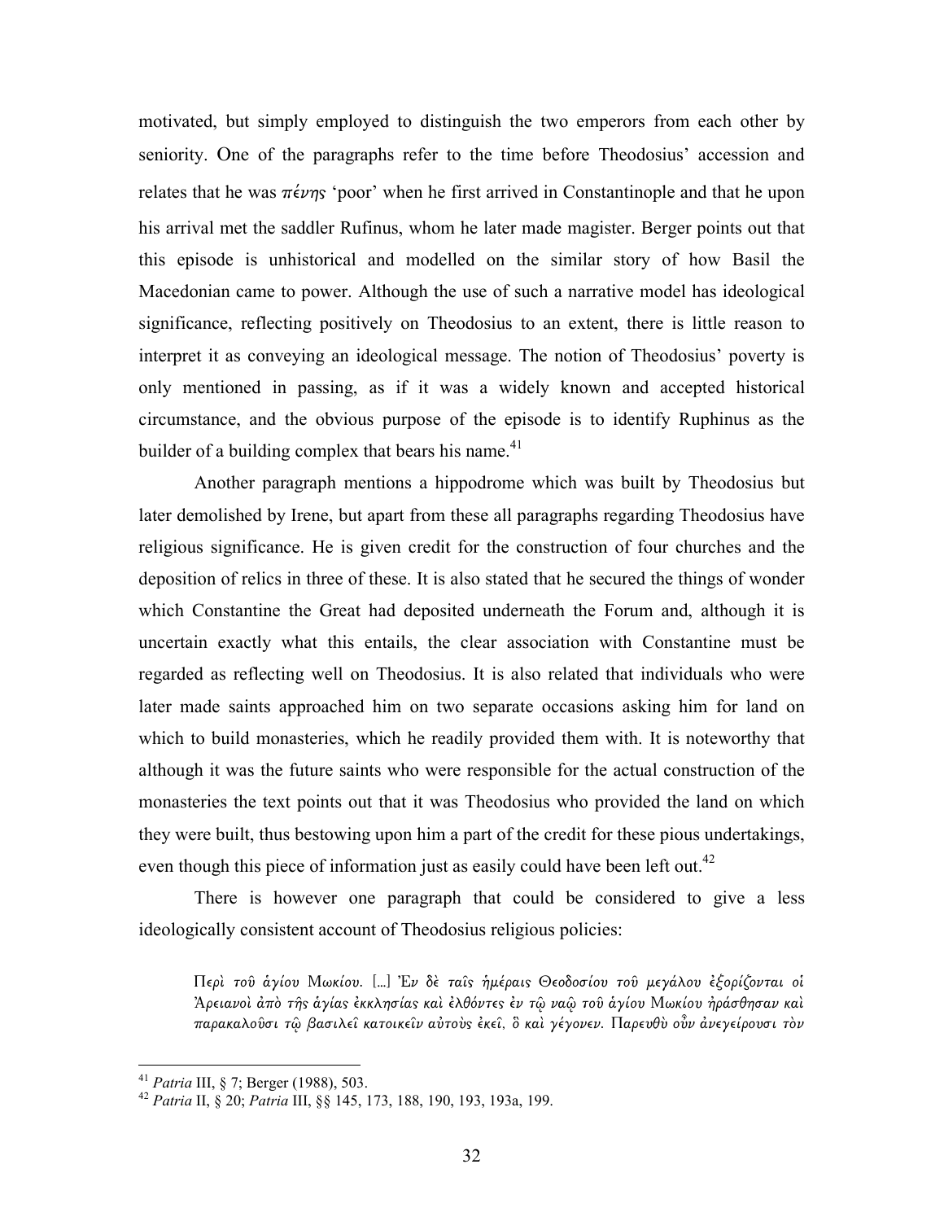motivated, but simply employed to distinguish the two emperors from each other by seniority. One of the paragraphs refer to the time before Theodosius' accession and relates that he was *πένης* 'poor' when he first arrived in Constantinople and that he upon his arrival met the saddler Rufinus, whom he later made magister. Berger points out that this episode is unhistorical and modelled on the similar story of how Basil the Macedonian came to power. Although the use of such a narrative model has ideological significance, reflecting positively on Theodosius to an extent, there is little reason to interpret it as conveying an ideological message. The notion of Theodosius' poverty is only mentioned in passing, as if it was a widely known and accepted historical circumstance, and the obvious purpose of the episode is to identify Ruphinus as the builder of a building complex that bears his name.[41]

Another paragraph mentions a hippodrome which was built by Theodosius but later demolished by Irene, but apart from these all paragraphs regarding Theodosius have religious significance. He is given credit for the construction of four churches and the deposition of relics in three of these. It is also stated that he secured the things of wonder which Constantine the Great had deposited underneath the Forum and, although it is uncertain exactly what this entails, the clear association with Constantine must be regarded as reflecting well on Theodosius. It is also related that individuals who were later made saints approached him on two separate occasions asking him for land on which to build monasteries, which he readily provided them with. It is noteworthy that although it was the future saints who were responsible for the actual construction of the monasteries the text points out that it was Theodosius who provided the land on which they were built, thus bestowing upon him a part of the credit for these pious undertakings, even though this piece of information just as easily could have been left out.[42]

There is however one paragraph that could be considered to give a less ideologically consistent account of Theodosius religious policies:

> *Περὶ τοῦ ἁγίου Μωκίου.* [...] *Ἐν δὲ ταῖς ἡμέραις Θεοδοσίου τοῦ μεγάλου ἐξορίζονται οἱ Ἀρειανοὶ ἀπὸ τῆς ἁγίας ἐκκλησίας καὶ ἐλθόντες ἐν τῷ ναῷ τοῦ ἁγίου Μωκίου ἠράσθησαν καὶ παρακαλοῦσι τῷ βασιλεῖ κατοικεῖν αὐτοὺς ἐκεῖ, ὃ καὶ γέγονεν. Παρευθὺ οὖν ἀνεγείρουσι τὸν*

---

[41] *Patria* III, § 7; Berger (1988), 503.

[42] *Patria* II, § 20; *Patria* III, §§ 145, 173, 188, 190, 193, 193a, 199.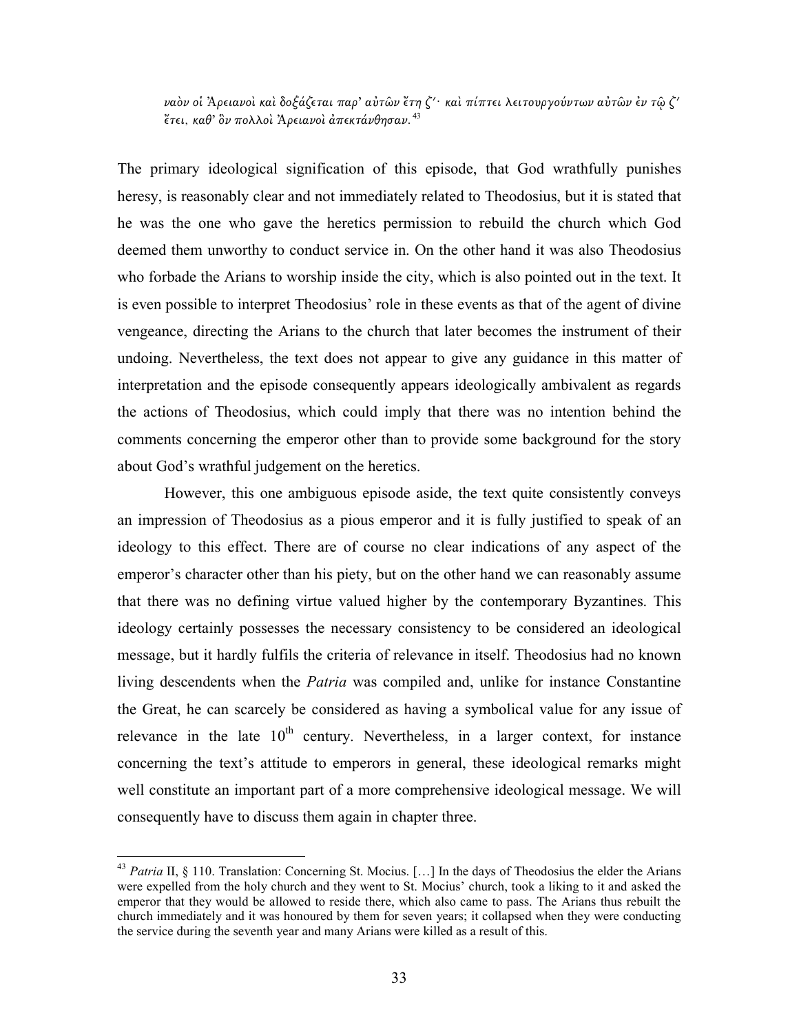*ναὸν οἱ Ἀρειανοὶ καὶ δοξάζεται παρ᾽ αὐτῶν ἔτη ζ΄· καὶ πίπτει λειτουργούντων αὐτῶν ἐν τῷ ζ΄ ἔτει, καθ᾽ ὃν πολλοὶ Ἀρειανοὶ ἀπεκτάνθησαν.*[43]

The primary ideological signification of this episode, that God wrathfully punishes heresy, is reasonably clear and not immediately related to Theodosius, but it is stated that he was the one who gave the heretics permission to rebuild the church which God deemed them unworthy to conduct service in. On the other hand it was also Theodosius who forbade the Arians to worship inside the city, which is also pointed out in the text. It is even possible to interpret Theodosius' role in these events as that of the agent of divine vengeance, directing the Arians to the church that later becomes the instrument of their undoing. Nevertheless, the text does not appear to give any guidance in this matter of interpretation and the episode consequently appears ideologically ambivalent as regards the actions of Theodosius, which could imply that there was no intention behind the comments concerning the emperor other than to provide some background for the story about God's wrathful judgement on the heretics.

However, this one ambiguous episode aside, the text quite consistently conveys an impression of Theodosius as a pious emperor and it is fully justified to speak of an ideology to this effect. There are of course no clear indications of any aspect of the emperor's character other than his piety, but on the other hand we can reasonably assume that there was no defining virtue valued higher by the contemporary Byzantines. This ideology certainly possesses the necessary consistency to be considered an ideological message, but it hardly fulfils the criteria of relevance in itself. Theodosius had no known living descendents when the *Patria* was compiled and, unlike for instance Constantine the Great, he can scarcely be considered as having a symbolical value for any issue of relevance in the late 10th century. Nevertheless, in a larger context, for instance concerning the text's attitude to emperors in general, these ideological remarks might well constitute an important part of a more comprehensive ideological message. We will consequently have to discuss them again in chapter three.

---

[43] *Patria* II, § 110. Translation: Concerning St. Mocius. […] In the days of Theodosius the elder the Arians were expelled from the holy church and they went to St. Mocius' church, took a liking to it and asked the emperor that they would be allowed to reside there, which also came to pass. The Arians thus rebuilt the church immediately and it was honoured by them for seven years; it collapsed when they were conducting the service during the seventh year and many Arians were killed as a result of this.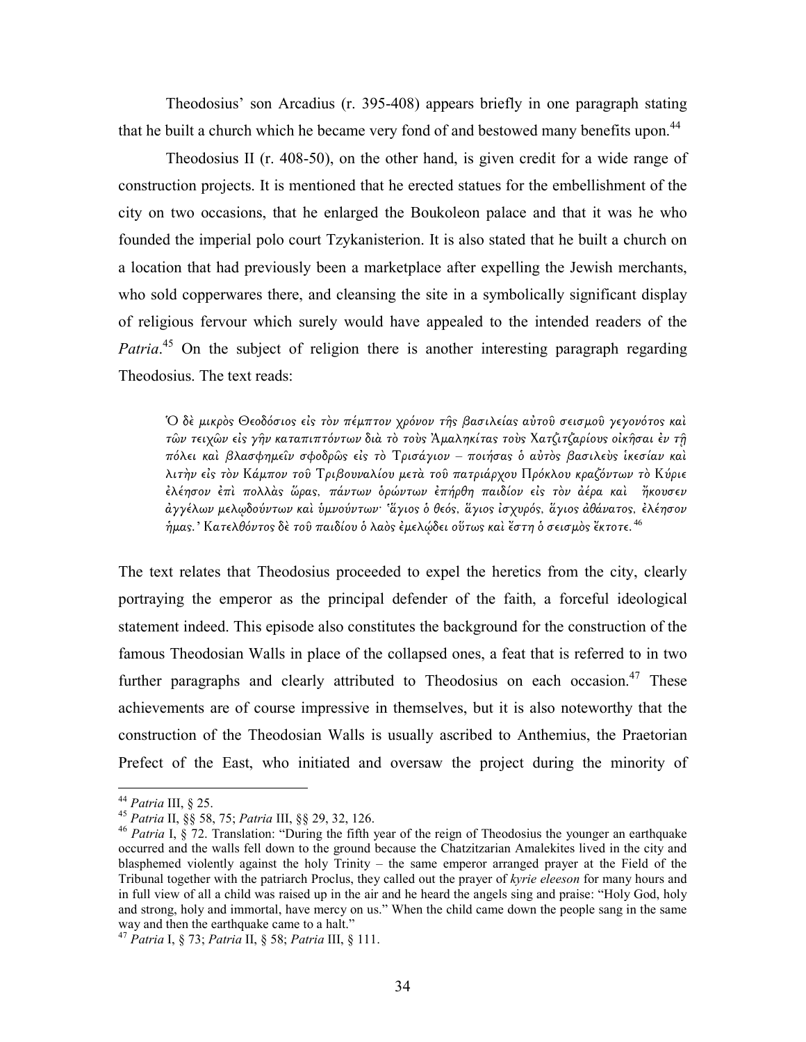Theodosius' son Arcadius (r. 395-408) appears briefly in one paragraph stating that he built a church which he became very fond of and bestowed many benefits upon.[44]

Theodosius II (r. 408-50), on the other hand, is given credit for a wide range of construction projects. It is mentioned that he erected statues for the embellishment of the city on two occasions, that he enlarged the Boukoleon palace and that it was he who founded the imperial polo court Tzykanisterion. It is also stated that he built a church on a location that had previously been a marketplace after expelling the Jewish merchants, who sold copperwares there, and cleansing the site in a symbolically significant display of religious fervour which surely would have appealed to the intended readers of the *Patria*.[45] On the subject of religion there is another interesting paragraph regarding Theodosius. The text reads:

> *Ὁ δὲ μικρὸς Θεοδόσιος εἰς τὸν πέμπτον χρόνον τῆς βασιλείας αὐτοῦ σεισμοῦ γεγονότος καὶ τῶν τειχῶν εἰς γῆν καταπιπτόντων διὰ τὸ τοὺς Ἀμαληκίτας τοὺς Χατζιτζαρίους οἰκῆσαι ἐν τῇ πόλει καὶ βλασφημεῖν σφοδρῶς εἰς τὸ Τρισάγιον – ποιήσας ὁ αὐτὸς βασιλεὺς ἱκεσίαν καὶ λιτὴν εἰς τὸν Κάμπον τοῦ Τριβουναλίου μετὰ τοῦ πατριάρχου Πρόκλου κραζόντων τὸ Κύριε ἐλέησον ἐπὶ πολλὰς ὥρας, πάντων ὁρώντων ἐπήρθη παιδίον εἰς τὸν ἀέρα καὶ ἤκουσεν ἀγγέλων μελῳδούντων καὶ ὑμνούντων· 'ἅγιος ὁ θεός, ἅγιος ἰσχυρός, ἅγιος ἀθάνατος, ἐλέησον ἡμας.' Κατελθόντος δὲ τοῦ παιδίου ὁ λαὸς ἐμελῴδει οὕτως καὶ ἔστη ὁ σεισμὸς ἔκτοτε.*[46]

The text relates that Theodosius proceeded to expel the heretics from the city, clearly portraying the emperor as the principal defender of the faith, a forceful ideological statement indeed. This episode also constitutes the background for the construction of the famous Theodosian Walls in place of the collapsed ones, a feat that is referred to in two further paragraphs and clearly attributed to Theodosius on each occasion.[47] These achievements are of course impressive in themselves, but it is also noteworthy that the construction of the Theodosian Walls is usually ascribed to Anthemius, the Praetorian Prefect of the East, who initiated and oversaw the project during the minority of

---

[44] *Patria* III, § 25.

[45] *Patria* II, §§ 58, 75; *Patria* III, §§ 29, 32, 126.

[46] *Patria* I, § 72. Translation: "During the fifth year of the reign of Theodosius the younger an earthquake occurred and the walls fell down to the ground because the Chatzitzarian Amalekites lived in the city and blasphemed violently against the holy Trinity – the same emperor arranged prayer at the Field of the Tribunal together with the patriarch Proclus, they called out the prayer of *kyrie eleeson* for many hours and in full view of all a child was raised up in the air and he heard the angels sing and praise: "Holy God, holy and strong, holy and immortal, have mercy on us." When the child came down the people sang in the same way and then the earthquake came to a halt."

[47] *Patria* I, § 73; *Patria* II, § 58; *Patria* III, § 111.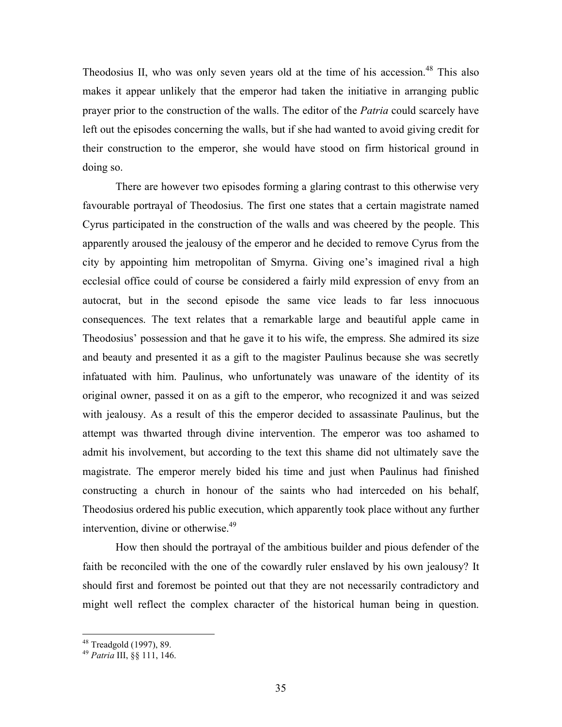Theodosius II, who was only seven years old at the time of his accession.[48] This also makes it appear unlikely that the emperor had taken the initiative in arranging public prayer prior to the construction of the walls. The editor of the *Patria* could scarcely have left out the episodes concerning the walls, but if she had wanted to avoid giving credit for their construction to the emperor, she would have stood on firm historical ground in doing so.

There are however two episodes forming a glaring contrast to this otherwise very favourable portrayal of Theodosius. The first one states that a certain magistrate named Cyrus participated in the construction of the walls and was cheered by the people. This apparently aroused the jealousy of the emperor and he decided to remove Cyrus from the city by appointing him metropolitan of Smyrna. Giving one's imagined rival a high ecclesial office could of course be considered a fairly mild expression of envy from an autocrat, but in the second episode the same vice leads to far less innocuous consequences. The text relates that a remarkable large and beautiful apple came in Theodosius' possession and that he gave it to his wife, the empress. She admired its size and beauty and presented it as a gift to the magister Paulinus because she was secretly infatuated with him. Paulinus, who unfortunately was unaware of the identity of its original owner, passed it on as a gift to the emperor, who recognized it and was seized with jealousy. As a result of this the emperor decided to assassinate Paulinus, but the attempt was thwarted through divine intervention. The emperor was too ashamed to admit his involvement, but according to the text this shame did not ultimately save the magistrate. The emperor merely bided his time and just when Paulinus had finished constructing a church in honour of the saints who had interceded on his behalf, Theodosius ordered his public execution, which apparently took place without any further intervention, divine or otherwise.[49]

How then should the portrayal of the ambitious builder and pious defender of the faith be reconciled with the one of the cowardly ruler enslaved by his own jealousy? It should first and foremost be pointed out that they are not necessarily contradictory and might well reflect the complex character of the historical human being in question.

---

[48] Treadgold (1997), 89.

[49] *Patria* III, §§ 111, 146.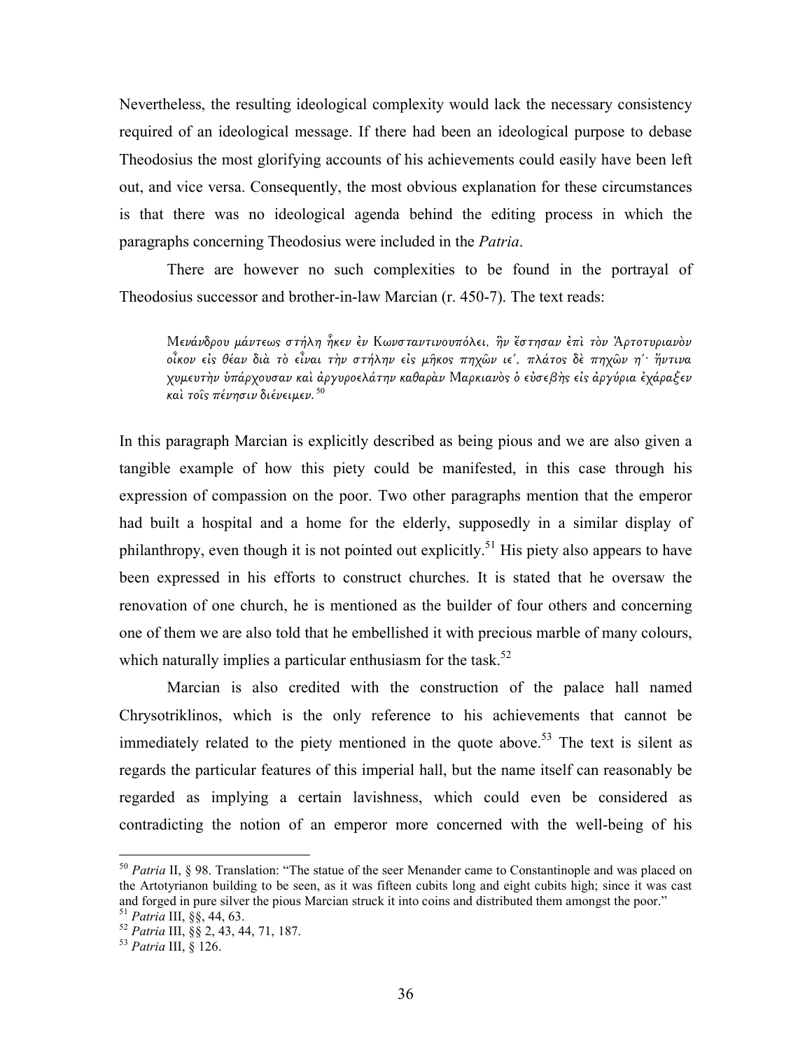Nevertheless, the resulting ideological complexity would lack the necessary consistency required of an ideological message. If there had been an ideological purpose to debase Theodosius the most glorifying accounts of his achievements could easily have been left out, and vice versa. Consequently, the most obvious explanation for these circumstances is that there was no ideological agenda behind the editing process in which the paragraphs concerning Theodosius were included in the *Patria*.

There are however no such complexities to be found in the portrayal of Theodosius successor and brother-in-law Marcian (r. 450-7). The text reads:

> *Μενάνδρου μάντεως στήλη ἧκεν ἐν Κωνσταντινουπόλει, ἣν ἔστησαν ἐπὶ τὸν Ἀρτοτυριανὸν οἶκον εἰς θέαν διὰ τὸ εἶναι τὴν στήλην εἰς μῆκος πηχῶν ιε΄, πλάτος δὲ πηχῶν η΄· ἥντινα χυμευτὴν ὑπάρχουσαν καὶ ἀργυροελάτην καθαρὰν Μαρκιανὸς ὁ εὐσεβὴς εἰς ἀργύρια ἐχάραξεν καὶ τοῖς πένησιν διένειμεν.*[50]

In this paragraph Marcian is explicitly described as being pious and we are also given a tangible example of how this piety could be manifested, in this case through his expression of compassion on the poor. Two other paragraphs mention that the emperor had built a hospital and a home for the elderly, supposedly in a similar display of philanthropy, even though it is not pointed out explicitly.[51] His piety also appears to have been expressed in his efforts to construct churches. It is stated that he oversaw the renovation of one church, he is mentioned as the builder of four others and concerning one of them we are also told that he embellished it with precious marble of many colours, which naturally implies a particular enthusiasm for the task.[52]

Marcian is also credited with the construction of the palace hall named Chrysotriklinos, which is the only reference to his achievements that cannot be immediately related to the piety mentioned in the quote above.[53] The text is silent as regards the particular features of this imperial hall, but the name itself can reasonably be regarded as implying a certain lavishness, which could even be considered as contradicting the notion of an emperor more concerned with the well-being of his

---

[50] *Patria* II, § 98. Translation: "The statue of the seer Menander came to Constantinople and was placed on the Artotyrianon building to be seen, as it was fifteen cubits long and eight cubits high; since it was cast and forged in pure silver the pious Marcian struck it into coins and distributed them amongst the poor."

[51] *Patria* III, §§, 44, 63.

[52] *Patria* III, §§ 2, 43, 44, 71, 187.

[53] *Patria* III, § 126.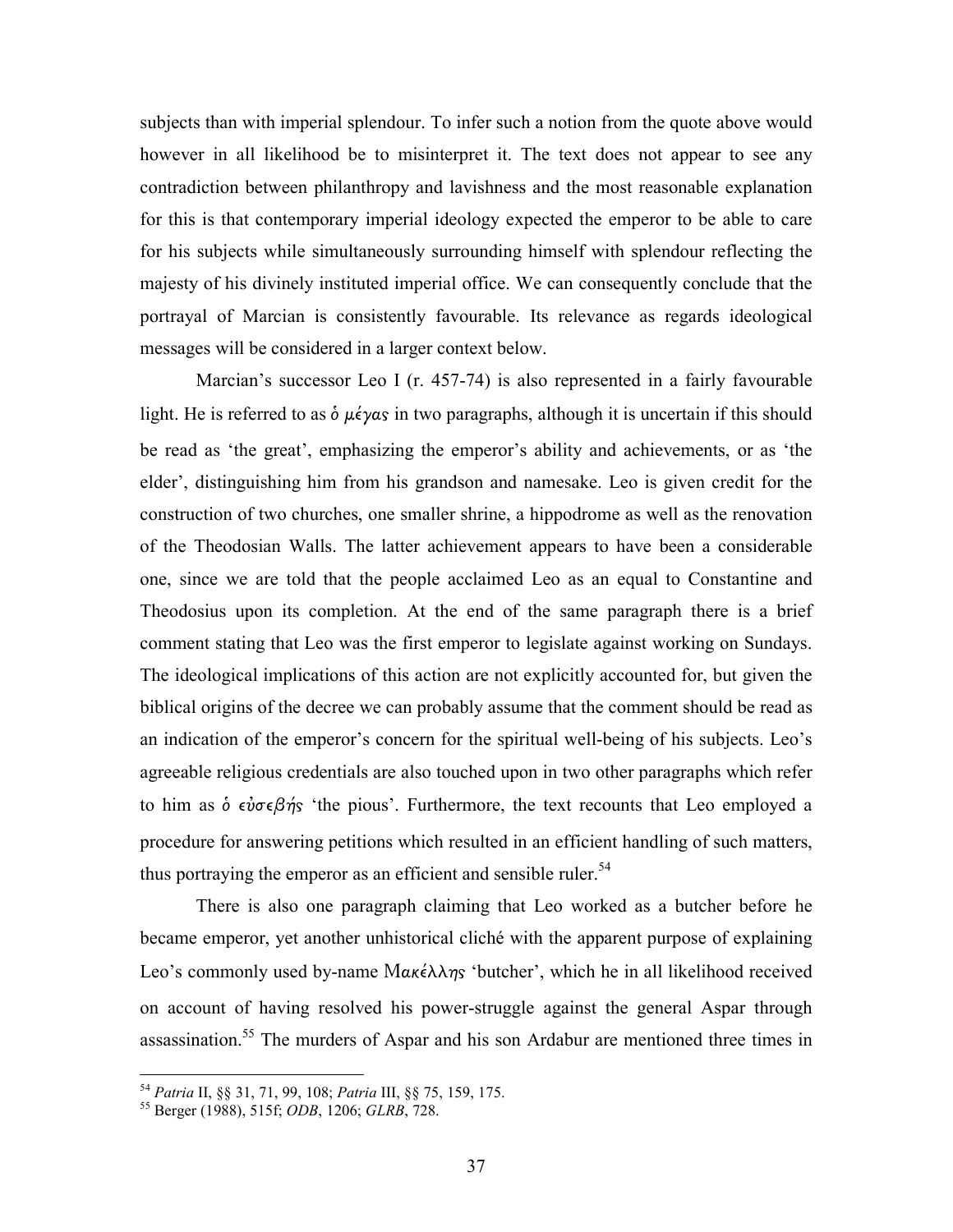subjects than with imperial splendour. To infer such a notion from the quote above would however in all likelihood be to misinterpret it. The text does not appear to see any contradiction between philanthropy and lavishness and the most reasonable explanation for this is that contemporary imperial ideology expected the emperor to be able to care for his subjects while simultaneously surrounding himself with splendour reflecting the majesty of his divinely instituted imperial office. We can consequently conclude that the portrayal of Marcian is consistently favourable. Its relevance as regards ideological messages will be considered in a larger context below.

Marcian's successor Leo I (r. 457-74) is also represented in a fairly favourable light. He is referred to as *ὁ μέγας* in two paragraphs, although it is uncertain if this should be read as 'the great', emphasizing the emperor's ability and achievements, or as 'the elder', distinguishing him from his grandson and namesake. Leo is given credit for the construction of two churches, one smaller shrine, a hippodrome as well as the renovation of the Theodosian Walls. The latter achievement appears to have been a considerable one, since we are told that the people acclaimed Leo as an equal to Constantine and Theodosius upon its completion. At the end of the same paragraph there is a brief comment stating that Leo was the first emperor to legislate against working on Sundays. The ideological implications of this action are not explicitly accounted for, but given the biblical origins of the decree we can probably assume that the comment should be read as an indication of the emperor's concern for the spiritual well-being of his subjects. Leo's agreeable religious credentials are also touched upon in two other paragraphs which refer to him as *ὁ εὐσεβής* 'the pious'. Furthermore, the text recounts that Leo employed a procedure for answering petitions which resulted in an efficient handling of such matters, thus portraying the emperor as an efficient and sensible ruler.[54]

There is also one paragraph claiming that Leo worked as a butcher before he became emperor, yet another unhistorical cliché with the apparent purpose of explaining Leo's commonly used by-name *Μακέλλης* 'butcher', which he in all likelihood received on account of having resolved his power-struggle against the general Aspar through assassination.[55] The murders of Aspar and his son Ardabur are mentioned three times in

[54] *Patria* II, §§ 31, 71, 99, 108; *Patria* III, §§ 75, 159, 175.

[55] Berger (1988), 515f; *ODB*, 1206; *GLRB*, 728.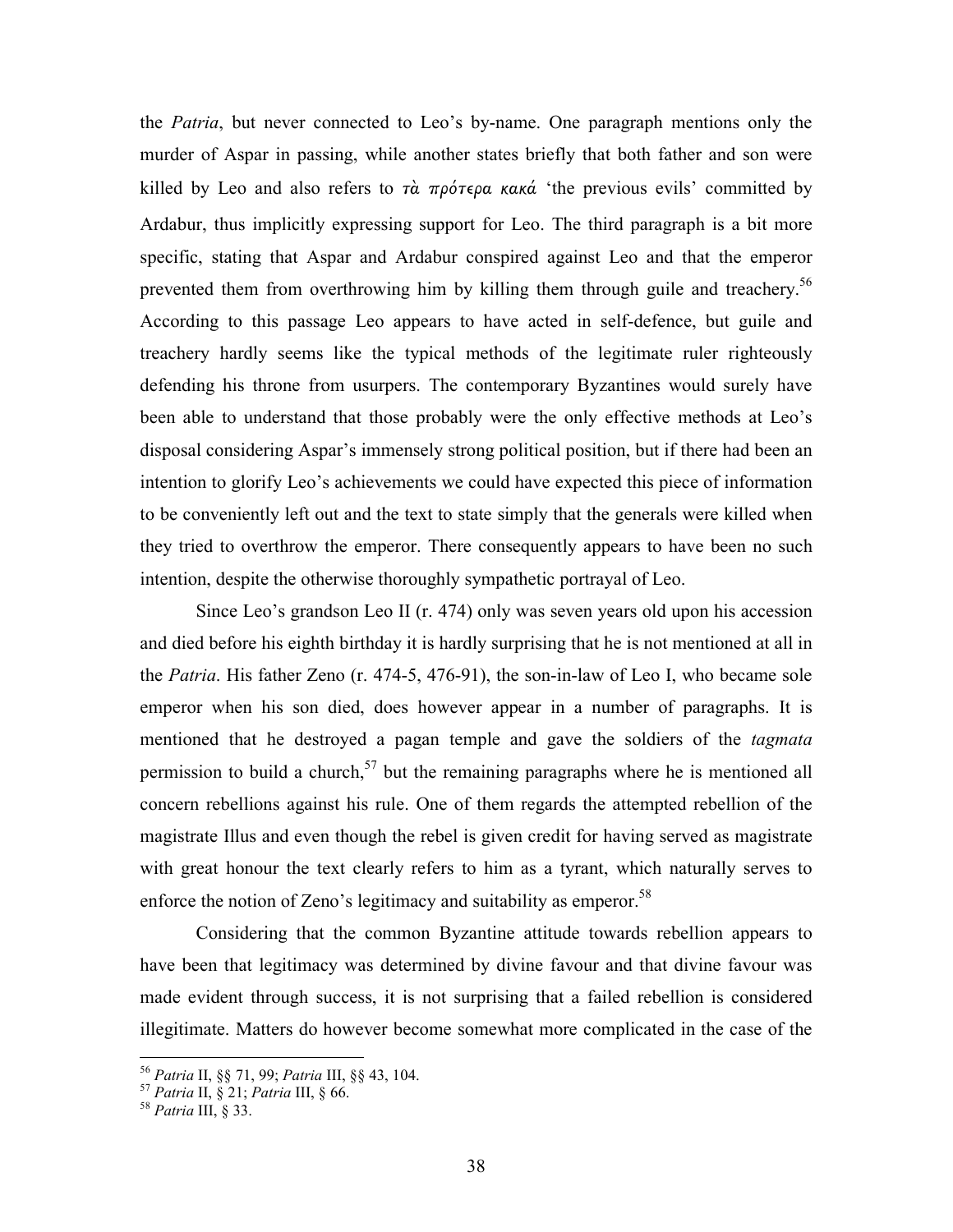the *Patria*, but never connected to Leo's by-name. One paragraph mentions only the murder of Aspar in passing, while another states briefly that both father and son were killed by Leo and also refers to *τὰ πρότερα κακά* 'the previous evils' committed by Ardabur, thus implicitly expressing support for Leo. The third paragraph is a bit more specific, stating that Aspar and Ardabur conspired against Leo and that the emperor prevented them from overthrowing him by killing them through guile and treachery.[56] According to this passage Leo appears to have acted in self-defence, but guile and treachery hardly seems like the typical methods of the legitimate ruler righteously defending his throne from usurpers. The contemporary Byzantines would surely have been able to understand that those probably were the only effective methods at Leo's disposal considering Aspar's immensely strong political position, but if there had been an intention to glorify Leo's achievements we could have expected this piece of information to be conveniently left out and the text to state simply that the generals were killed when they tried to overthrow the emperor. There consequently appears to have been no such intention, despite the otherwise thoroughly sympathetic portrayal of Leo.

Since Leo's grandson Leo II (r. 474) only was seven years old upon his accession and died before his eighth birthday it is hardly surprising that he is not mentioned at all in the *Patria*. His father Zeno (r. 474-5, 476-91), the son-in-law of Leo I, who became sole emperor when his son died, does however appear in a number of paragraphs. It is mentioned that he destroyed a pagan temple and gave the soldiers of the *tagmata* permission to build a church,[57] but the remaining paragraphs where he is mentioned all concern rebellions against his rule. One of them regards the attempted rebellion of the magistrate Illus and even though the rebel is given credit for having served as magistrate with great honour the text clearly refers to him as a tyrant, which naturally serves to enforce the notion of Zeno's legitimacy and suitability as emperor.[58]

Considering that the common Byzantine attitude towards rebellion appears to have been that legitimacy was determined by divine favour and that divine favour was made evident through success, it is not surprising that a failed rebellion is considered illegitimate. Matters do however become somewhat more complicated in the case of the

---

[56] *Patria* II, §§ 71, 99; *Patria* III, §§ 43, 104.

[57] *Patria* II, § 21; *Patria* III, § 66.

[58] *Patria* III, § 33.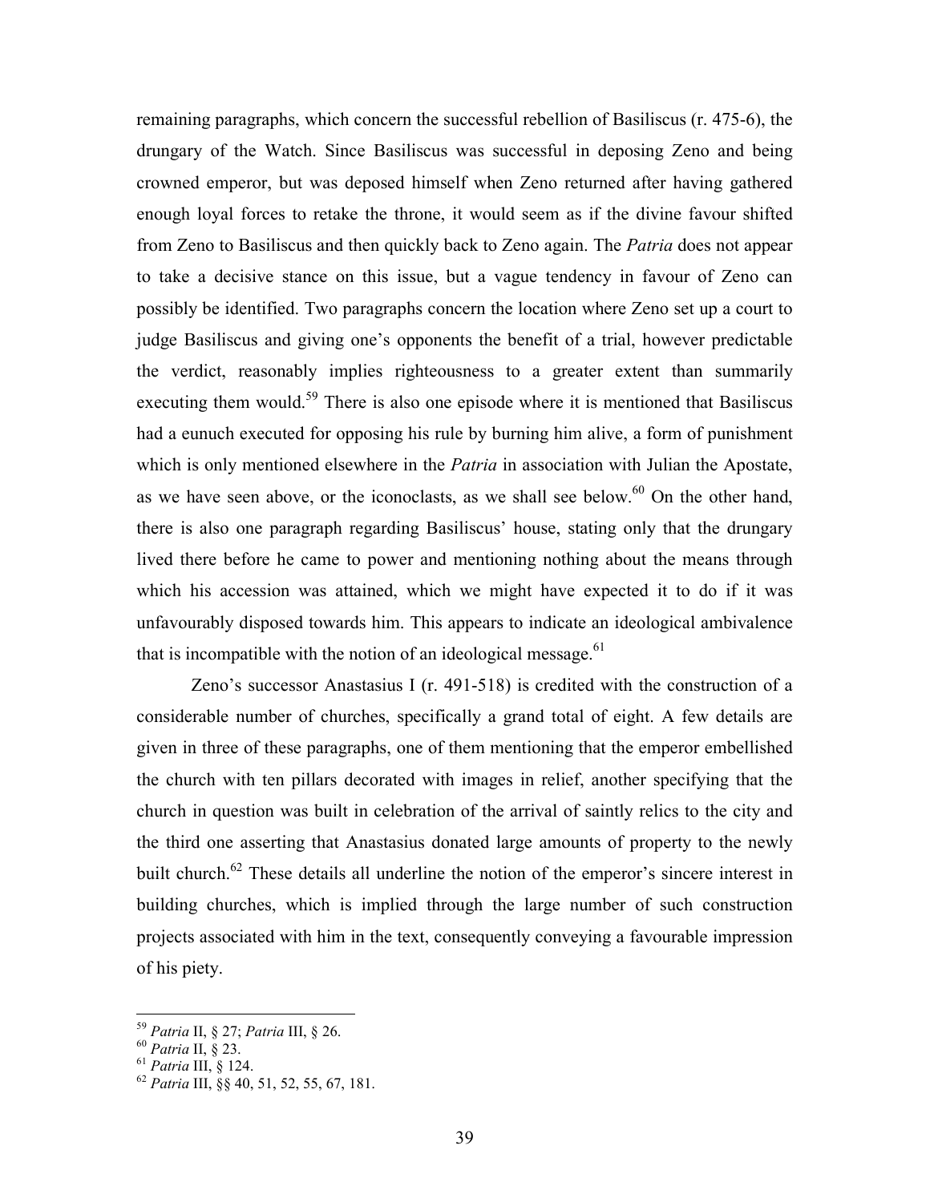remaining paragraphs, which concern the successful rebellion of Basiliscus (r. 475-6), the drungary of the Watch. Since Basiliscus was successful in deposing Zeno and being crowned emperor, but was deposed himself when Zeno returned after having gathered enough loyal forces to retake the throne, it would seem as if the divine favour shifted from Zeno to Basiliscus and then quickly back to Zeno again. The *Patria* does not appear to take a decisive stance on this issue, but a vague tendency in favour of Zeno can possibly be identified. Two paragraphs concern the location where Zeno set up a court to judge Basiliscus and giving one's opponents the benefit of a trial, however predictable the verdict, reasonably implies righteousness to a greater extent than summarily executing them would.[59] There is also one episode where it is mentioned that Basiliscus had a eunuch executed for opposing his rule by burning him alive, a form of punishment which is only mentioned elsewhere in the *Patria* in association with Julian the Apostate, as we have seen above, or the iconoclasts, as we shall see below.[60] On the other hand, there is also one paragraph regarding Basiliscus' house, stating only that the drungary lived there before he came to power and mentioning nothing about the means through which his accession was attained, which we might have expected it to do if it was unfavourably disposed towards him. This appears to indicate an ideological ambivalence that is incompatible with the notion of an ideological message.[61]

Zeno's successor Anastasius I (r. 491-518) is credited with the construction of a considerable number of churches, specifically a grand total of eight. A few details are given in three of these paragraphs, one of them mentioning that the emperor embellished the church with ten pillars decorated with images in relief, another specifying that the church in question was built in celebration of the arrival of saintly relics to the city and the third one asserting that Anastasius donated large amounts of property to the newly built church.[62] These details all underline the notion of the emperor's sincere interest in building churches, which is implied through the large number of such construction projects associated with him in the text, consequently conveying a favourable impression of his piety.

---

[59] *Patria* II, § 27; *Patria* III, § 26.

[60] *Patria* II, § 23.

[61] *Patria* III, § 124.

[62] *Patria* III, §§ 40, 51, 52, 55, 67, 181.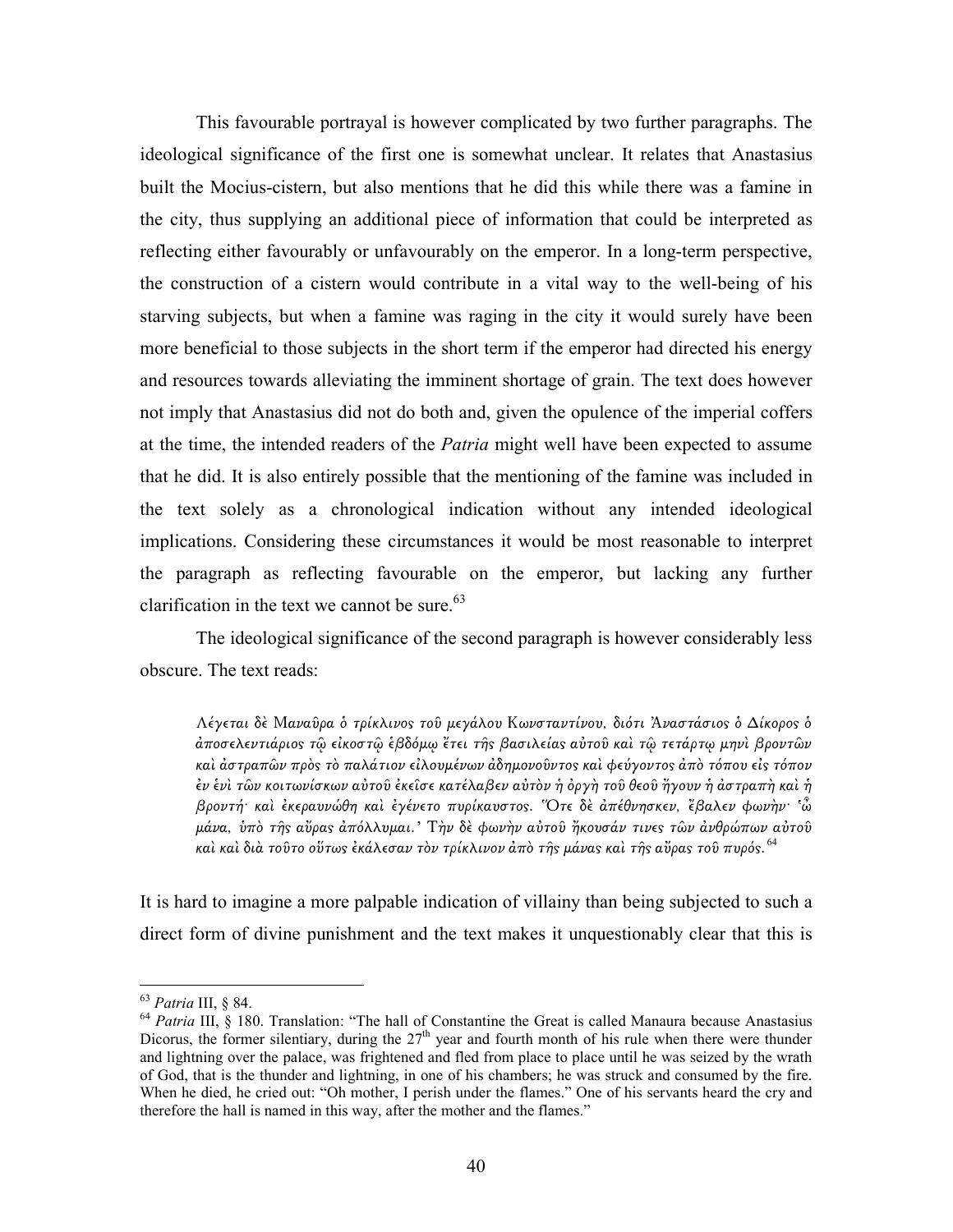This favourable portrayal is however complicated by two further paragraphs. The ideological significance of the first one is somewhat unclear. It relates that Anastasius built the Mocius-cistern, but also mentions that he did this while there was a famine in the city, thus supplying an additional piece of information that could be interpreted as reflecting either favourably or unfavourably on the emperor. In a long-term perspective, the construction of a cistern would contribute in a vital way to the well-being of his starving subjects, but when a famine was raging in the city it would surely have been more beneficial to those subjects in the short term if the emperor had directed his energy and resources towards alleviating the imminent shortage of grain. The text does however not imply that Anastasius did not do both and, given the opulence of the imperial coffers at the time, the intended readers of the *Patria* might well have been expected to assume that he did. It is also entirely possible that the mentioning of the famine was included in the text solely as a chronological indication without any intended ideological implications. Considering these circumstances it would be most reasonable to interpret the paragraph as reflecting favourable on the emperor, but lacking any further clarification in the text we cannot be sure.[63]

The ideological significance of the second paragraph is however considerably less obscure. The text reads:

> *Λέγεται δὲ Μαναῦρα ὁ τρίκλινος τοῦ μεγάλου Κωνσταντίνου, διότι Ἀναστάσιος ὁ Δίκορος ὁ ἀποσελεντιάριος τῷ εἰκοστῷ ἑβδόμῳ ἔτει τῆς βασιλείας αὐτοῦ καὶ τῷ τετάρτῳ μηνὶ βροντῶν καὶ ἀστραπῶν πρὸς τὸ παλάτιον εἰλουμένων ἀδημονοῦντος καὶ φεύγοντος ἀπὸ τόπου εἰς τόπον ἐν ἑνὶ τῶν κοιτωνίσκων αὐτοῦ ἐκεῖσε κατέλαβεν αὐτὸν ἡ ὀργὴ τοῦ θεοῦ ἤγουν ἡ ἀστραπὴ καὶ ἡ βροντή· καὶ ἐκεραυνώθη καὶ ἐγένετο πυρίκαυστος. Ὅτε δὲ ἀπέθνησκεν, ἔβαλεν φωνήν· 'ὦ μάνα, ὑπὸ τῆς αὔρας ἀπόλλυμαι.' Τὴν δὲ φωνὴν αὐτοῦ ἤκουσάν τινες τῶν ἀνθρώπων αὐτοῦ καὶ καὶ διὰ τοῦτο οὕτως ἐκάλεσαν τὸν τρίκλινον ἀπὸ τῆς μάνας καὶ τῆς αὔρας τοῦ πυρός.*[64]

It is hard to imagine a more palpable indication of villainy than being subjected to such a direct form of divine punishment and the text makes it unquestionably clear that this is

---

[63] *Patria* III, § 84.

[64] *Patria* III, § 180. Translation: "The hall of Constantine the Great is called Manaura because Anastasius Dicorus, the former silentiary, during the 27th year and fourth month of his rule when there were thunder and lightning over the palace, was frightened and fled from place to place until he was seized by the wrath of God, that is the thunder and lightning, in one of his chambers; he was struck and consumed by the fire. When he died, he cried out: "Oh mother, I perish under the flames." One of his servants heard the cry and therefore the hall is named in this way, after the mother and the flames."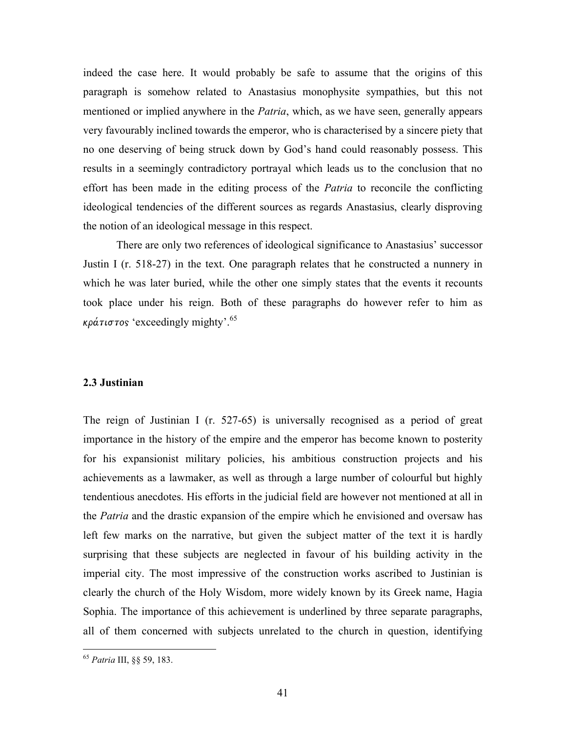indeed the case here. It would probably be safe to assume that the origins of this paragraph is somehow related to Anastasius monophysite sympathies, but this not mentioned or implied anywhere in the *Patria*, which, as we have seen, generally appears very favourably inclined towards the emperor, who is characterised by a sincere piety that no one deserving of being struck down by God's hand could reasonably possess. This results in a seemingly contradictory portrayal which leads us to the conclusion that no effort has been made in the editing process of the *Patria* to reconcile the conflicting ideological tendencies of the different sources as regards Anastasius, clearly disproving the notion of an ideological message in this respect.

There are only two references of ideological significance to Anastasius' successor Justin I (r. 518-27) in the text. One paragraph relates that he constructed a nunnery in which he was later buried, while the other one simply states that the events it recounts took place under his reign. Both of these paragraphs do however refer to him as *κράτιστος* 'exceedingly mighty'.[65]

### 2.3 Justinian

The reign of Justinian I (r. 527-65) is universally recognised as a period of great importance in the history of the empire and the emperor has become known to posterity for his expansionist military policies, his ambitious construction projects and his achievements as a lawmaker, as well as through a large number of colourful but highly tendentious anecdotes. His efforts in the judicial field are however not mentioned at all in the *Patria* and the drastic expansion of the empire which he envisioned and oversaw has left few marks on the narrative, but given the subject matter of the text it is hardly surprising that these subjects are neglected in favour of his building activity in the imperial city. The most impressive of the construction works ascribed to Justinian is clearly the church of the Holy Wisdom, more widely known by its Greek name, Hagia Sophia. The importance of this achievement is underlined by three separate paragraphs, all of them concerned with subjects unrelated to the church in question, identifying

[65] *Patria* III, §§ 59, 183.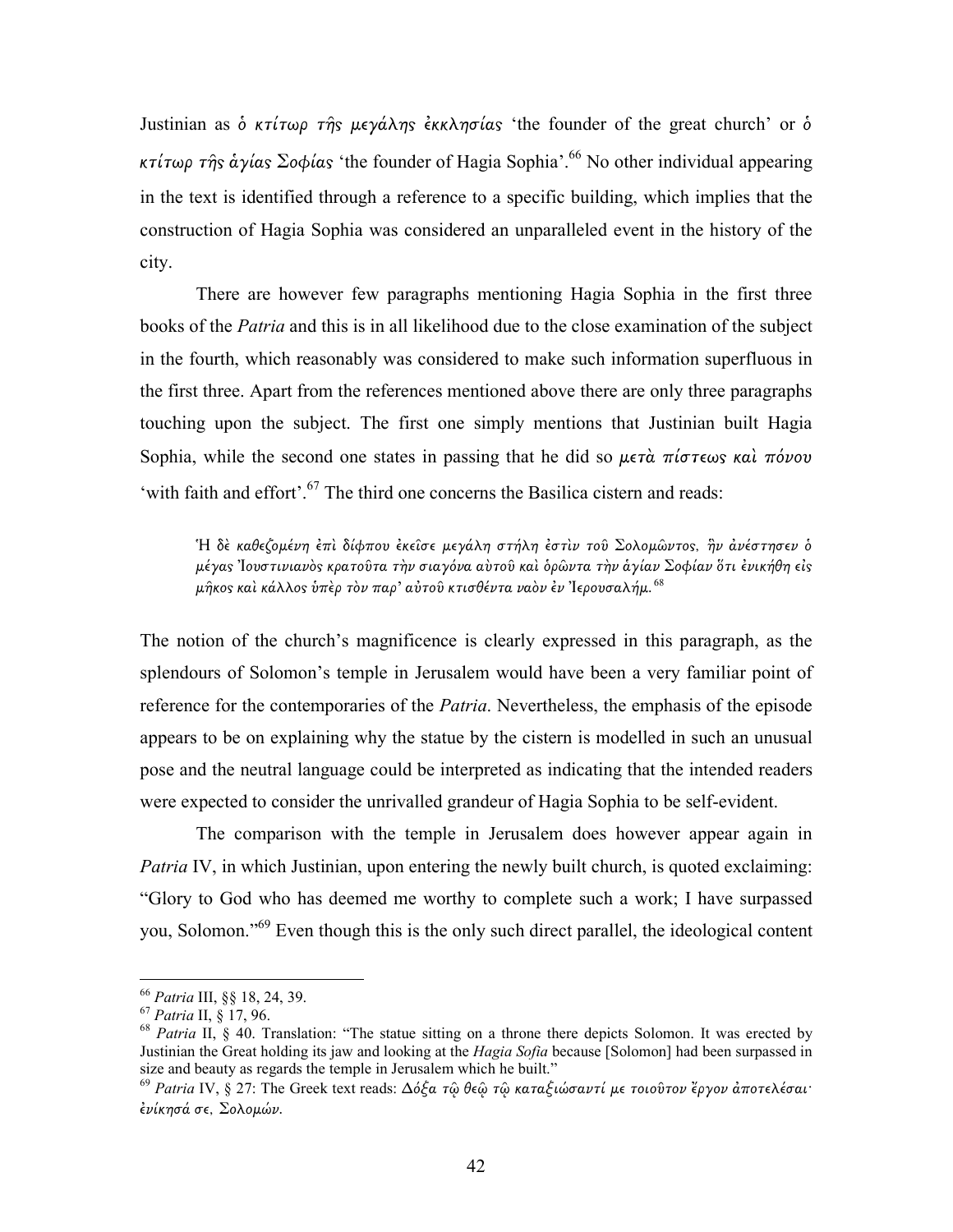Justinian as *ὁ κτίτωρ τῆς μεγάλης ἐκκλησίας* 'the founder of the great church' or *ὁ κτίτωρ τῆς ἁγίας Σοφίας* 'the founder of Hagia Sophia'.[66] No other individual appearing in the text is identified through a reference to a specific building, which implies that the construction of Hagia Sophia was considered an unparalleled event in the history of the city.

There are however few paragraphs mentioning Hagia Sophia in the first three books of the *Patria* and this is in all likelihood due to the close examination of the subject in the fourth, which reasonably was considered to make such information superfluous in the first three. Apart from the references mentioned above there are only three paragraphs touching upon the subject. The first one simply mentions that Justinian built Hagia Sophia, while the second one states in passing that he did so *μετὰ πίστεως καὶ πόνου* 'with faith and effort'.[67] The third one concerns the Basilica cistern and reads:

> *Ἡ δὲ καθεζομένη ἐπὶ δίφπου ἐκεῖσε μεγάλη στήλη ἐστὶν τοῦ Σολομῶντος, ἣν ἀνέστησεν ὁ μέγας Ἰουστινιανὸς κρατοῦντα τὴν σιαγόνα αὐτοῦ καὶ ὁρῶντα τὴν ἁγίαν Σοφίαν ὅτι ἐνικήθη εἰς μῆκος καὶ κάλλος ὑπὲρ τὸν παρ' αὐτοῦ κτισθέντα ναὸν ἐν Ἱερουσαλήμ.*[68]

The notion of the church's magnificence is clearly expressed in this paragraph, as the splendours of Solomon's temple in Jerusalem would have been a very familiar point of reference for the contemporaries of the *Patria*. Nevertheless, the emphasis of the episode appears to be on explaining why the statue by the cistern is modelled in such an unusual pose and the neutral language could be interpreted as indicating that the intended readers were expected to consider the unrivalled grandeur of Hagia Sophia to be self-evident.

The comparison with the temple in Jerusalem does however appear again in *Patria* IV, in which Justinian, upon entering the newly built church, is quoted exclaiming: "Glory to God who has deemed me worthy to complete such a work; I have surpassed you, Solomon."[69] Even though this is the only such direct parallel, the ideological content

---

[66] *Patria* III, §§ 18, 24, 39.

[67] *Patria* II, § 17, 96.

[68] *Patria* II, § 40. Translation: "The statue sitting on a throne there depicts Solomon. It was erected by Justinian the Great holding its jaw and looking at the *Hagia Sofia* because [Solomon] had been surpassed in size and beauty as regards the temple in Jerusalem which he built."

[69] *Patria* IV, § 27: The Greek text reads: *Δόξα τῷ θεῷ τῷ καταξιώσαντί με τοιοῦτον ἔργον ἀποτελέσαι· ἐνίκησά σε, Σολομών.*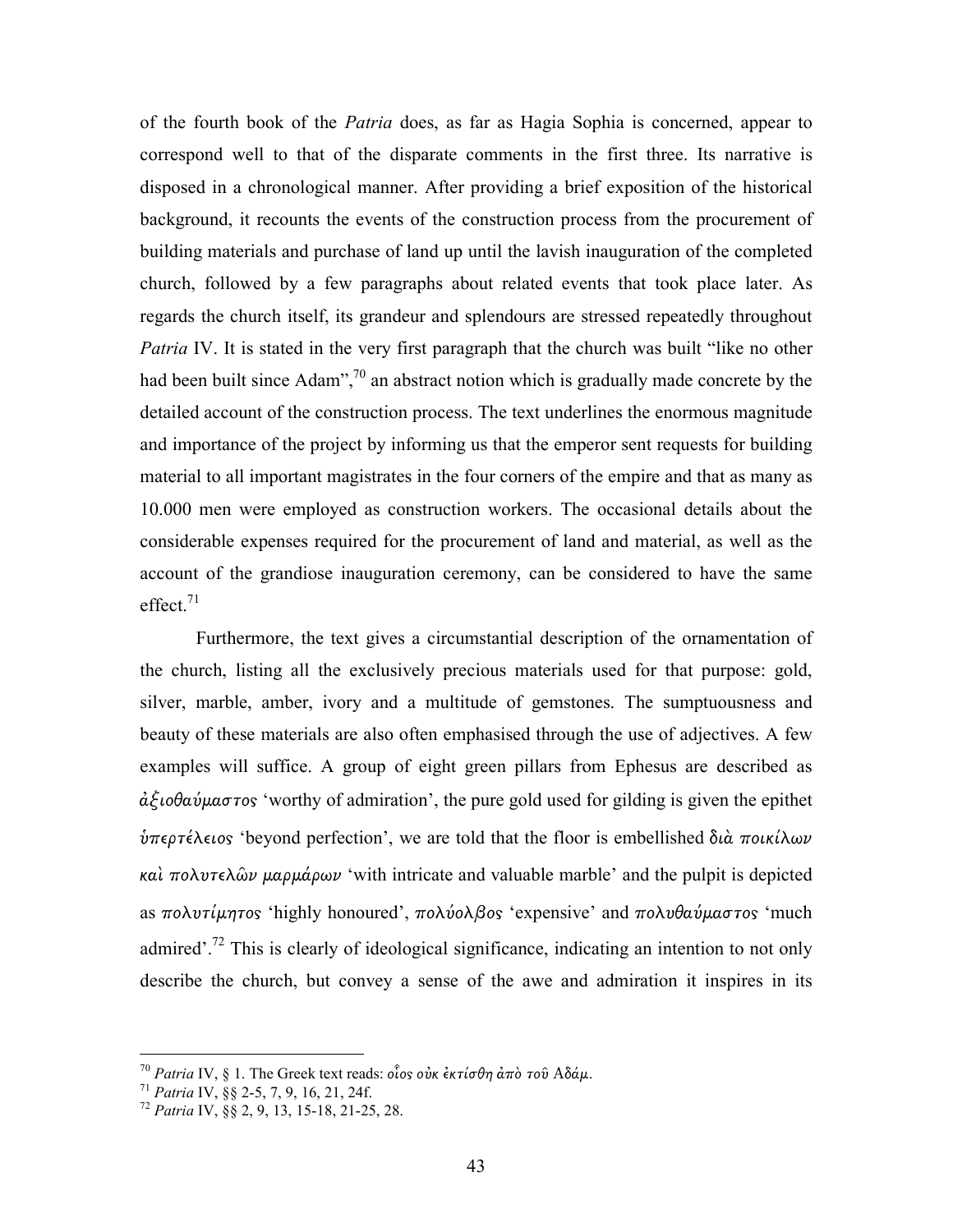of the fourth book of the *Patria* does, as far as Hagia Sophia is concerned, appear to correspond well to that of the disparate comments in the first three. Its narrative is disposed in a chronological manner. After providing a brief exposition of the historical background, it recounts the events of the construction process from the procurement of building materials and purchase of land up until the lavish inauguration of the completed church, followed by a few paragraphs about related events that took place later. As regards the church itself, its grandeur and splendours are stressed repeatedly throughout *Patria* IV. It is stated in the very first paragraph that the church was built "like no other had been built since Adam",[70] an abstract notion which is gradually made concrete by the detailed account of the construction process. The text underlines the enormous magnitude and importance of the project by informing us that the emperor sent requests for building material to all important magistrates in the four corners of the empire and that as many as 10.000 men were employed as construction workers. The occasional details about the considerable expenses required for the procurement of land and material, as well as the account of the grandiose inauguration ceremony, can be considered to have the same effect.[71]

Furthermore, the text gives a circumstantial description of the ornamentation of the church, listing all the exclusively precious materials used for that purpose: gold, silver, marble, amber, ivory and a multitude of gemstones. The sumptuousness and beauty of these materials are also often emphasised through the use of adjectives. A few examples will suffice. A group of eight green pillars from Ephesus are described as *ἀξιοθαύμαστος* 'worthy of admiration', the pure gold used for gilding is given the epithet *ὑπερτέλειος* 'beyond perfection', we are told that the floor is embellished *διὰ ποικίλων καὶ πολυτελῶν μαρμάρων* 'with intricate and valuable marble' and the pulpit is depicted as *πολυτίμητος* 'highly honoured', *πολύολβος* 'expensive' and *πολυθαύμαστος* 'much admired'.[72] This is clearly of ideological significance, indicating an intention to not only describe the church, but convey a sense of the awe and admiration it inspires in its

---

[70] *Patria* IV, § 1. The Greek text reads: *οἷος οὐκ ἐκτίσθη ἀπὸ τοῦ Ἀδάμ*.

[71] *Patria* IV, §§ 2-5, 7, 9, 16, 21, 24f.

[72] *Patria* IV, §§ 2, 9, 13, 15-18, 21-25, 28.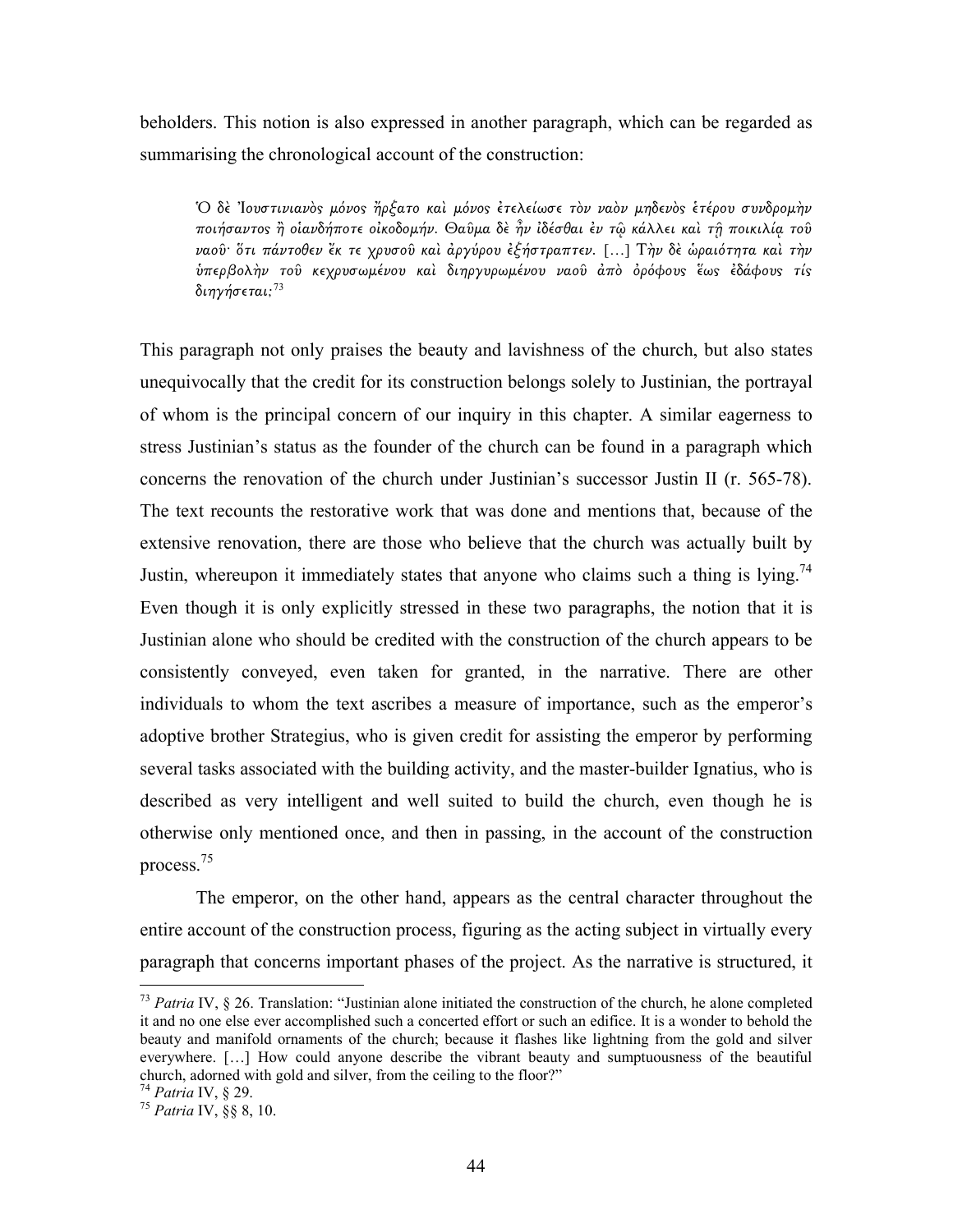beholders. This notion is also expressed in another paragraph, which can be regarded as summarising the chronological account of the construction:

> *Ὁ δὲ Ἰουστινιανὸς μόνος ἤρξατο καὶ μόνος ἐτελείωσε τὸν ναὸν μηδενὸς ἑτέρου συνδρομὴν ποιήσαντος ἢ οἱανδήποτε οἰκοδομήν. Θαῦμα δὲ ἦν ἰδέσθαι ἐν τῷ κάλλει καὶ τῇ ποικιλίᾳ τοῦ ναοῦ· ὅτι πάντοθεν ἔκ τε χρυσοῦ καὶ ἀργύρου ἐξήστραπτεν.* […] *Τὴν δὲ ὡραιότητα καὶ τὴν ὑπερβολὴν τοῦ κεχρυσωμένου καὶ διηργυρωμένου ναοῦ ἀπὸ ὀρόφους ἕως ἐδάφους τίς διηγήσεται;*[73]

This paragraph not only praises the beauty and lavishness of the church, but also states unequivocally that the credit for its construction belongs solely to Justinian, the portrayal of whom is the principal concern of our inquiry in this chapter. A similar eagerness to stress Justinian's status as the founder of the church can be found in a paragraph which concerns the renovation of the church under Justinian's successor Justin II (r. 565-78). The text recounts the restorative work that was done and mentions that, because of the extensive renovation, there are those who believe that the church was actually built by Justin, whereupon it immediately states that anyone who claims such a thing is lying.[74] Even though it is only explicitly stressed in these two paragraphs, the notion that it is Justinian alone who should be credited with the construction of the church appears to be consistently conveyed, even taken for granted, in the narrative. There are other individuals to whom the text ascribes a measure of importance, such as the emperor's adoptive brother Strategius, who is given credit for assisting the emperor by performing several tasks associated with the building activity, and the master-builder Ignatius, who is described as very intelligent and well suited to build the church, even though he is otherwise only mentioned once, and then in passing, in the account of the construction process.[75]

The emperor, on the other hand, appears as the central character throughout the entire account of the construction process, figuring as the acting subject in virtually every paragraph that concerns important phases of the project. As the narrative is structured, it

---

[73] *Patria* IV, § 26. Translation: "Justinian alone initiated the construction of the church, he alone completed it and no one else ever accomplished such a concerted effort or such an edifice. It is a wonder to behold the beauty and manifold ornaments of the church; because it flashes like lightning from the gold and silver everywhere. […] How could anyone describe the vibrant beauty and sumptuousness of the beautiful church, adorned with gold and silver, from the ceiling to the floor?"

[74] *Patria* IV, § 29.

[75] *Patria* IV, §§ 8, 10.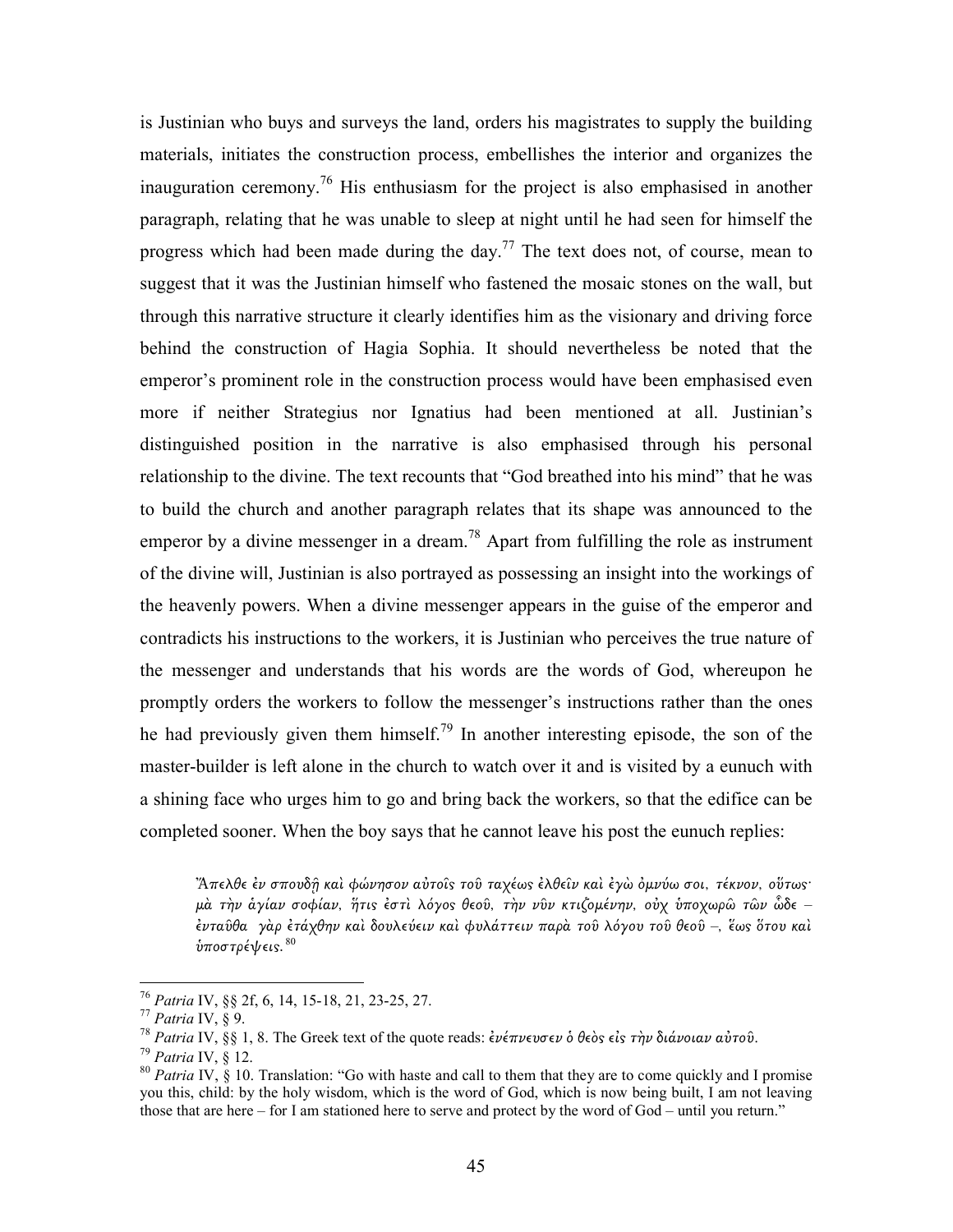is Justinian who buys and surveys the land, orders his magistrates to supply the building materials, initiates the construction process, embellishes the interior and organizes the inauguration ceremony.[76] His enthusiasm for the project is also emphasised in another paragraph, relating that he was unable to sleep at night until he had seen for himself the progress which had been made during the day.[77] The text does not, of course, mean to suggest that it was the Justinian himself who fastened the mosaic stones on the wall, but through this narrative structure it clearly identifies him as the visionary and driving force behind the construction of Hagia Sophia. It should nevertheless be noted that the emperor's prominent role in the construction process would have been emphasised even more if neither Strategius nor Ignatius had been mentioned at all. Justinian's distinguished position in the narrative is also emphasised through his personal relationship to the divine. The text recounts that "God breathed into his mind" that he was to build the church and another paragraph relates that its shape was announced to the emperor by a divine messenger in a dream.[78] Apart from fulfilling the role as instrument of the divine will, Justinian is also portrayed as possessing an insight into the workings of the heavenly powers. When a divine messenger appears in the guise of the emperor and contradicts his instructions to the workers, it is Justinian who perceives the true nature of the messenger and understands that his words are the words of God, whereupon he promptly orders the workers to follow the messenger's instructions rather than the ones he had previously given them himself.[79] In another interesting episode, the son of the master-builder is left alone in the church to watch over it and is visited by a eunuch with a shining face who urges him to go and bring back the workers, so that the edifice can be completed sooner. When the boy says that he cannot leave his post the eunuch replies:

> *Ἄπελθε ἐν σπουδῇ καὶ φώνησον αὐτοῖς τοῦ ταχέως ἐλθεῖν καὶ ἐγὼ ὀμνύω σοι, τέκνον, οὕτως· μὰ τὴν ἁγίαν σοφίαν, ἥτις ἐστὶ λόγος θεοῦ, τὴν νῦν κτιζομένην, οὐχ ὑποχωρῶ τῶν ὧδε – ἐνταῦθα γὰρ ἐτάχθην καὶ δουλεύειν καὶ φυλάττειν παρὰ τοῦ λόγου τοῦ θεοῦ –, ἕως ὅτου καὶ ὑποστρέψεις.*[80]

---

[76] *Patria* IV, §§ 2f, 6, 14, 15-18, 21, 23-25, 27.

[77] *Patria* IV, § 9.

[78] *Patria* IV, §§ 1, 8. The Greek text of the quote reads: *ἐνέπνευσεν ὁ θεὸς εἰς τὴν διάνοιαν αὐτοῦ*.

[79] *Patria* IV, § 12.

[80] *Patria* IV, § 10. Translation: "Go with haste and call to them that they are to come quickly and I promise you this, child: by the holy wisdom, which is the word of God, which is now being built, I am not leaving those that are here – for I am stationed here to serve and protect by the word of God – until you return."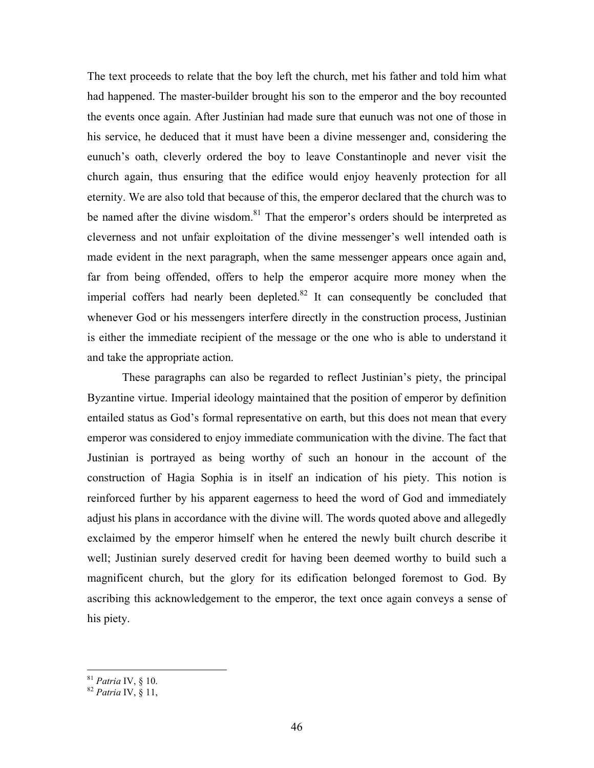The text proceeds to relate that the boy left the church, met his father and told him what had happened. The master-builder brought his son to the emperor and the boy recounted the events once again. After Justinian had made sure that eunuch was not one of those in his service, he deduced that it must have been a divine messenger and, considering the eunuch's oath, cleverly ordered the boy to leave Constantinople and never visit the church again, thus ensuring that the edifice would enjoy heavenly protection for all eternity. We are also told that because of this, the emperor declared that the church was to be named after the divine wisdom.[81] That the emperor's orders should be interpreted as cleverness and not unfair exploitation of the divine messenger's well intended oath is made evident in the next paragraph, when the same messenger appears once again and, far from being offended, offers to help the emperor acquire more money when the imperial coffers had nearly been depleted.[82] It can consequently be concluded that whenever God or his messengers interfere directly in the construction process, Justinian is either the immediate recipient of the message or the one who is able to understand it and take the appropriate action.

These paragraphs can also be regarded to reflect Justinian's piety, the principal Byzantine virtue. Imperial ideology maintained that the position of emperor by definition entailed status as God's formal representative on earth, but this does not mean that every emperor was considered to enjoy immediate communication with the divine. The fact that Justinian is portrayed as being worthy of such an honour in the account of the construction of Hagia Sophia is in itself an indication of his piety. This notion is reinforced further by his apparent eagerness to heed the word of God and immediately adjust his plans in accordance with the divine will. The words quoted above and allegedly exclaimed by the emperor himself when he entered the newly built church describe it well; Justinian surely deserved credit for having been deemed worthy to build such a magnificent church, but the glory for its edification belonged foremost to God. By ascribing this acknowledgement to the emperor, the text once again conveys a sense of his piety.

---

[81] *Patria* IV, § 10.

[82] *Patria* IV, § 11,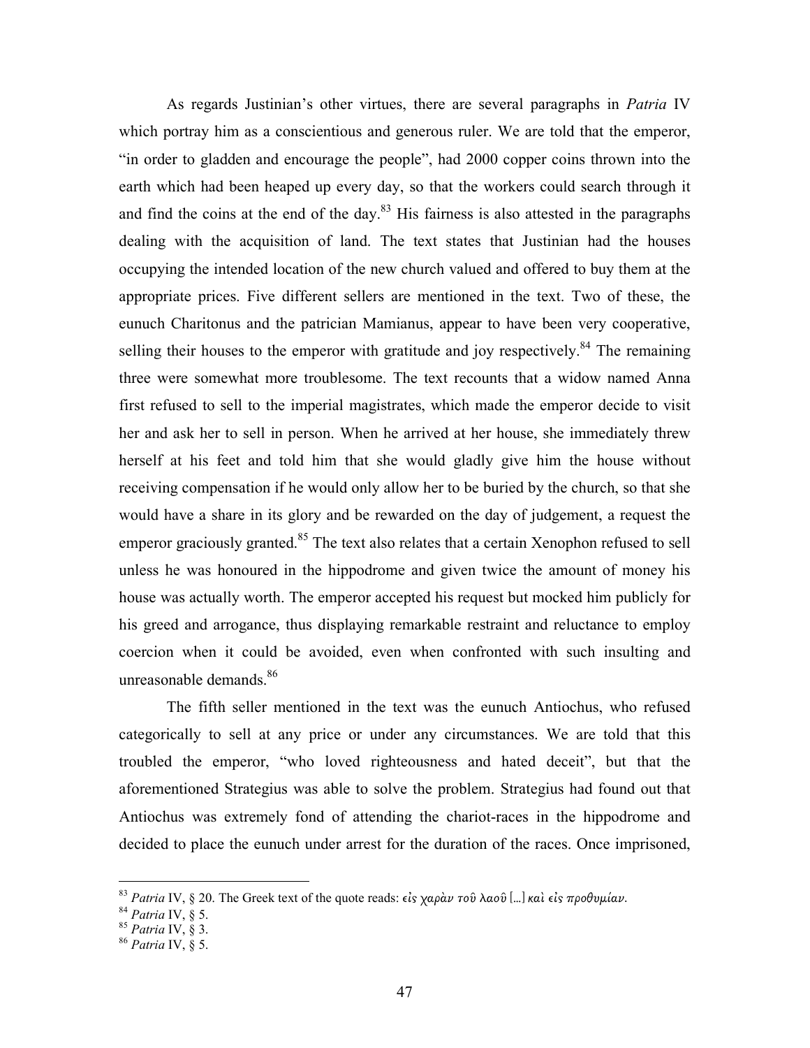As regards Justinian's other virtues, there are several paragraphs in *Patria* IV which portray him as a conscientious and generous ruler. We are told that the emperor, "in order to gladden and encourage the people", had 2000 copper coins thrown into the earth which had been heaped up every day, so that the workers could search through it and find the coins at the end of the day.[83] His fairness is also attested in the paragraphs dealing with the acquisition of land. The text states that Justinian had the houses occupying the intended location of the new church valued and offered to buy them at the appropriate prices. Five different sellers are mentioned in the text. Two of these, the eunuch Charitonus and the patrician Mamianus, appear to have been very cooperative, selling their houses to the emperor with gratitude and joy respectively.[84] The remaining three were somewhat more troublesome. The text recounts that a widow named Anna first refused to sell to the imperial magistrates, which made the emperor decide to visit her and ask her to sell in person. When he arrived at her house, she immediately threw herself at his feet and told him that she would gladly give him the house without receiving compensation if he would only allow her to be buried by the church, so that she would have a share in its glory and be rewarded on the day of judgement, a request the emperor graciously granted.[85] The text also relates that a certain Xenophon refused to sell unless he was honoured in the hippodrome and given twice the amount of money his house was actually worth. The emperor accepted his request but mocked him publicly for his greed and arrogance, thus displaying remarkable restraint and reluctance to employ coercion when it could be avoided, even when confronted with such insulting and unreasonable demands.[86]

The fifth seller mentioned in the text was the eunuch Antiochus, who refused categorically to sell at any price or under any circumstances. We are told that this troubled the emperor, "who loved righteousness and hated deceit", but that the aforementioned Strategius was able to solve the problem. Strategius had found out that Antiochus was extremely fond of attending the chariot-races in the hippodrome and decided to place the eunuch under arrest for the duration of the races. Once imprisoned,

---

[83] *Patria* IV, § 20. The Greek text of the quote reads: *εἰς χαρὰν τοῦ λαοῦ* […] *καὶ εἰς προθυμίαν*.

[84] *Patria* IV, § 5.

[85] *Patria* IV, § 3.

[86] *Patria* IV, § 5.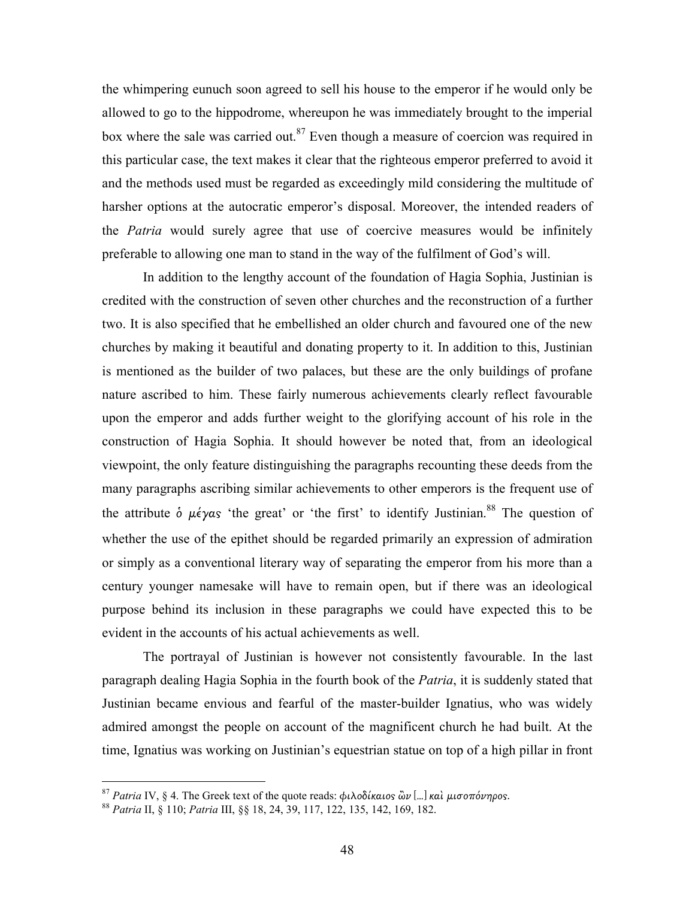the whimpering eunuch soon agreed to sell his house to the emperor if he would only be allowed to go to the hippodrome, whereupon he was immediately brought to the imperial box where the sale was carried out.[87] Even though a measure of coercion was required in this particular case, the text makes it clear that the righteous emperor preferred to avoid it and the methods used must be regarded as exceedingly mild considering the multitude of harsher options at the autocratic emperor's disposal. Moreover, the intended readers of the *Patria* would surely agree that use of coercive measures would be infinitely preferable to allowing one man to stand in the way of the fulfilment of God's will.

In addition to the lengthy account of the foundation of Hagia Sophia, Justinian is credited with the construction of seven other churches and the reconstruction of a further two. It is also specified that he embellished an older church and favoured one of the new churches by making it beautiful and donating property to it. In addition to this, Justinian is mentioned as the builder of two palaces, but these are the only buildings of profane nature ascribed to him. These fairly numerous achievements clearly reflect favourable upon the emperor and adds further weight to the glorifying account of his role in the construction of Hagia Sophia. It should however be noted that, from an ideological viewpoint, the only feature distinguishing the paragraphs recounting these deeds from the many paragraphs ascribing similar achievements to other emperors is the frequent use of the attribute *ὁ μέγας* 'the great' or 'the first' to identify Justinian.[88] The question of whether the use of the epithet should be regarded primarily an expression of admiration or simply as a conventional literary way of separating the emperor from his more than a century younger namesake will have to remain open, but if there was an ideological purpose behind its inclusion in these paragraphs we could have expected this to be evident in the accounts of his actual achievements as well.

The portrayal of Justinian is however not consistently favourable. In the last paragraph dealing Hagia Sophia in the fourth book of the *Patria*, it is suddenly stated that Justinian became envious and fearful of the master-builder Ignatius, who was widely admired amongst the people on account of the magnificent church he had built. At the time, Ignatius was working on Justinian's equestrian statue on top of a high pillar in front

---

[87] *Patria* IV, § 4. The Greek text of the quote reads: *φιλοδίκαιος ὢν* […] *καὶ μισοπόνηρος*.

[88] *Patria* II, § 110; *Patria* III, §§ 18, 24, 39, 117, 122, 135, 142, 169, 182.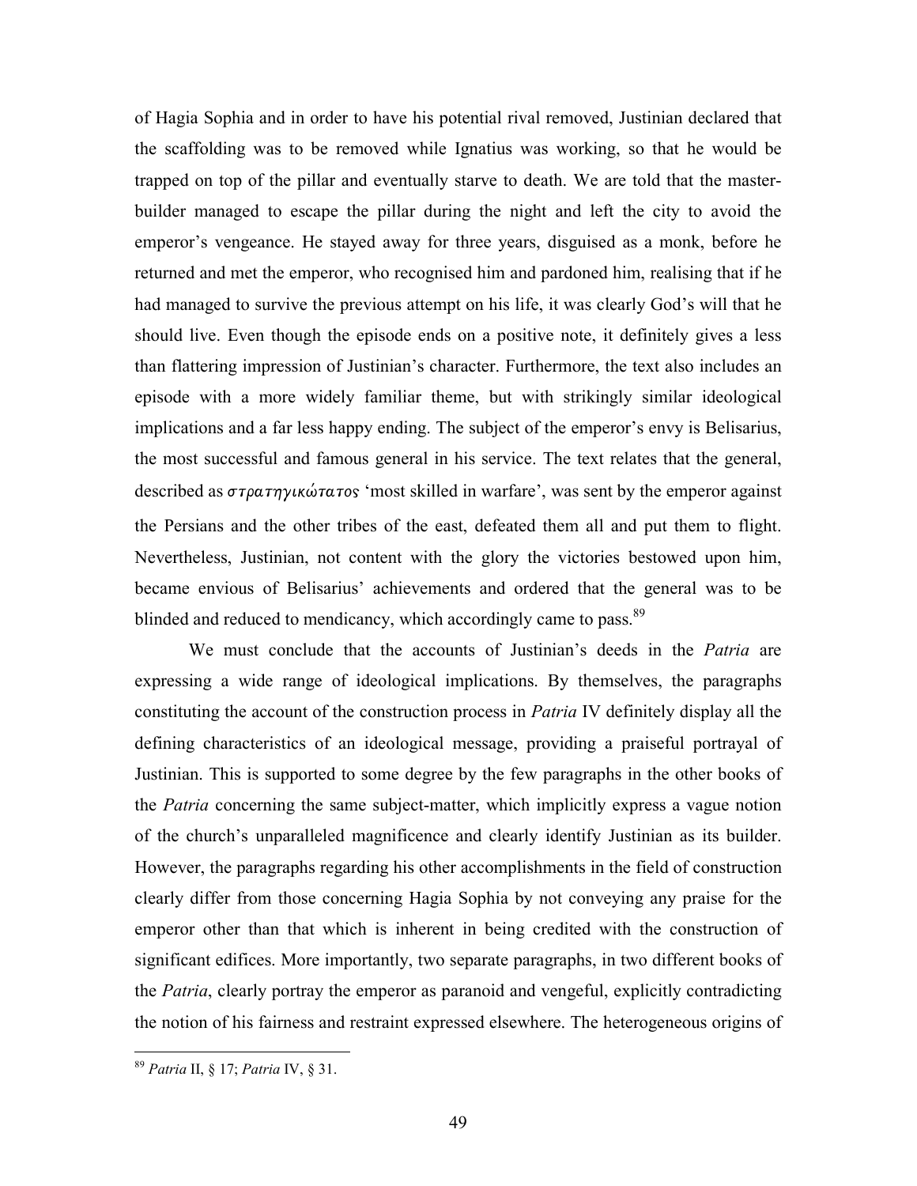of Hagia Sophia and in order to have his potential rival removed, Justinian declared that the scaffolding was to be removed while Ignatius was working, so that he would be trapped on top of the pillar and eventually starve to death. We are told that the master-builder managed to escape the pillar during the night and left the city to avoid the emperor's vengeance. He stayed away for three years, disguised as a monk, before he returned and met the emperor, who recognised him and pardoned him, realising that if he had managed to survive the previous attempt on his life, it was clearly God's will that he should live. Even though the episode ends on a positive note, it definitely gives a less than flattering impression of Justinian's character. Furthermore, the text also includes an episode with a more widely familiar theme, but with strikingly similar ideological implications and a far less happy ending. The subject of the emperor's envy is Belisarius, the most successful and famous general in his service. The text relates that the general, described as *στρατηγικώτατος* 'most skilled in warfare', was sent by the emperor against the Persians and the other tribes of the east, defeated them all and put them to flight. Nevertheless, Justinian, not content with the glory the victories bestowed upon him, became envious of Belisarius' achievements and ordered that the general was to be blinded and reduced to mendicancy, which accordingly came to pass.[89]

We must conclude that the accounts of Justinian's deeds in the *Patria* are expressing a wide range of ideological implications. By themselves, the paragraphs constituting the account of the construction process in *Patria* IV definitely display all the defining characteristics of an ideological message, providing a praiseful portrayal of Justinian. This is supported to some degree by the few paragraphs in the other books of the *Patria* concerning the same subject-matter, which implicitly express a vague notion of the church's unparalleled magnificence and clearly identify Justinian as its builder. However, the paragraphs regarding his other accomplishments in the field of construction clearly differ from those concerning Hagia Sophia by not conveying any praise for the emperor other than that which is inherent in being credited with the construction of significant edifices. More importantly, two separate paragraphs, in two different books of the *Patria*, clearly portray the emperor as paranoid and vengeful, explicitly contradicting the notion of his fairness and restraint expressed elsewhere. The heterogeneous origins of

---

[89] *Patria* II, § 17; *Patria* IV, § 31.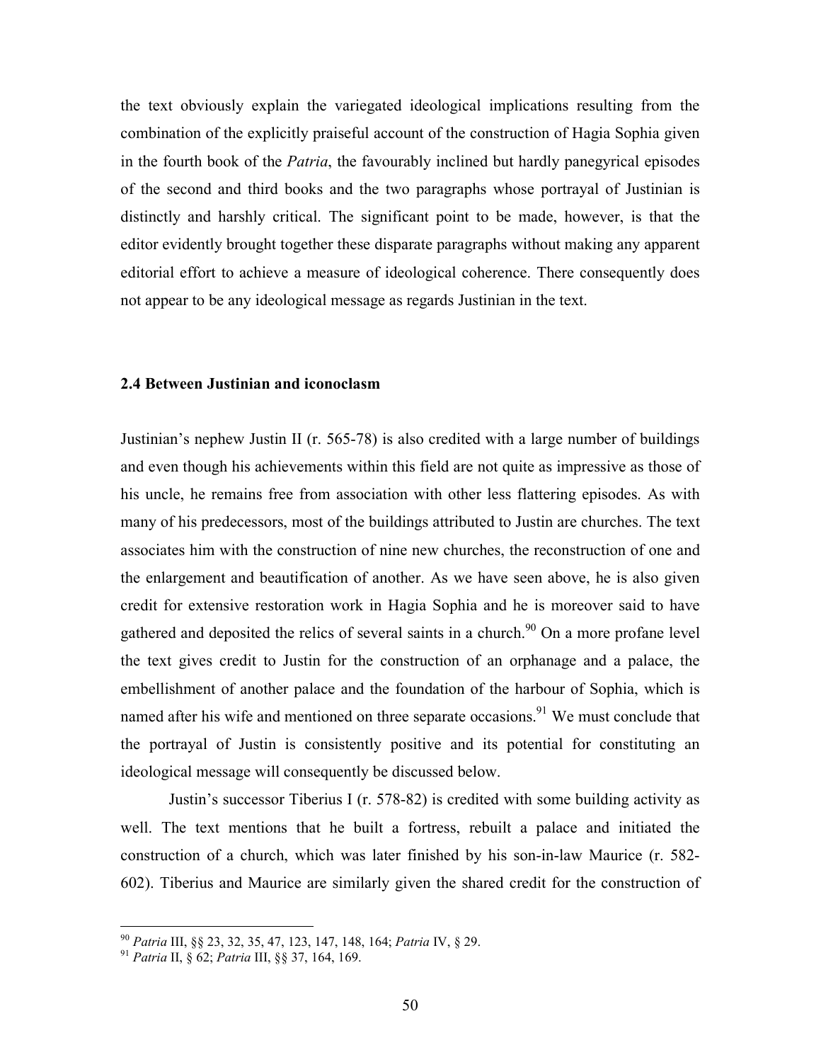the text obviously explain the variegated ideological implications resulting from the combination of the explicitly praiseful account of the construction of Hagia Sophia given in the fourth book of the *Patria*, the favourably inclined but hardly panegyrical episodes of the second and third books and the two paragraphs whose portrayal of Justinian is distinctly and harshly critical. The significant point to be made, however, is that the editor evidently brought together these disparate paragraphs without making any apparent editorial effort to achieve a measure of ideological coherence. There consequently does not appear to be any ideological message as regards Justinian in the text.

### 2.4 Between Justinian and iconoclasm

Justinian's nephew Justin II (r. 565-78) is also credited with a large number of buildings and even though his achievements within this field are not quite as impressive as those of his uncle, he remains free from association with other less flattering episodes. As with many of his predecessors, most of the buildings attributed to Justin are churches. The text associates him with the construction of nine new churches, the reconstruction of one and the enlargement and beautification of another. As we have seen above, he is also given credit for extensive restoration work in Hagia Sophia and he is moreover said to have gathered and deposited the relics of several saints in a church.[90] On a more profane level the text gives credit to Justin for the construction of an orphanage and a palace, the embellishment of another palace and the foundation of the harbour of Sophia, which is named after his wife and mentioned on three separate occasions.[91] We must conclude that the portrayal of Justin is consistently positive and its potential for constituting an ideological message will consequently be discussed below.

Justin's successor Tiberius I (r. 578-82) is credited with some building activity as well. The text mentions that he built a fortress, rebuilt a palace and initiated the construction of a church, which was later finished by his son-in-law Maurice (r. 582-602). Tiberius and Maurice are similarly given the shared credit for the construction of

---

[90] *Patria* III, §§ 23, 32, 35, 47, 123, 147, 148, 164; *Patria* IV, § 29.

[91] *Patria* II, § 62; *Patria* III, §§ 37, 164, 169.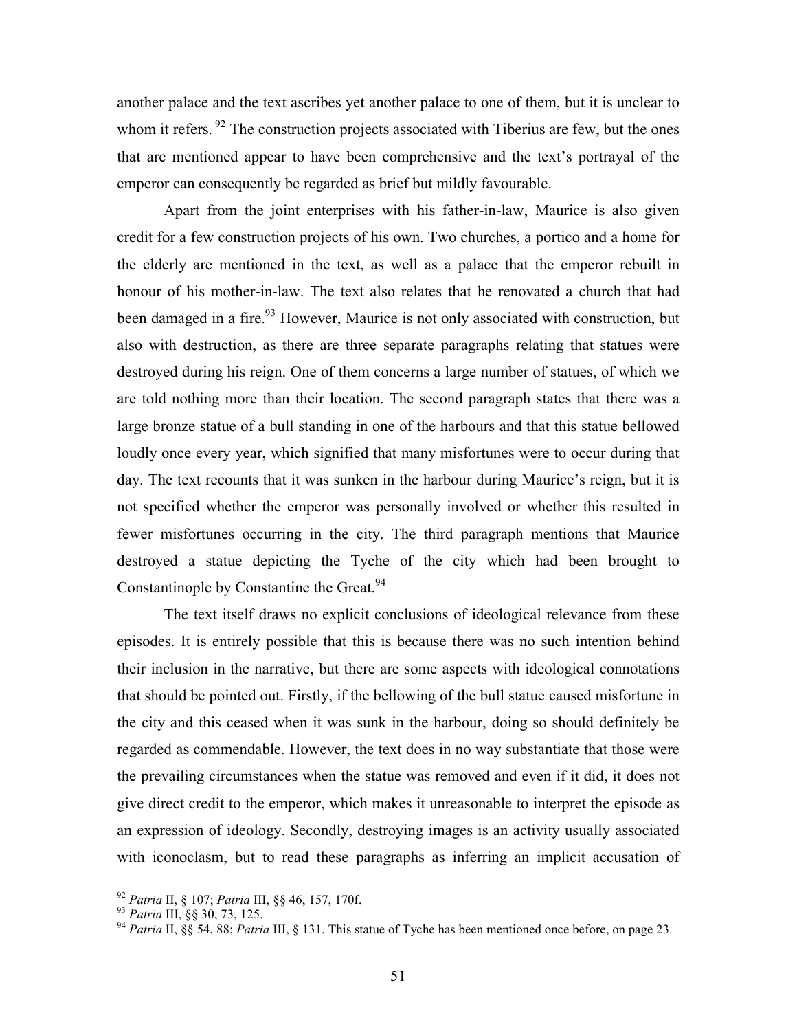another palace and the text ascribes yet another palace to one of them, but it is unclear to whom it refers. [92] The construction projects associated with Tiberius are few, but the ones that are mentioned appear to have been comprehensive and the text's portrayal of the emperor can consequently be regarded as brief but mildly favourable.

Apart from the joint enterprises with his father-in-law, Maurice is also given credit for a few construction projects of his own. Two churches, a portico and a home for the elderly are mentioned in the text, as well as a palace that the emperor rebuilt in honour of his mother-in-law. The text also relates that he renovated a church that had been damaged in a fire.[93] However, Maurice is not only associated with construction, but also with destruction, as there are three separate paragraphs relating that statues were destroyed during his reign. One of them concerns a large number of statues, of which we are told nothing more than their location. The second paragraph states that there was a large bronze statue of a bull standing in one of the harbours and that this statue bellowed loudly once every year, which signified that many misfortunes were to occur during that day. The text recounts that it was sunken in the harbour during Maurice's reign, but it is not specified whether the emperor was personally involved or whether this resulted in fewer misfortunes occurring in the city. The third paragraph mentions that Maurice destroyed a statue depicting the Tyche of the city which had been brought to Constantinople by Constantine the Great.[94]

The text itself draws no explicit conclusions of ideological relevance from these episodes. It is entirely possible that this is because there was no such intention behind their inclusion in the narrative, but there are some aspects with ideological connotations that should be pointed out. Firstly, if the bellowing of the bull statue caused misfortune in the city and this ceased when it was sunk in the harbour, doing so should definitely be regarded as commendable. However, the text does in no way substantiate that those were the prevailing circumstances when the statue was removed and even if it did, it does not give direct credit to the emperor, which makes it unreasonable to interpret the episode as an expression of ideology. Secondly, destroying images is an activity usually associated with iconoclasm, but to read these paragraphs as inferring an implicit accusation of

---

[92] *Patria* II, § 107; *Patria* III, §§ 46, 157, 170f.

[93] *Patria* III, §§ 30, 73, 125.

[94] *Patria* II, §§ 54, 88; *Patria* III, § 131. This statue of Tyche has been mentioned once before, on page 23.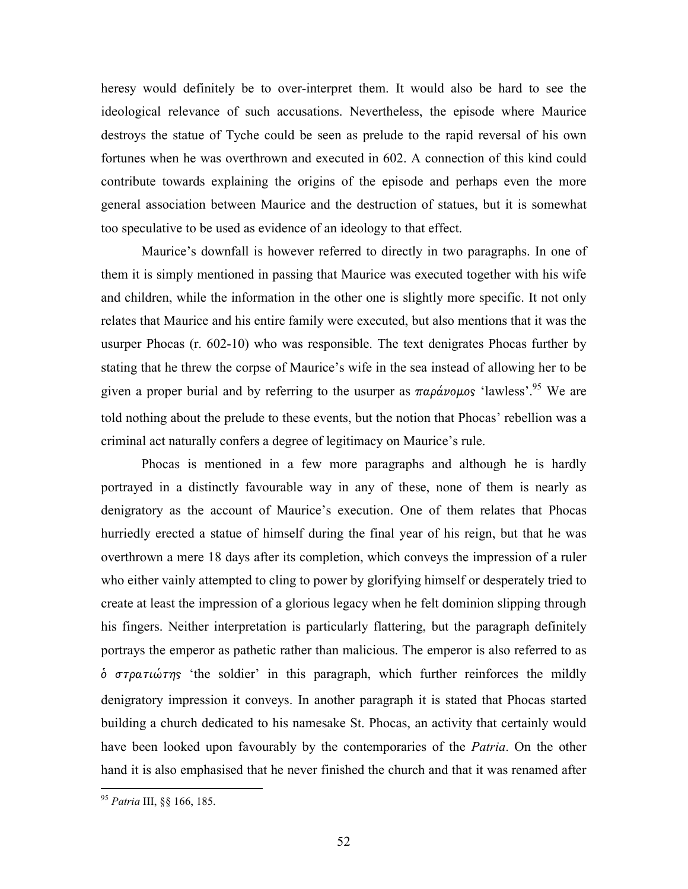heresy would definitely be to over-interpret them. It would also be hard to see the ideological relevance of such accusations. Nevertheless, the episode where Maurice destroys the statue of Tyche could be seen as prelude to the rapid reversal of his own fortunes when he was overthrown and executed in 602. A connection of this kind could contribute towards explaining the origins of the episode and perhaps even the more general association between Maurice and the destruction of statues, but it is somewhat too speculative to be used as evidence of an ideology to that effect.

Maurice's downfall is however referred to directly in two paragraphs. In one of them it is simply mentioned in passing that Maurice was executed together with his wife and children, while the information in the other one is slightly more specific. It not only relates that Maurice and his entire family were executed, but also mentions that it was the usurper Phocas (r. 602-10) who was responsible. The text denigrates Phocas further by stating that he threw the corpse of Maurice's wife in the sea instead of allowing her to be given a proper burial and by referring to the usurper as *παράνομος* 'lawless'.[95] We are told nothing about the prelude to these events, but the notion that Phocas' rebellion was a criminal act naturally confers a degree of legitimacy on Maurice's rule.

Phocas is mentioned in a few more paragraphs and although he is hardly portrayed in a distinctly favourable way in any of these, none of them is nearly as denigratory as the account of Maurice's execution. One of them relates that Phocas hurriedly erected a statue of himself during the final year of his reign, but that he was overthrown a mere 18 days after its completion, which conveys the impression of a ruler who either vainly attempted to cling to power by glorifying himself or desperately tried to create at least the impression of a glorious legacy when he felt dominion slipping through his fingers. Neither interpretation is particularly flattering, but the paragraph definitely portrays the emperor as pathetic rather than malicious. The emperor is also referred to as *ὁ στρατιώτης* 'the soldier' in this paragraph, which further reinforces the mildly denigratory impression it conveys. In another paragraph it is stated that Phocas started building a church dedicated to his namesake St. Phocas, an activity that certainly would have been looked upon favourably by the contemporaries of the *Patria*. On the other hand it is also emphasised that he never finished the church and that it was renamed after

---

[95] *Patria* III, §§ 166, 185.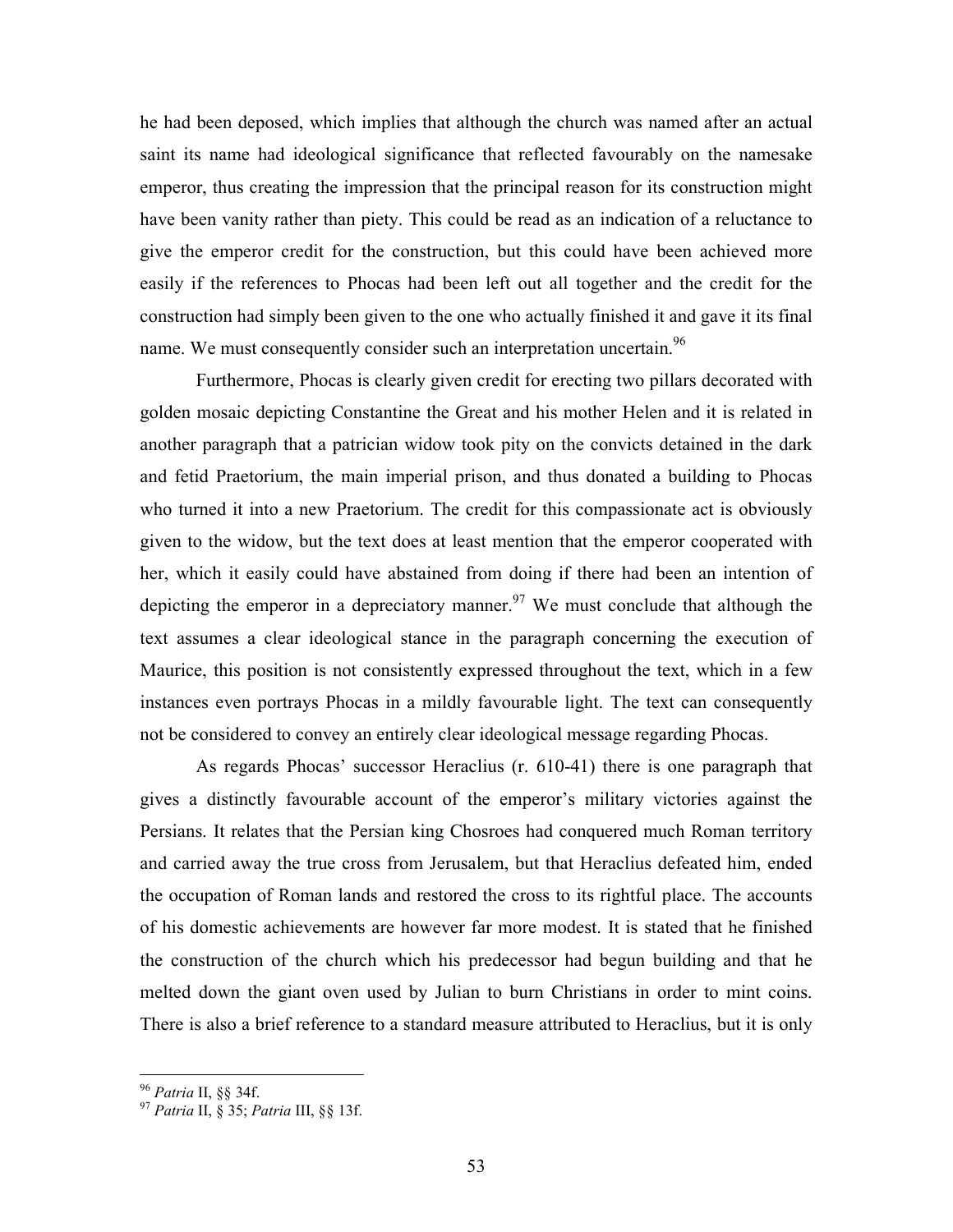he had been deposed, which implies that although the church was named after an actual saint its name had ideological significance that reflected favourably on the namesake emperor, thus creating the impression that the principal reason for its construction might have been vanity rather than piety. This could be read as an indication of a reluctance to give the emperor credit for the construction, but this could have been achieved more easily if the references to Phocas had been left out all together and the credit for the construction had simply been given to the one who actually finished it and gave it its final name. We must consequently consider such an interpretation uncertain.[96]

Furthermore, Phocas is clearly given credit for erecting two pillars decorated with golden mosaic depicting Constantine the Great and his mother Helen and it is related in another paragraph that a patrician widow took pity on the convicts detained in the dark and fetid Praetorium, the main imperial prison, and thus donated a building to Phocas who turned it into a new Praetorium. The credit for this compassionate act is obviously given to the widow, but the text does at least mention that the emperor cooperated with her, which it easily could have abstained from doing if there had been an intention of depicting the emperor in a depreciatory manner.[97] We must conclude that although the text assumes a clear ideological stance in the paragraph concerning the execution of Maurice, this position is not consistently expressed throughout the text, which in a few instances even portrays Phocas in a mildly favourable light. The text can consequently not be considered to convey an entirely clear ideological message regarding Phocas.

As regards Phocas' successor Heraclius (r. 610-41) there is one paragraph that gives a distinctly favourable account of the emperor's military victories against the Persians. It relates that the Persian king Chosroes had conquered much Roman territory and carried away the true cross from Jerusalem, but that Heraclius defeated him, ended the occupation of Roman lands and restored the cross to its rightful place. The accounts of his domestic achievements are however far more modest. It is stated that he finished the construction of the church which his predecessor had begun building and that he melted down the giant oven used by Julian to burn Christians in order to mint coins. There is also a brief reference to a standard measure attributed to Heraclius, but it is only

---

[96] *Patria* II, §§ 34f.

[97] *Patria* II, § 35; *Patria* III, §§ 13f.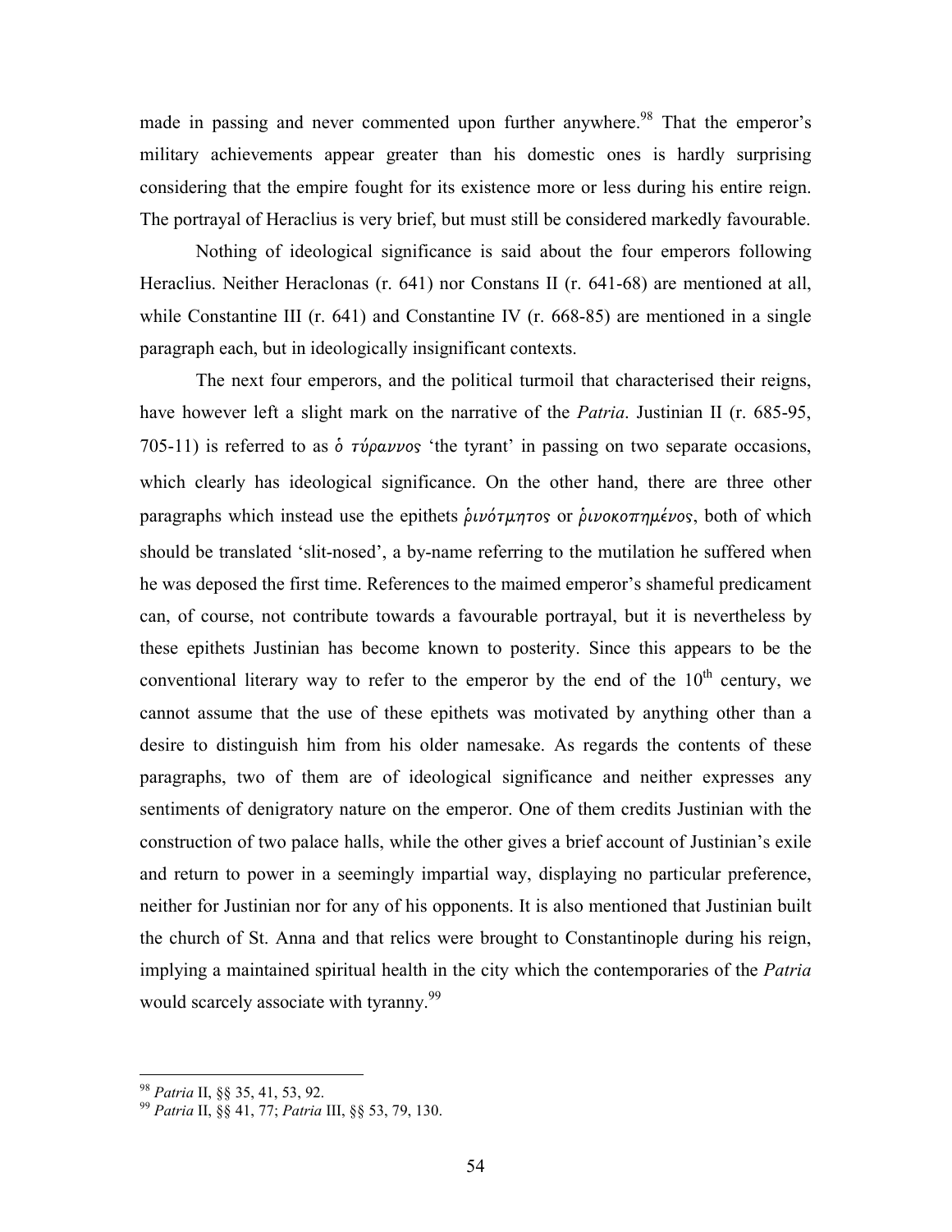made in passing and never commented upon further anywhere.[98] That the emperor's military achievements appear greater than his domestic ones is hardly surprising considering that the empire fought for its existence more or less during his entire reign. The portrayal of Heraclius is very brief, but must still be considered markedly favourable.

Nothing of ideological significance is said about the four emperors following Heraclius. Neither Heraclonas (r. 641) nor Constans II (r. 641-68) are mentioned at all, while Constantine III (r. 641) and Constantine IV (r. 668-85) are mentioned in a single paragraph each, but in ideologically insignificant contexts.

The next four emperors, and the political turmoil that characterised their reigns, have however left a slight mark on the narrative of the *Patria*. Justinian II (r. 685-95, 705-11) is referred to as *ὁ τύραννος* 'the tyrant' in passing on two separate occasions, which clearly has ideological significance. On the other hand, there are three other paragraphs which instead use the epithets *ῥινότμητος* or *ῥινοκοπημένος*, both of which should be translated 'slit-nosed', a by-name referring to the mutilation he suffered when he was deposed the first time. References to the maimed emperor's shameful predicament can, of course, not contribute towards a favourable portrayal, but it is nevertheless by these epithets Justinian has become known to posterity. Since this appears to be the conventional literary way to refer to the emperor by the end of the 10th century, we cannot assume that the use of these epithets was motivated by anything other than a desire to distinguish him from his older namesake. As regards the contents of these paragraphs, two of them are of ideological significance and neither expresses any sentiments of denigratory nature on the emperor. One of them credits Justinian with the construction of two palace halls, while the other gives a brief account of Justinian's exile and return to power in a seemingly impartial way, displaying no particular preference, neither for Justinian nor for any of his opponents. It is also mentioned that Justinian built the church of St. Anna and that relics were brought to Constantinople during his reign, implying a maintained spiritual health in the city which the contemporaries of the *Patria* would scarcely associate with tyranny.[99]

---

[98] *Patria* II, §§ 35, 41, 53, 92.

[99] *Patria* II, §§ 41, 77; *Patria* III, §§ 53, 79, 130.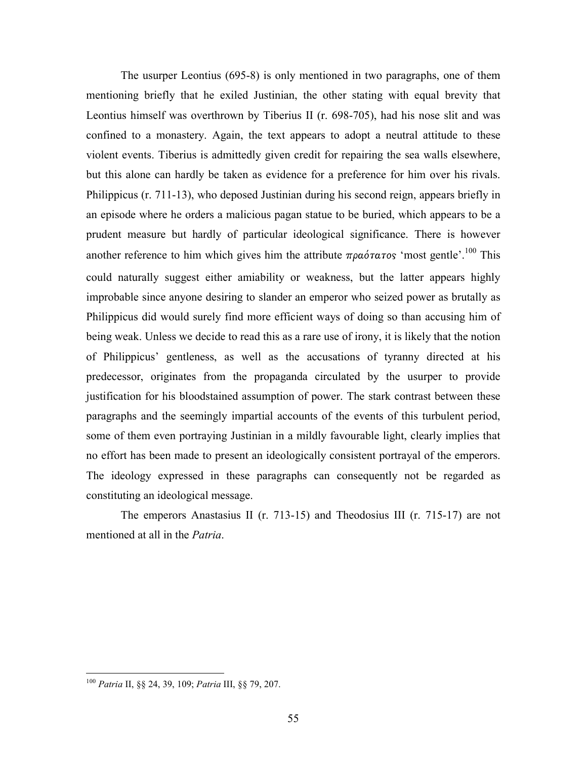The usurper Leontius (695-8) is only mentioned in two paragraphs, one of them mentioning briefly that he exiled Justinian, the other stating with equal brevity that Leontius himself was overthrown by Tiberius II (r. 698-705), had his nose slit and was confined to a monastery. Again, the text appears to adopt a neutral attitude to these violent events. Tiberius is admittedly given credit for repairing the sea walls elsewhere, but this alone can hardly be taken as evidence for a preference for him over his rivals. Philippicus (r. 711-13), who deposed Justinian during his second reign, appears briefly in an episode where he orders a malicious pagan statue to be buried, which appears to be a prudent measure but hardly of particular ideological significance. There is however another reference to him which gives him the attribute *πραότατος* 'most gentle'.[100] This could naturally suggest either amiability or weakness, but the latter appears highly improbable since anyone desiring to slander an emperor who seized power as brutally as Philippicus did would surely find more efficient ways of doing so than accusing him of being weak. Unless we decide to read this as a rare use of irony, it is likely that the notion of Philippicus' gentleness, as well as the accusations of tyranny directed at his predecessor, originates from the propaganda circulated by the usurper to provide justification for his bloodstained assumption of power. The stark contrast between these paragraphs and the seemingly impartial accounts of the events of this turbulent period, some of them even portraying Justinian in a mildly favourable light, clearly implies that no effort has been made to present an ideologically consistent portrayal of the emperors. The ideology expressed in these paragraphs can consequently not be regarded as constituting an ideological message.

The emperors Anastasius II (r. 713-15) and Theodosius III (r. 715-17) are not mentioned at all in the *Patria*.

---

[100] *Patria* II, §§ 24, 39, 109; *Patria* III, §§ 79, 207.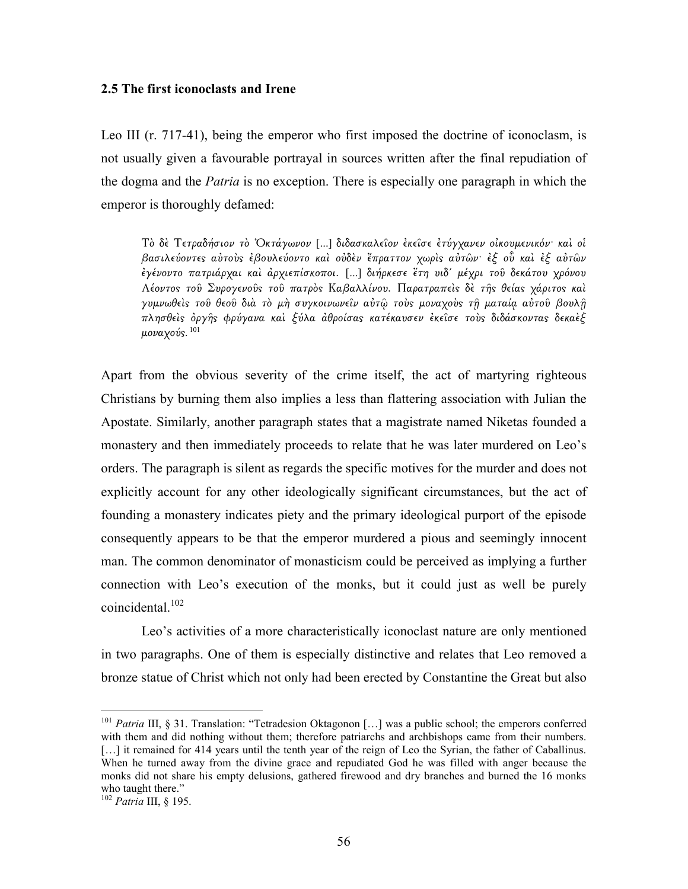### 2.5 The first iconoclasts and Irene

Leo III (r. 717-41), being the emperor who first imposed the doctrine of iconoclasm, is not usually given a favourable portrayal in sources written after the final repudiation of the dogma and the *Patria* is no exception. There is especially one paragraph in which the emperor is thoroughly defamed:

> Τὸ δὲ Τετραδήσιον τὸ Ὀκτάγωνον [...] διδασκαλεῖον ἐκεῖσε ἐτύγχανεν οἰκουμενικόν· καὶ οἱ βασιλεύοντες αὐτοὺς ἐβουλεύοντο καὶ οὐδὲν ἔπραττον χωρὶς αὐτῶν· ἐξ οὗ καὶ ἐξ αὐτῶν ἐγένοντο πατριάρχαι καὶ ἀρχιεπίσκοποι. [...] διήρκεσε ἔτη υιδ´ μέχρι τοῦ δεκάτου χρόνου Λέοντος τοῦ Συρογενοῦς τοῦ πατρὸς Καβαλλίνου. Παρατραπεὶς δὲ τῆς θείας χάριτος καὶ γυμνωθεὶς τοῦ θεοῦ διὰ τὸ μὴ συγκοινωνεῖν αὐτῷ τοὺς μοναχοὺς τῇ ματαίᾳ αὐτοῦ βουλῇ πλησθεὶς ὀργῆς φρύγανα καὶ ξύλα ἀθροίσας κατέκαυσεν ἐκεῖσε τοὺς διδάσκοντας δεκαὲξ μοναχούς.[101]

Apart from the obvious severity of the crime itself, the act of martyring righteous Christians by burning them also implies a less than flattering association with Julian the Apostate. Similarly, another paragraph states that a magistrate named Niketas founded a monastery and then immediately proceeds to relate that he was later murdered on Leo's orders. The paragraph is silent as regards the specific motives for the murder and does not explicitly account for any other ideologically significant circumstances, but the act of founding a monastery indicates piety and the primary ideological purport of the episode consequently appears to be that the emperor murdered a pious and seemingly innocent man. The common denominator of monasticism could be perceived as implying a further connection with Leo's execution of the monks, but it could just as well be purely coincidental.[102]

Leo's activities of a more characteristically iconoclast nature are only mentioned in two paragraphs. One of them is especially distinctive and relates that Leo removed a bronze statue of Christ which not only had been erected by Constantine the Great but also

---

[101] *Patria* III, § 31. Translation: "Tetradesion Oktagonon […] was a public school; the emperors conferred with them and did nothing without them; therefore patriarchs and archbishops came from their numbers. […] it remained for 414 years until the tenth year of the reign of Leo the Syrian, the father of Caballinus. When he turned away from the divine grace and repudiated God he was filled with anger because the monks did not share his empty delusions, gathered firewood and dry branches and burned the 16 monks who taught there."

[102] *Patria* III, § 195.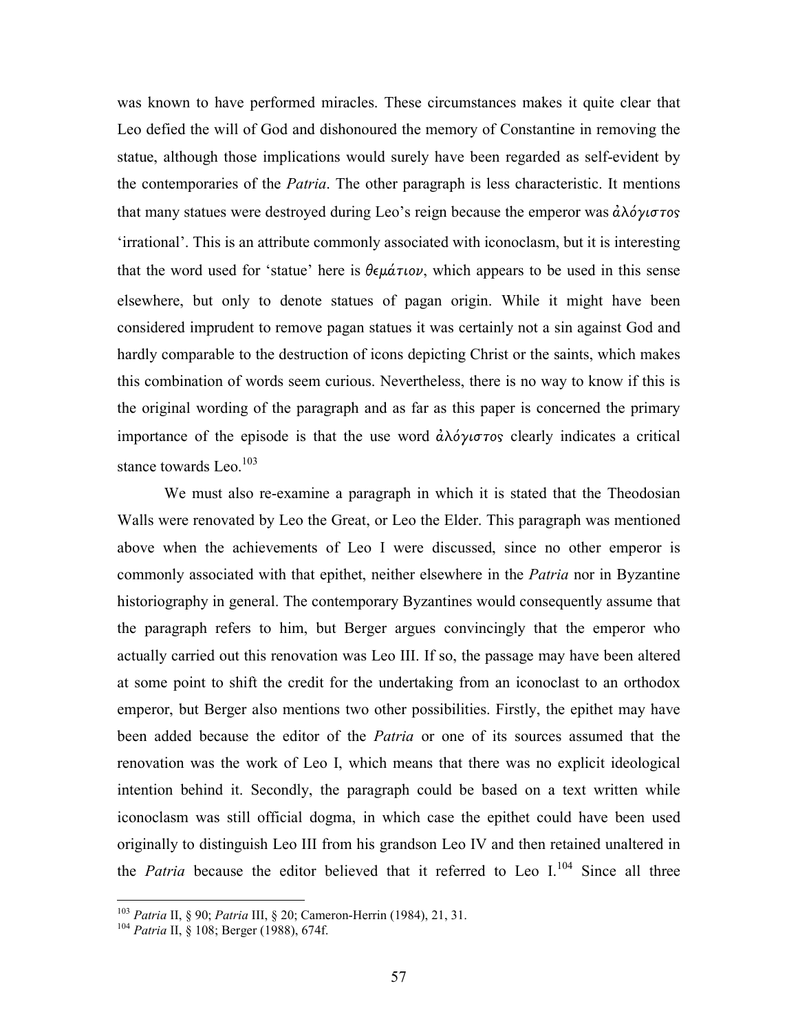was known to have performed miracles. These circumstances makes it quite clear that Leo defied the will of God and dishonoured the memory of Constantine in removing the statue, although those implications would surely have been regarded as self-evident by the contemporaries of the *Patria*. The other paragraph is less characteristic. It mentions that many statues were destroyed during Leo's reign because the emperor was *ἀλόγιστος* 'irrational'. This is an attribute commonly associated with iconoclasm, but it is interesting that the word used for 'statue' here is *θεμάτιον*, which appears to be used in this sense elsewhere, but only to denote statues of pagan origin. While it might have been considered imprudent to remove pagan statues it was certainly not a sin against God and hardly comparable to the destruction of icons depicting Christ or the saints, which makes this combination of words seem curious. Nevertheless, there is no way to know if this is the original wording of the paragraph and as far as this paper is concerned the primary importance of the episode is that the use word *ἀλόγιστος* clearly indicates a critical stance towards Leo.[103]

We must also re-examine a paragraph in which it is stated that the Theodosian Walls were renovated by Leo the Great, or Leo the Elder. This paragraph was mentioned above when the achievements of Leo I were discussed, since no other emperor is commonly associated with that epithet, neither elsewhere in the *Patria* nor in Byzantine historiography in general. The contemporary Byzantines would consequently assume that the paragraph refers to him, but Berger argues convincingly that the emperor who actually carried out this renovation was Leo III. If so, the passage may have been altered at some point to shift the credit for the undertaking from an iconoclast to an orthodox emperor, but Berger also mentions two other possibilities. Firstly, the epithet may have been added because the editor of the *Patria* or one of its sources assumed that the renovation was the work of Leo I, which means that there was no explicit ideological intention behind it. Secondly, the paragraph could be based on a text written while iconoclasm was still official dogma, in which case the epithet could have been used originally to distinguish Leo III from his grandson Leo IV and then retained unaltered in the *Patria* because the editor believed that it referred to Leo I.[104] Since all three

---

[103] *Patria* II, § 90; *Patria* III, § 20; Cameron-Herrin (1984), 21, 31.

[104] *Patria* II, § 108; Berger (1988), 674f.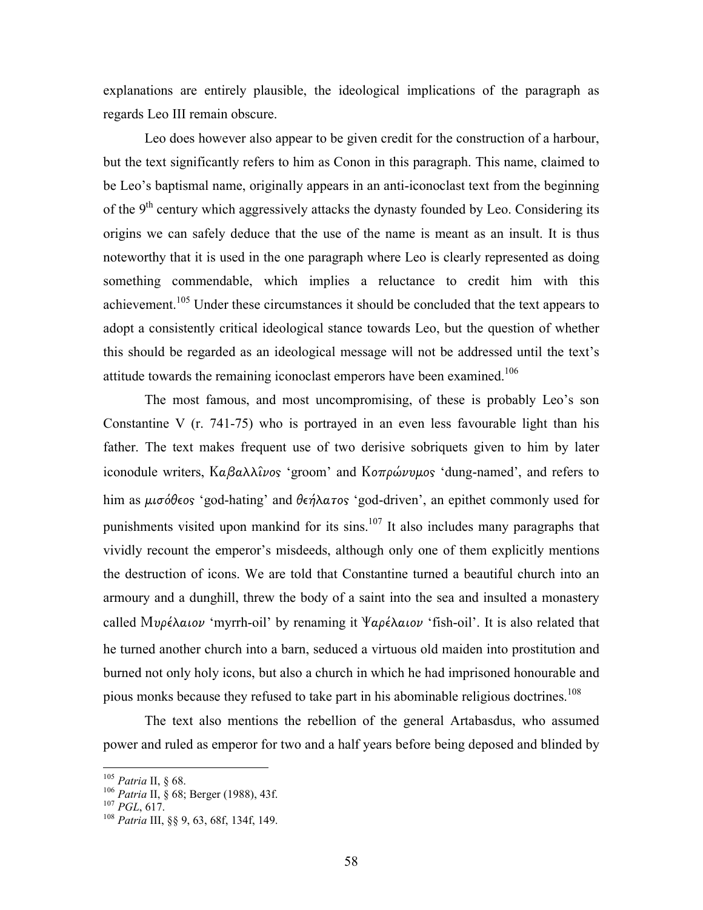explanations are entirely plausible, the ideological implications of the paragraph as regards Leo III remain obscure.

Leo does however also appear to be given credit for the construction of a harbour, but the text significantly refers to him as Conon in this paragraph. This name, claimed to be Leo's baptismal name, originally appears in an anti-iconoclast text from the beginning of the 9th century which aggressively attacks the dynasty founded by Leo. Considering its origins we can safely deduce that the use of the name is meant as an insult. It is thus noteworthy that it is used in the one paragraph where Leo is clearly represented as doing something commendable, which implies a reluctance to credit him with this achievement.[105] Under these circumstances it should be concluded that the text appears to adopt a consistently critical ideological stance towards Leo, but the question of whether this should be regarded as an ideological message will not be addressed until the text's attitude towards the remaining iconoclast emperors have been examined.[106]

The most famous, and most uncompromising, of these is probably Leo's son Constantine V (r. 741-75) who is portrayed in an even less favourable light than his father. The text makes frequent use of two derisive sobriquets given to him by later iconodule writers, *Καβαλλῖνος* 'groom' and *Κοπρώνυμος* 'dung-named', and refers to him as *μισόθεος* 'god-hating' and *θεήλατος* 'god-driven', an epithet commonly used for punishments visited upon mankind for its sins.[107] It also includes many paragraphs that vividly recount the emperor's misdeeds, although only one of them explicitly mentions the destruction of icons. We are told that Constantine turned a beautiful church into an armoury and a dunghill, threw the body of a saint into the sea and insulted a monastery called *Μυρέλαιον* 'myrrh-oil' by renaming it *Ψαρέλαιον* 'fish-oil'. It is also related that he turned another church into a barn, seduced a virtuous old maiden into prostitution and burned not only holy icons, but also a church in which he had imprisoned honourable and pious monks because they refused to take part in his abominable religious doctrines.[108]

The text also mentions the rebellion of the general Artabasdus, who assumed power and ruled as emperor for two and a half years before being deposed and blinded by

---

[105] *Patria* II, § 68.

[106] *Patria* II, § 68; Berger (1988), 43f.

[107] *PGL*, 617.

[108] *Patria* III, §§ 9, 63, 68f, 134f, 149.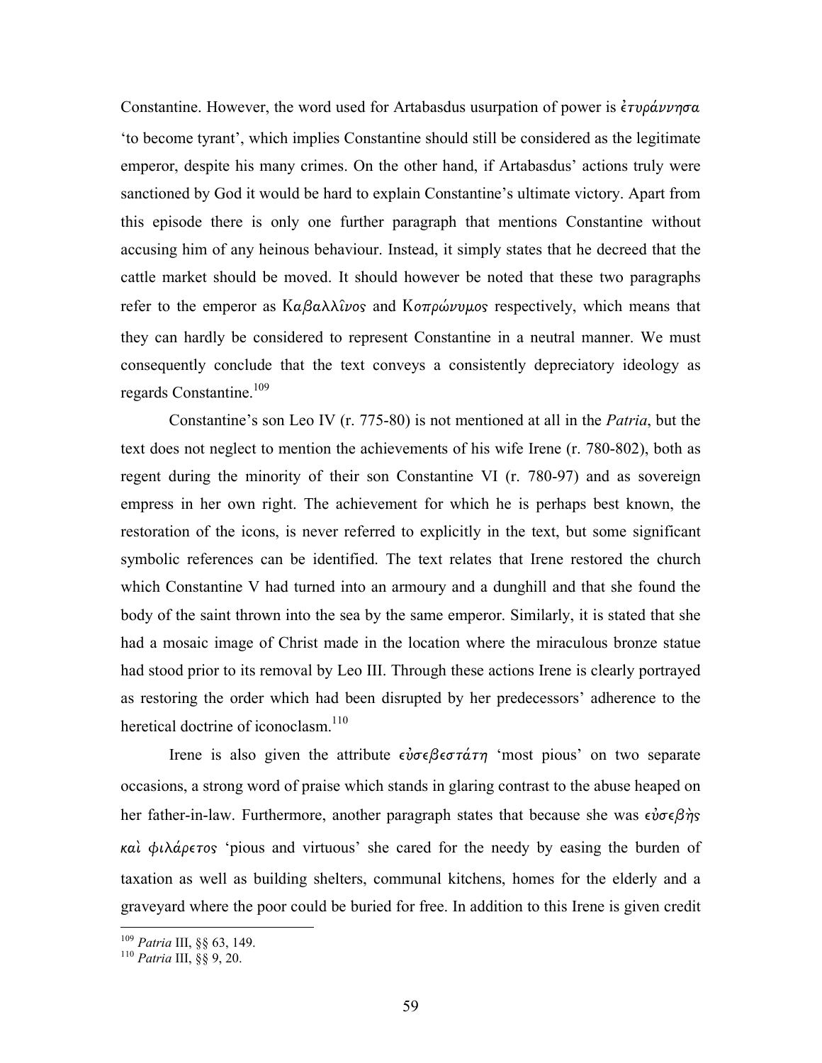Constantine. However, the word used for Artabasdus usurpation of power is ἐτυράννησα 'to become tyrant', which implies Constantine should still be considered as the legitimate emperor, despite his many crimes. On the other hand, if Artabasdus' actions truly were sanctioned by God it would be hard to explain Constantine's ultimate victory. Apart from this episode there is only one further paragraph that mentions Constantine without accusing him of any heinous behaviour. Instead, it simply states that he decreed that the cattle market should be moved. It should however be noted that these two paragraphs refer to the emperor as Καβαλλῖνος and Κοπρώνυμος respectively, which means that they can hardly be considered to represent Constantine in a neutral manner. We must consequently conclude that the text conveys a consistently depreciatory ideology as regards Constantine.[109]

Constantine's son Leo IV (r. 775-80) is not mentioned at all in the *Patria*, but the text does not neglect to mention the achievements of his wife Irene (r. 780-802), both as regent during the minority of their son Constantine VI (r. 780-97) and as sovereign empress in her own right. The achievement for which he is perhaps best known, the restoration of the icons, is never referred to explicitly in the text, but some significant symbolic references can be identified. The text relates that Irene restored the church which Constantine V had turned into an armoury and a dunghill and that she found the body of the saint thrown into the sea by the same emperor. Similarly, it is stated that she had a mosaic image of Christ made in the location where the miraculous bronze statue had stood prior to its removal by Leo III. Through these actions Irene is clearly portrayed as restoring the order which had been disrupted by her predecessors' adherence to the heretical doctrine of iconoclasm.[110]

Irene is also given the attribute εὐσεβεστάτη 'most pious' on two separate occasions, a strong word of praise which stands in glaring contrast to the abuse heaped on her father-in-law. Furthermore, another paragraph states that because she was εὐσεβὴς καὶ φιλάρετος 'pious and virtuous' she cared for the needy by easing the burden of taxation as well as building shelters, communal kitchens, homes for the elderly and a graveyard where the poor could be buried for free. In addition to this Irene is given credit

---

[109] *Patria* III, §§ 63, 149.

[110] *Patria* III, §§ 9, 20.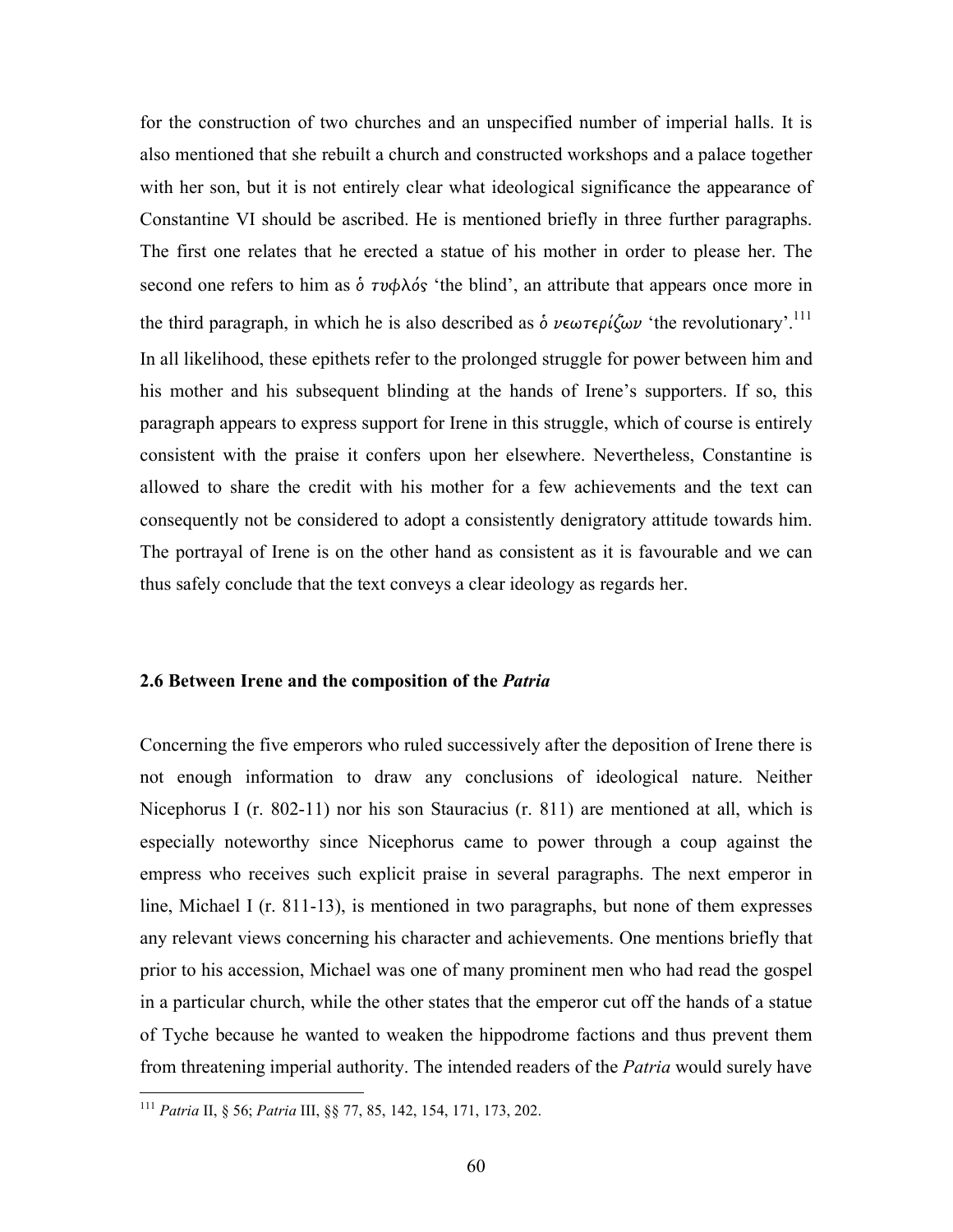for the construction of two churches and an unspecified number of imperial halls. It is also mentioned that she rebuilt a church and constructed workshops and a palace together with her son, but it is not entirely clear what ideological significance the appearance of Constantine VI should be ascribed. He is mentioned briefly in three further paragraphs. The first one relates that he erected a statue of his mother in order to please her. The second one refers to him as *ὁ τυφλός* 'the blind', an attribute that appears once more in the third paragraph, in which he is also described as *ὁ νεωτερίζων* 'the revolutionary'.[111] In all likelihood, these epithets refer to the prolonged struggle for power between him and his mother and his subsequent blinding at the hands of Irene's supporters. If so, this paragraph appears to express support for Irene in this struggle, which of course is entirely consistent with the praise it confers upon her elsewhere. Nevertheless, Constantine is allowed to share the credit with his mother for a few achievements and the text can consequently not be considered to adopt a consistently denigratory attitude towards him. The portrayal of Irene is on the other hand as consistent as it is favourable and we can thus safely conclude that the text conveys a clear ideology as regards her.

### 2.6 Between Irene and the composition of the *Patria*

Concerning the five emperors who ruled successively after the deposition of Irene there is not enough information to draw any conclusions of ideological nature. Neither Nicephorus I (r. 802-11) nor his son Stauracius (r. 811) are mentioned at all, which is especially noteworthy since Nicephorus came to power through a coup against the empress who receives such explicit praise in several paragraphs. The next emperor in line, Michael I (r. 811-13), is mentioned in two paragraphs, but none of them expresses any relevant views concerning his character and achievements. One mentions briefly that prior to his accession, Michael was one of many prominent men who had read the gospel in a particular church, while the other states that the emperor cut off the hands of a statue of Tyche because he wanted to weaken the hippodrome factions and thus prevent them from threatening imperial authority. The intended readers of the *Patria* would surely have

[111] *Patria* II, § 56; *Patria* III, §§ 77, 85, 142, 154, 171, 173, 202.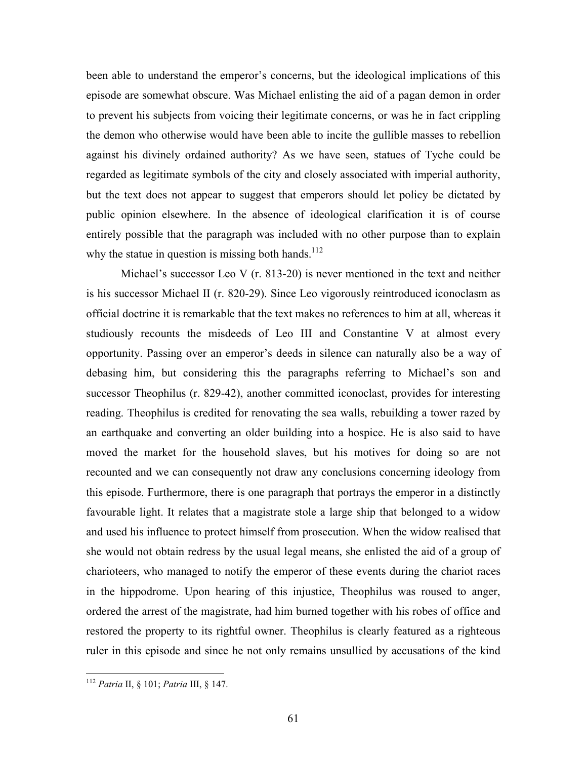been able to understand the emperor's concerns, but the ideological implications of this episode are somewhat obscure. Was Michael enlisting the aid of a pagan demon in order to prevent his subjects from voicing their legitimate concerns, or was he in fact crippling the demon who otherwise would have been able to incite the gullible masses to rebellion against his divinely ordained authority? As we have seen, statues of Tyche could be regarded as legitimate symbols of the city and closely associated with imperial authority, but the text does not appear to suggest that emperors should let policy be dictated by public opinion elsewhere. In the absence of ideological clarification it is of course entirely possible that the paragraph was included with no other purpose than to explain why the statue in question is missing both hands.[112]

Michael's successor Leo V (r. 813-20) is never mentioned in the text and neither is his successor Michael II (r. 820-29). Since Leo vigorously reintroduced iconoclasm as official doctrine it is remarkable that the text makes no references to him at all, whereas it studiously recounts the misdeeds of Leo III and Constantine V at almost every opportunity. Passing over an emperor's deeds in silence can naturally also be a way of debasing him, but considering this the paragraphs referring to Michael's son and successor Theophilus (r. 829-42), another committed iconoclast, provides for interesting reading. Theophilus is credited for renovating the sea walls, rebuilding a tower razed by an earthquake and converting an older building into a hospice. He is also said to have moved the market for the household slaves, but his motives for doing so are not recounted and we can consequently not draw any conclusions concerning ideology from this episode. Furthermore, there is one paragraph that portrays the emperor in a distinctly favourable light. It relates that a magistrate stole a large ship that belonged to a widow and used his influence to protect himself from prosecution. When the widow realised that she would not obtain redress by the usual legal means, she enlisted the aid of a group of charioteers, who managed to notify the emperor of these events during the chariot races in the hippodrome. Upon hearing of this injustice, Theophilus was roused to anger, ordered the arrest of the magistrate, had him burned together with his robes of office and restored the property to its rightful owner. Theophilus is clearly featured as a righteous ruler in this episode and since he not only remains unsullied by accusations of the kind

---

[112] *Patria* II, § 101; *Patria* III, § 147.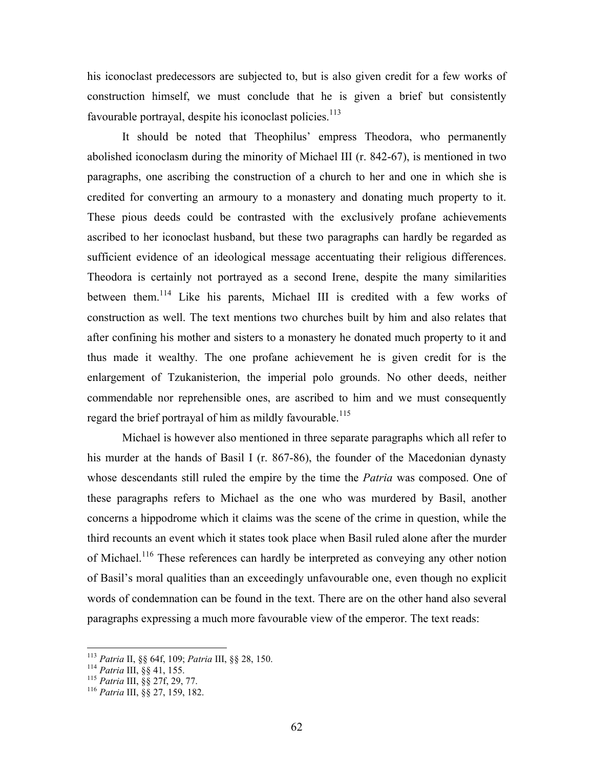his iconoclast predecessors are subjected to, but is also given credit for a few works of construction himself, we must conclude that he is given a brief but consistently favourable portrayal, despite his iconoclast policies.[113]

It should be noted that Theophilus' empress Theodora, who permanently abolished iconoclasm during the minority of Michael III (r. 842-67), is mentioned in two paragraphs, one ascribing the construction of a church to her and one in which she is credited for converting an armoury to a monastery and donating much property to it. These pious deeds could be contrasted with the exclusively profane achievements ascribed to her iconoclast husband, but these two paragraphs can hardly be regarded as sufficient evidence of an ideological message accentuating their religious differences. Theodora is certainly not portrayed as a second Irene, despite the many similarities between them.[114] Like his parents, Michael III is credited with a few works of construction as well. The text mentions two churches built by him and also relates that after confining his mother and sisters to a monastery he donated much property to it and thus made it wealthy. The one profane achievement he is given credit for is the enlargement of Tzukanisterion, the imperial polo grounds. No other deeds, neither commendable nor reprehensible ones, are ascribed to him and we must consequently regard the brief portrayal of him as mildly favourable.[115]

Michael is however also mentioned in three separate paragraphs which all refer to his murder at the hands of Basil I (r. 867-86), the founder of the Macedonian dynasty whose descendants still ruled the empire by the time the *Patria* was composed. One of these paragraphs refers to Michael as the one who was murdered by Basil, another concerns a hippodrome which it claims was the scene of the crime in question, while the third recounts an event which it states took place when Basil ruled alone after the murder of Michael.[116] These references can hardly be interpreted as conveying any other notion of Basil's moral qualities than an exceedingly unfavourable one, even though no explicit words of condemnation can be found in the text. There are on the other hand also several paragraphs expressing a much more favourable view of the emperor. The text reads:

---

[113] *Patria* II, §§ 64f, 109; *Patria* III, §§ 28, 150.

[114] *Patria* III, §§ 41, 155.

[115] *Patria* III, §§ 27f, 29, 77.

[116] *Patria* III, §§ 27, 159, 182.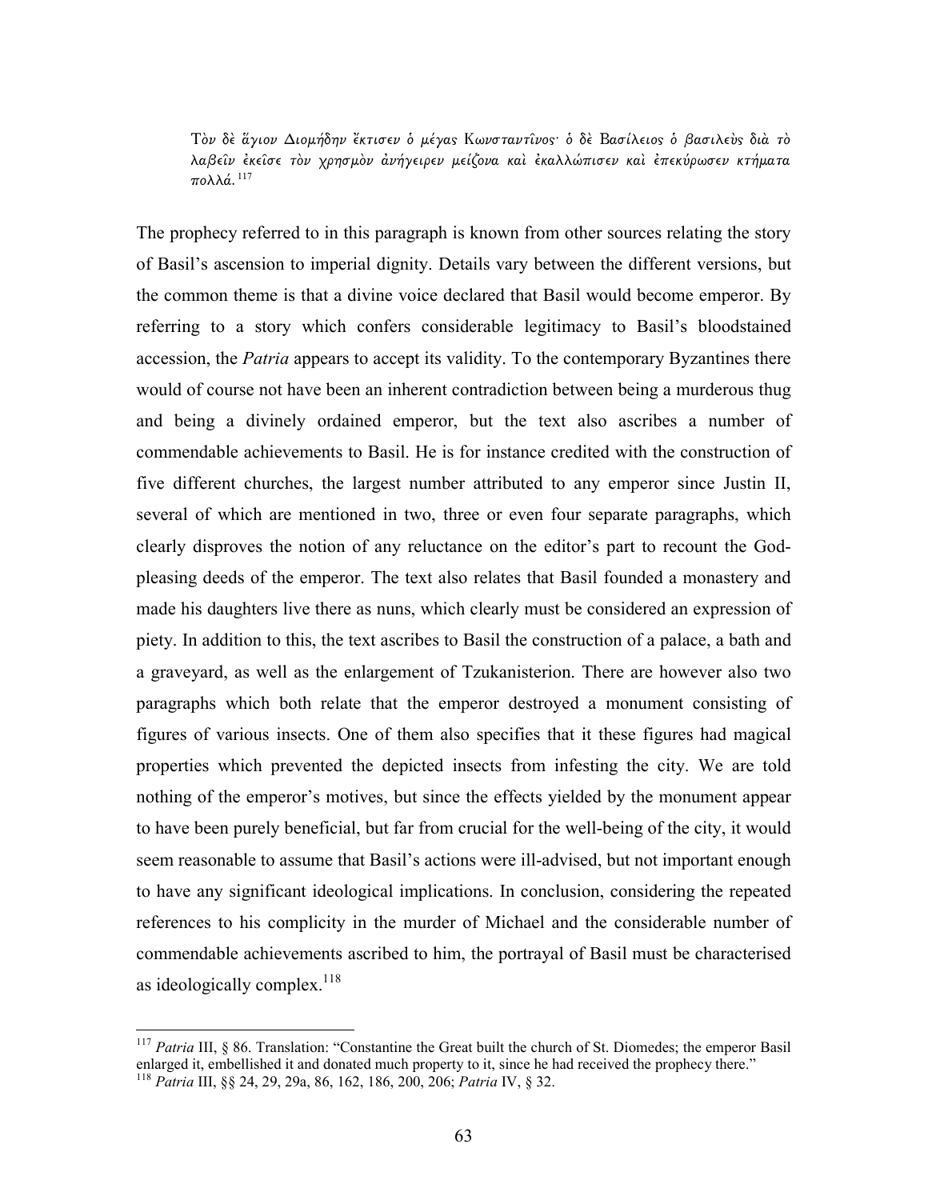> Τὸν δὲ ἅγιον Διομήδην ἔκτισεν ὁ μέγας Κωνσταντῖνος· ὁ δὲ Βασίλειος ὁ βασιλεὺς διὰ τὸ λαβεῖν ἐκεῖσε τὸν χρησμὸν ἀνήγειρεν μείζονα καὶ ἐκαλλώπισεν καὶ ἐπεκύρωσεν κτήματα πολλά.[117]

The prophecy referred to in this paragraph is known from other sources relating the story of Basil's ascension to imperial dignity. Details vary between the different versions, but the common theme is that a divine voice declared that Basil would become emperor. By referring to a story which confers considerable legitimacy to Basil's bloodstained accession, the *Patria* appears to accept its validity. To the contemporary Byzantines there would of course not have been an inherent contradiction between being a murderous thug and being a divinely ordained emperor, but the text also ascribes a number of commendable achievements to Basil. He is for instance credited with the construction of five different churches, the largest number attributed to any emperor since Justin II, several of which are mentioned in two, three or even four separate paragraphs, which clearly disproves the notion of any reluctance on the editor's part to recount the God-pleasing deeds of the emperor. The text also relates that Basil founded a monastery and made his daughters live there as nuns, which clearly must be considered an expression of piety. In addition to this, the text ascribes to Basil the construction of a palace, a bath and a graveyard, as well as the enlargement of Tzukanisterion. There are however also two paragraphs which both relate that the emperor destroyed a monument consisting of figures of various insects. One of them also specifies that it these figures had magical properties which prevented the depicted insects from infesting the city. We are told nothing of the emperor's motives, but since the effects yielded by the monument appear to have been purely beneficial, but far from crucial for the well-being of the city, it would seem reasonable to assume that Basil's actions were ill-advised, but not important enough to have any significant ideological implications. In conclusion, considering the repeated references to his complicity in the murder of Michael and the considerable number of commendable achievements ascribed to him, the portrayal of Basil must be characterised as ideologically complex.[118]

---

[117] *Patria* III, § 86. Translation: "Constantine the Great built the church of St. Diomedes; the emperor Basil enlarged it, embellished it and donated much property to it, since he had received the prophecy there."

[118] *Patria* III, §§ 24, 29, 29a, 86, 162, 186, 200, 206; *Patria* IV, § 32.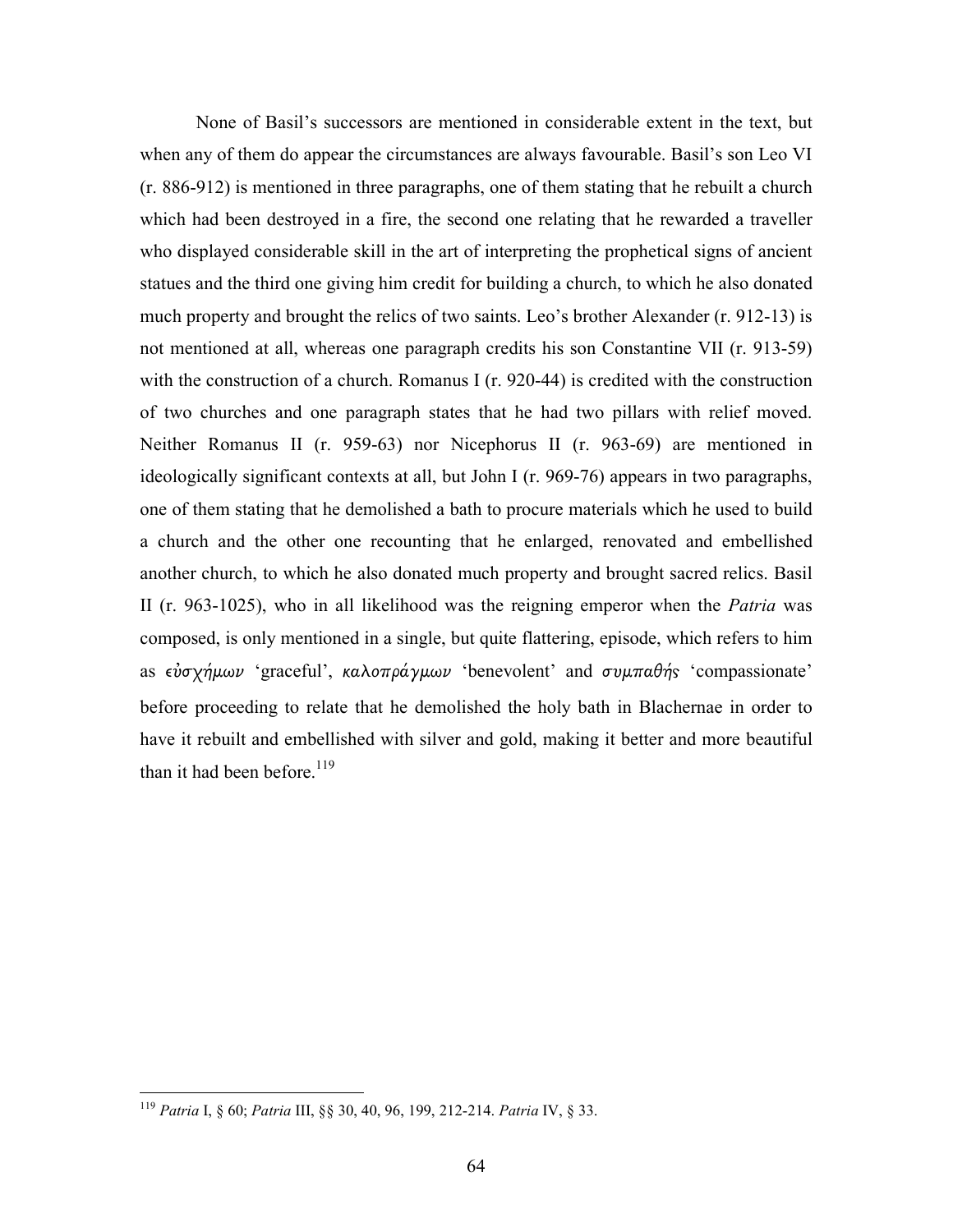None of Basil's successors are mentioned in considerable extent in the text, but when any of them do appear the circumstances are always favourable. Basil's son Leo VI (r. 886-912) is mentioned in three paragraphs, one of them stating that he rebuilt a church which had been destroyed in a fire, the second one relating that he rewarded a traveller who displayed considerable skill in the art of interpreting the prophetical signs of ancient statues and the third one giving him credit for building a church, to which he also donated much property and brought the relics of two saints. Leo's brother Alexander (r. 912-13) is not mentioned at all, whereas one paragraph credits his son Constantine VII (r. 913-59) with the construction of a church. Romanus I (r. 920-44) is credited with the construction of two churches and one paragraph states that he had two pillars with relief moved. Neither Romanus II (r. 959-63) nor Nicephorus II (r. 963-69) are mentioned in ideologically significant contexts at all, but John I (r. 969-76) appears in two paragraphs, one of them stating that he demolished a bath to procure materials which he used to build a church and the other one recounting that he enlarged, renovated and embellished another church, to which he also donated much property and brought sacred relics. Basil II (r. 963-1025), who in all likelihood was the reigning emperor when the *Patria* was composed, is only mentioned in a single, but quite flattering, episode, which refers to him as *εὐσχήμων* 'graceful', *καλοπράγμων* 'benevolent' and *συμπαθής* 'compassionate' before proceeding to relate that he demolished the holy bath in Blachernae in order to have it rebuilt and embellished with silver and gold, making it better and more beautiful than it had been before.[119]

---

[119] *Patria* I, § 60; *Patria* III, §§ 30, 40, 96, 199, 212-214. *Patria* IV, § 33.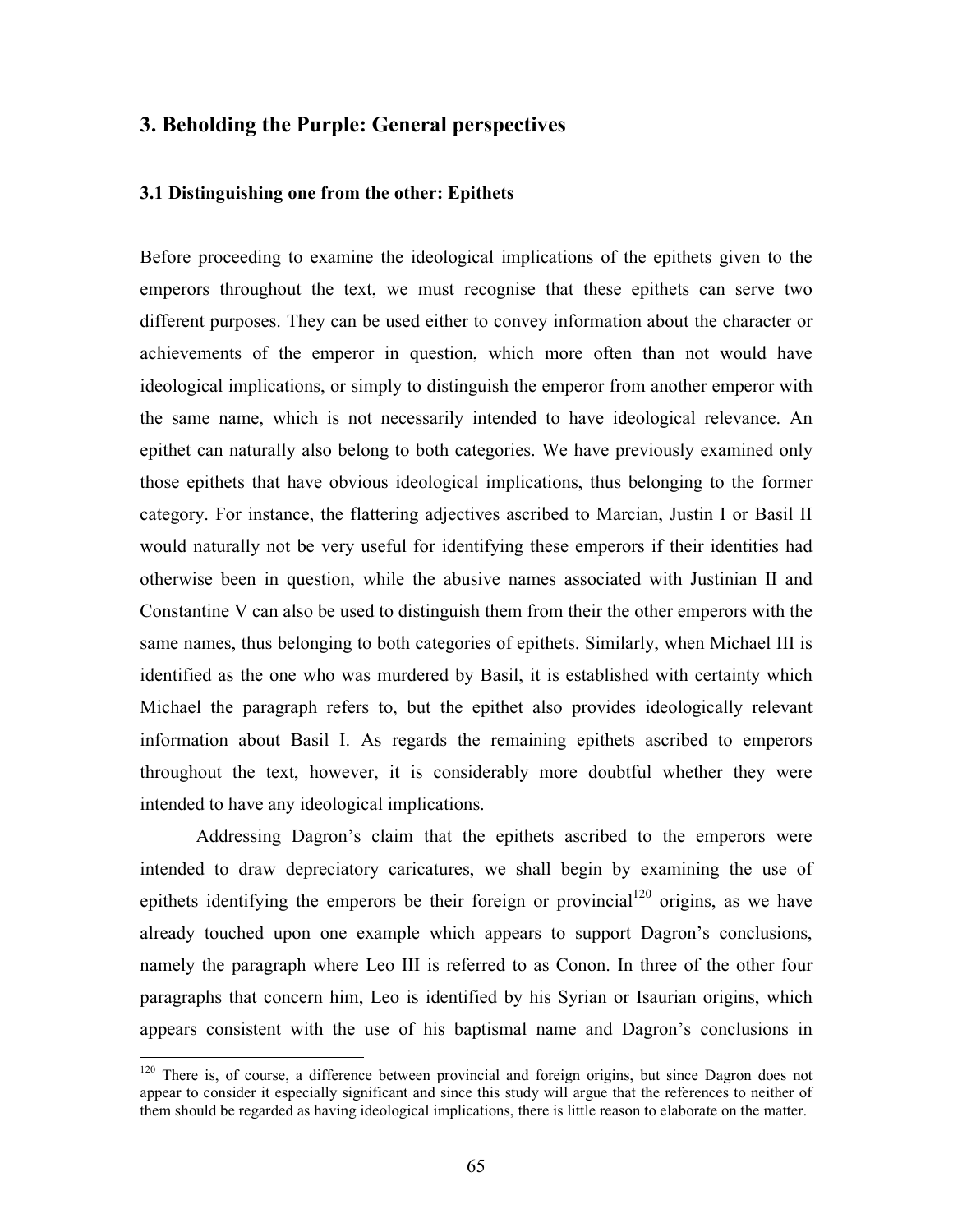## 3. Beholding the Purple: General perspectives

### 3.1 Distinguishing one from the other: Epithets

Before proceeding to examine the ideological implications of the epithets given to the emperors throughout the text, we must recognise that these epithets can serve two different purposes. They can be used either to convey information about the character or achievements of the emperor in question, which more often than not would have ideological implications, or simply to distinguish the emperor from another emperor with the same name, which is not necessarily intended to have ideological relevance. An epithet can naturally also belong to both categories. We have previously examined only those epithets that have obvious ideological implications, thus belonging to the former category. For instance, the flattering adjectives ascribed to Marcian, Justin I or Basil II would naturally not be very useful for identifying these emperors if their identities had otherwise been in question, while the abusive names associated with Justinian II and Constantine V can also be used to distinguish them from their the other emperors with the same names, thus belonging to both categories of epithets. Similarly, when Michael III is identified as the one who was murdered by Basil, it is established with certainty which Michael the paragraph refers to, but the epithet also provides ideologically relevant information about Basil I. As regards the remaining epithets ascribed to emperors throughout the text, however, it is considerably more doubtful whether they were intended to have any ideological implications.

Addressing Dagron's claim that the epithets ascribed to the emperors were intended to draw depreciatory caricatures, we shall begin by examining the use of epithets identifying the emperors be their foreign or provincial[120] origins, as we have already touched upon one example which appears to support Dagron's conclusions, namely the paragraph where Leo III is referred to as Conon. In three of the other four paragraphs that concern him, Leo is identified by his Syrian or Isaurian origins, which appears consistent with the use of his baptismal name and Dagron's conclusions in

[120] There is, of course, a difference between provincial and foreign origins, but since Dagron does not appear to consider it especially significant and since this study will argue that the references to neither of them should be regarded as having ideological implications, there is little reason to elaborate on the matter.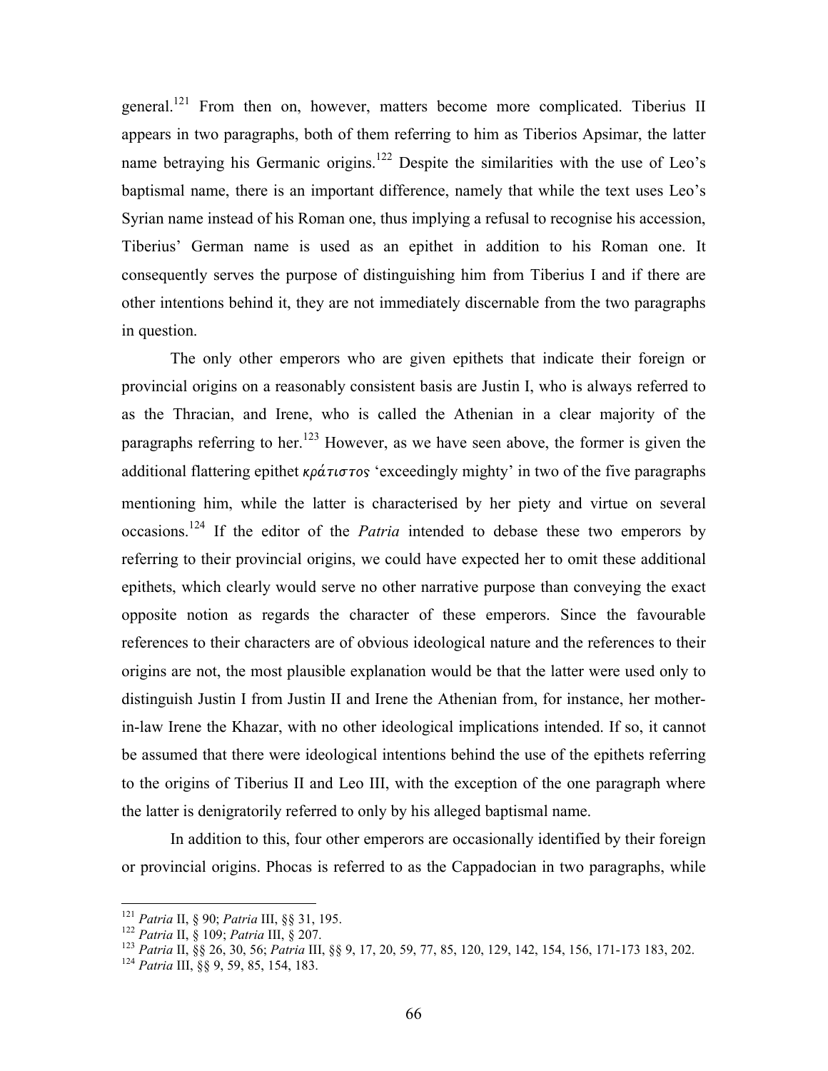general.[121] From then on, however, matters become more complicated. Tiberius II appears in two paragraphs, both of them referring to him as Tiberios Apsimar, the latter name betraying his Germanic origins.[122] Despite the similarities with the use of Leo's baptismal name, there is an important difference, namely that while the text uses Leo's Syrian name instead of his Roman one, thus implying a refusal to recognise his accession, Tiberius' German name is used as an epithet in addition to his Roman one. It consequently serves the purpose of distinguishing him from Tiberius I and if there are other intentions behind it, they are not immediately discernable from the two paragraphs in question.

The only other emperors who are given epithets that indicate their foreign or provincial origins on a reasonably consistent basis are Justin I, who is always referred to as the Thracian, and Irene, who is called the Athenian in a clear majority of the paragraphs referring to her.[123] However, as we have seen above, the former is given the additional flattering epithet *κράτιστος* 'exceedingly mighty' in two of the five paragraphs mentioning him, while the latter is characterised by her piety and virtue on several occasions.[124] If the editor of the *Patria* intended to debase these two emperors by referring to their provincial origins, we could have expected her to omit these additional epithets, which clearly would serve no other narrative purpose than conveying the exact opposite notion as regards the character of these emperors. Since the favourable references to their characters are of obvious ideological nature and the references to their origins are not, the most plausible explanation would be that the latter were used only to distinguish Justin I from Justin II and Irene the Athenian from, for instance, her mother-in-law Irene the Khazar, with no other ideological implications intended. If so, it cannot be assumed that there were ideological intentions behind the use of the epithets referring to the origins of Tiberius II and Leo III, with the exception of the one paragraph where the latter is denigratorily referred to only by his alleged baptismal name.

In addition to this, four other emperors are occasionally identified by their foreign or provincial origins. Phocas is referred to as the Cappadocian in two paragraphs, while

---

[121] *Patria* II, § 90; *Patria* III, §§ 31, 195.

[122] *Patria* II, § 109; *Patria* III, § 207.

[123] *Patria* II, §§ 26, 30, 56; *Patria* III, §§ 9, 17, 20, 59, 77, 85, 120, 129, 142, 154, 156, 171-173 183, 202.

[124] *Patria* III, §§ 9, 59, 85, 154, 183.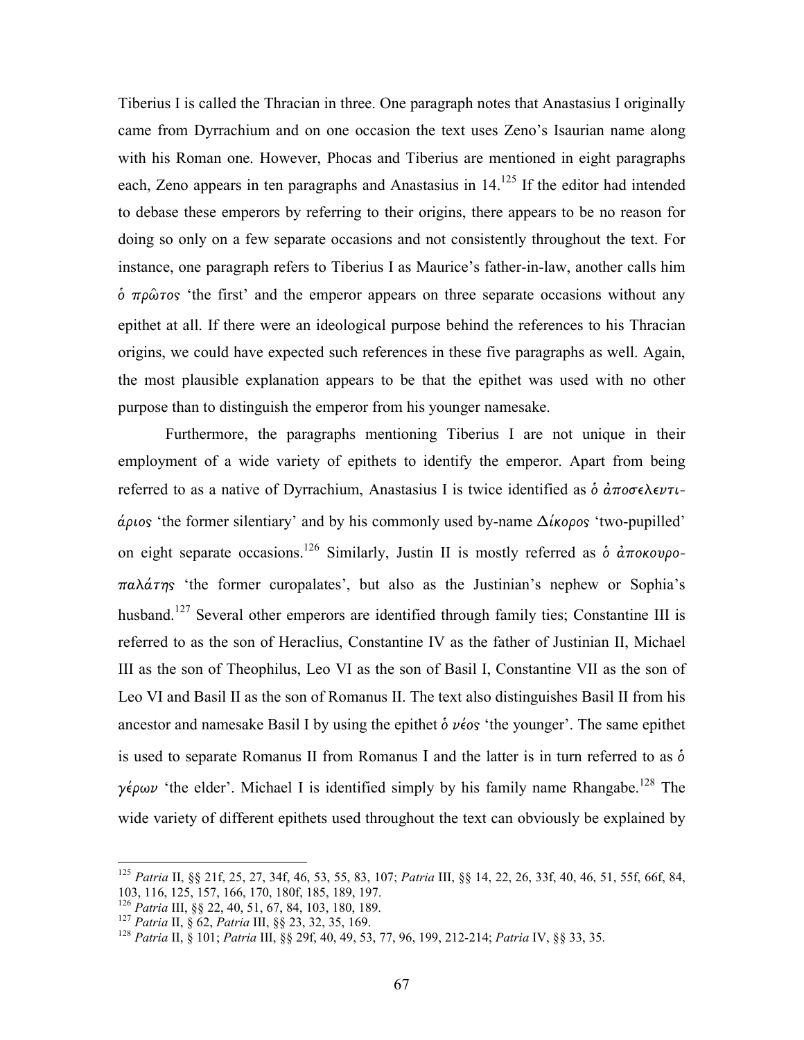Tiberius I is called the Thracian in three. One paragraph notes that Anastasius I originally came from Dyrrachium and on one occasion the text uses Zeno's Isaurian name along with his Roman one. However, Phocas and Tiberius are mentioned in eight paragraphs each, Zeno appears in ten paragraphs and Anastasius in 14.[125] If the editor had intended to debase these emperors by referring to their origins, there appears to be no reason for doing so only on a few separate occasions and not consistently throughout the text. For instance, one paragraph refers to Tiberius I as Maurice's father-in-law, another calls him ὁ πρῶτος 'the first' and the emperor appears on three separate occasions without any epithet at all. If there were an ideological purpose behind the references to his Thracian origins, we could have expected such references in these five paragraphs as well. Again, the most plausible explanation appears to be that the epithet was used with no other purpose than to distinguish the emperor from his younger namesake.

Furthermore, the paragraphs mentioning Tiberius I are not unique in their employment of a wide variety of epithets to identify the emperor. Apart from being referred to as a native of Dyrrachium, Anastasius I is twice identified as ὁ ἀποσελεντι-άριος 'the former silentiary' and by his commonly used by-name Δίκορος 'two-pupilled' on eight separate occasions.[126] Similarly, Justin II is mostly referred as ὁ ἀποκουρο-παλάτης 'the former curopalates', but also as the Justinian's nephew or Sophia's husband.[127] Several other emperors are identified through family ties; Constantine III is referred to as the son of Heraclius, Constantine IV as the father of Justinian II, Michael III as the son of Theophilus, Leo VI as the son of Basil I, Constantine VII as the son of Leo VI and Basil II as the son of Romanus II. The text also distinguishes Basil II from his ancestor and namesake Basil I by using the epithet ὁ νέος 'the younger'. The same epithet is used to separate Romanus II from Romanus I and the latter is in turn referred to as ὁ γέρων 'the elder'. Michael I is identified simply by his family name Rhangabe.[128] The wide variety of different epithets used throughout the text can obviously be explained by

---

[125] *Patria* II, §§ 21f, 25, 27, 34f, 46, 53, 55, 83, 107; *Patria* III, §§ 14, 22, 26, 33f, 40, 46, 51, 55f, 66f, 84, 103, 116, 125, 157, 166, 170, 180f, 185, 189, 197.

[126] *Patria* III, §§ 22, 40, 51, 67, 84, 103, 180, 189.

[127] *Patria* II, § 62, *Patria* III, §§ 23, 32, 35, 169.

[128] *Patria* II, § 101; *Patria* III, §§ 29f, 40, 49, 53, 77, 96, 199, 212-214; *Patria* IV, §§ 33, 35.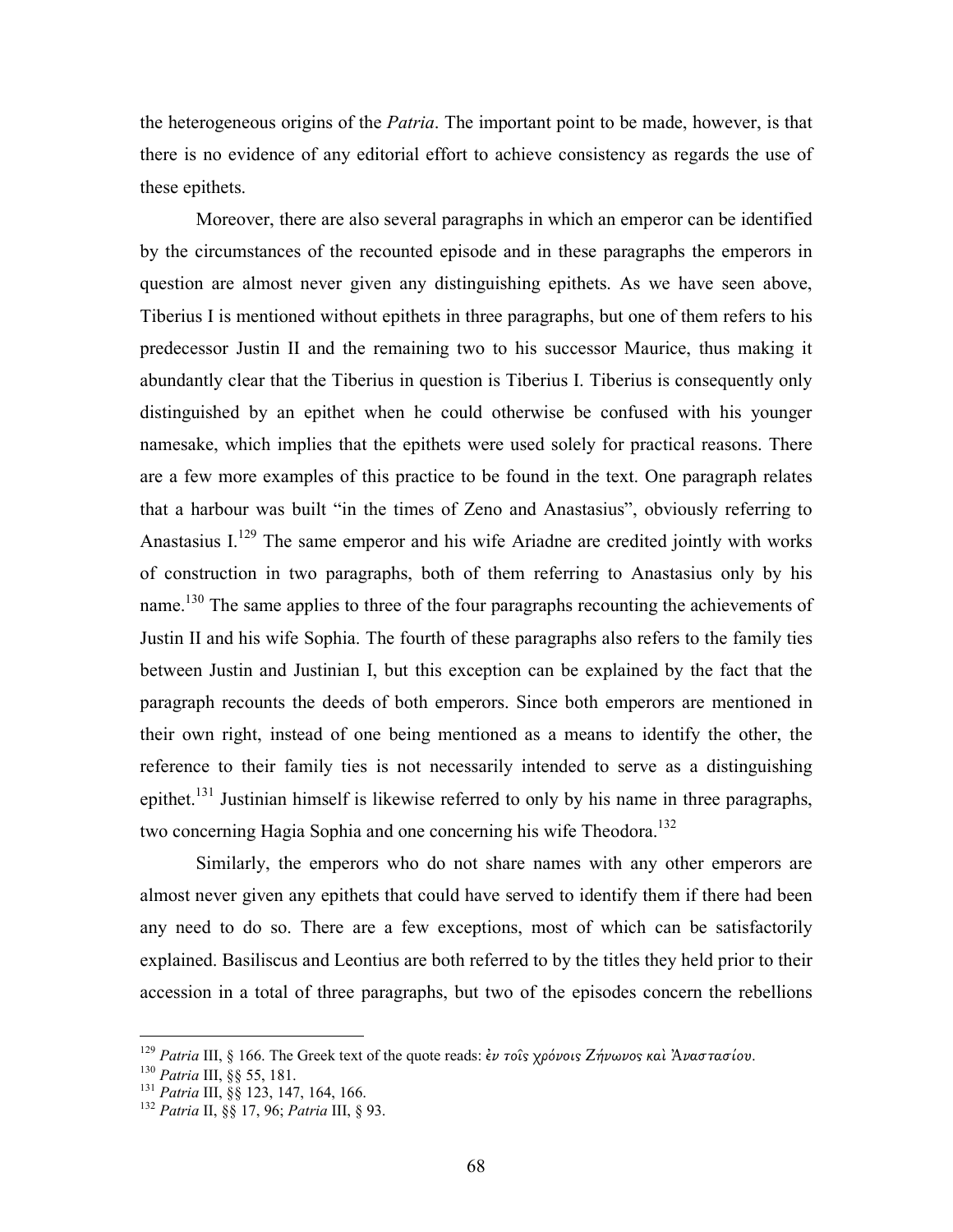the heterogeneous origins of the *Patria*. The important point to be made, however, is that there is no evidence of any editorial effort to achieve consistency as regards the use of these epithets.

Moreover, there are also several paragraphs in which an emperor can be identified by the circumstances of the recounted episode and in these paragraphs the emperors in question are almost never given any distinguishing epithets. As we have seen above, Tiberius I is mentioned without epithets in three paragraphs, but one of them refers to his predecessor Justin II and the remaining two to his successor Maurice, thus making it abundantly clear that the Tiberius in question is Tiberius I. Tiberius is consequently only distinguished by an epithet when he could otherwise be confused with his younger namesake, which implies that the epithets were used solely for practical reasons. There are a few more examples of this practice to be found in the text. One paragraph relates that a harbour was built "in the times of Zeno and Anastasius", obviously referring to Anastasius I.[129] The same emperor and his wife Ariadne are credited jointly with works of construction in two paragraphs, both of them referring to Anastasius only by his name.[130] The same applies to three of the four paragraphs recounting the achievements of Justin II and his wife Sophia. The fourth of these paragraphs also refers to the family ties between Justin and Justinian I, but this exception can be explained by the fact that the paragraph recounts the deeds of both emperors. Since both emperors are mentioned in their own right, instead of one being mentioned as a means to identify the other, the reference to their family ties is not necessarily intended to serve as a distinguishing epithet.[131] Justinian himself is likewise referred to only by his name in three paragraphs, two concerning Hagia Sophia and one concerning his wife Theodora.[132]

Similarly, the emperors who do not share names with any other emperors are almost never given any epithets that could have served to identify them if there had been any need to do so. There are a few exceptions, most of which can be satisfactorily explained. Basiliscus and Leontius are both referred to by the titles they held prior to their accession in a total of three paragraphs, but two of the episodes concern the rebellions

---

[129] *Patria* III, § 166. The Greek text of the quote reads: *ἐν τοῖς χρόνοις Ζήνωνος καὶ Ἀναστασίου*.

[130] *Patria* III, §§ 55, 181.

[131] *Patria* III, §§ 123, 147, 164, 166.

[132] *Patria* II, §§ 17, 96; *Patria* III, § 93.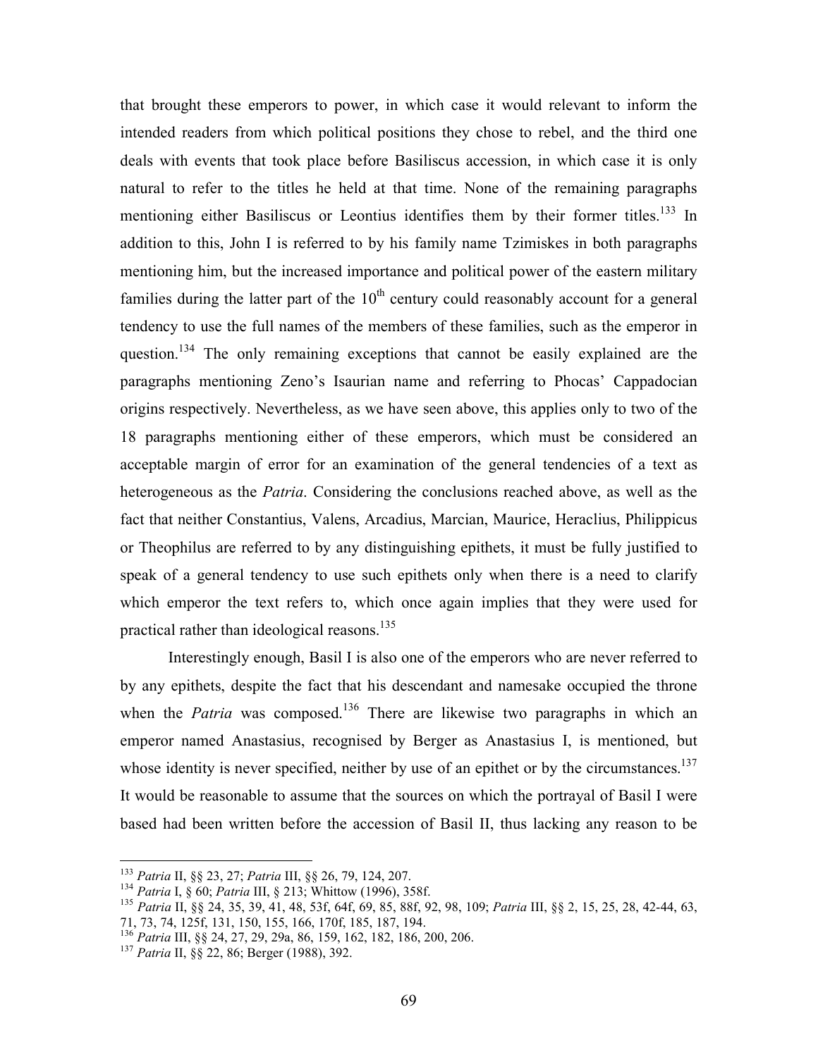that brought these emperors to power, in which case it would relevant to inform the intended readers from which political positions they chose to rebel, and the third one deals with events that took place before Basiliscus accession, in which case it is only natural to refer to the titles he held at that time. None of the remaining paragraphs mentioning either Basiliscus or Leontius identifies them by their former titles.[133] In addition to this, John I is referred to by his family name Tzimiskes in both paragraphs mentioning him, but the increased importance and political power of the eastern military families during the latter part of the 10th century could reasonably account for a general tendency to use the full names of the members of these families, such as the emperor in question.[134] The only remaining exceptions that cannot be easily explained are the paragraphs mentioning Zeno's Isaurian name and referring to Phocas' Cappadocian origins respectively. Nevertheless, as we have seen above, this applies only to two of the 18 paragraphs mentioning either of these emperors, which must be considered an acceptable margin of error for an examination of the general tendencies of a text as heterogeneous as the *Patria*. Considering the conclusions reached above, as well as the fact that neither Constantius, Valens, Arcadius, Marcian, Maurice, Heraclius, Philippicus or Theophilus are referred to by any distinguishing epithets, it must be fully justified to speak of a general tendency to use such epithets only when there is a need to clarify which emperor the text refers to, which once again implies that they were used for practical rather than ideological reasons.[135]

Interestingly enough, Basil I is also one of the emperors who are never referred to by any epithets, despite the fact that his descendant and namesake occupied the throne when the *Patria* was composed.[136] There are likewise two paragraphs in which an emperor named Anastasius, recognised by Berger as Anastasius I, is mentioned, but whose identity is never specified, neither by use of an epithet or by the circumstances.[137] It would be reasonable to assume that the sources on which the portrayal of Basil I were based had been written before the accession of Basil II, thus lacking any reason to be

[133] *Patria* II, §§ 23, 27; *Patria* III, §§ 26, 79, 124, 207.

[134] *Patria* I, § 60; *Patria* III, § 213; Whittow (1996), 358f.

[135] *Patria* II, §§ 24, 35, 39, 41, 48, 53f, 64f, 69, 85, 88f, 92, 98, 109; *Patria* III, §§ 2, 15, 25, 28, 42-44, 63, 71, 73, 74, 125f, 131, 150, 155, 166, 170f, 185, 187, 194.

[136] *Patria* III, §§ 24, 27, 29, 29a, 86, 159, 162, 182, 186, 200, 206.

[137] *Patria* II, §§ 22, 86; Berger (1988), 392.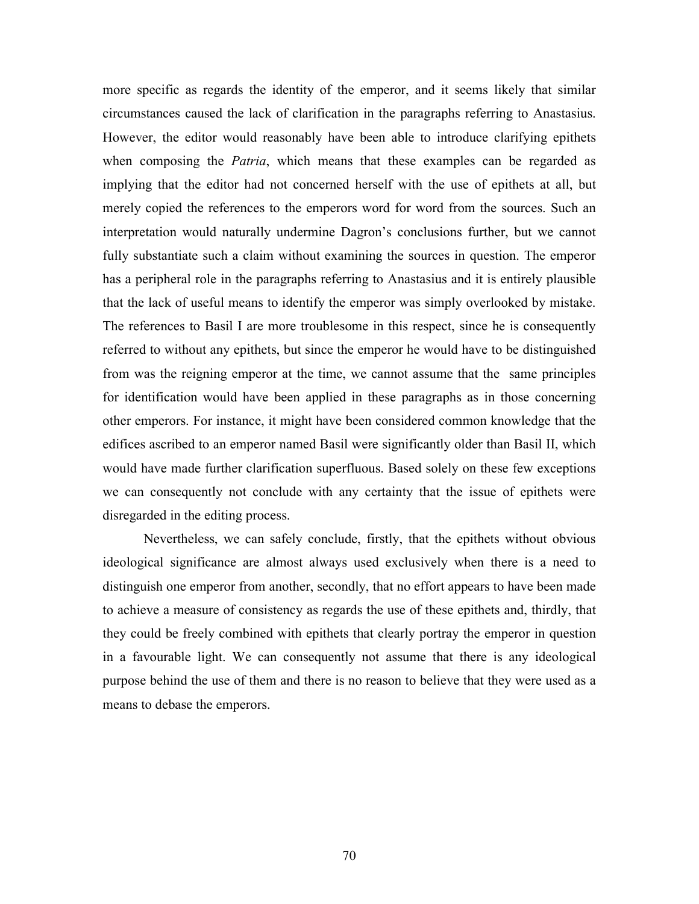more specific as regards the identity of the emperor, and it seems likely that similar circumstances caused the lack of clarification in the paragraphs referring to Anastasius. However, the editor would reasonably have been able to introduce clarifying epithets when composing the *Patria*, which means that these examples can be regarded as implying that the editor had not concerned herself with the use of epithets at all, but merely copied the references to the emperors word for word from the sources. Such an interpretation would naturally undermine Dagron's conclusions further, but we cannot fully substantiate such a claim without examining the sources in question. The emperor has a peripheral role in the paragraphs referring to Anastasius and it is entirely plausible that the lack of useful means to identify the emperor was simply overlooked by mistake. The references to Basil I are more troublesome in this respect, since he is consequently referred to without any epithets, but since the emperor he would have to be distinguished from was the reigning emperor at the time, we cannot assume that the same principles for identification would have been applied in these paragraphs as in those concerning other emperors. For instance, it might have been considered common knowledge that the edifices ascribed to an emperor named Basil were significantly older than Basil II, which would have made further clarification superfluous. Based solely on these few exceptions we can consequently not conclude with any certainty that the issue of epithets were disregarded in the editing process.

Nevertheless, we can safely conclude, firstly, that the epithets without obvious ideological significance are almost always used exclusively when there is a need to distinguish one emperor from another, secondly, that no effort appears to have been made to achieve a measure of consistency as regards the use of these epithets and, thirdly, that they could be freely combined with epithets that clearly portray the emperor in question in a favourable light. We can consequently not assume that there is any ideological purpose behind the use of them and there is no reason to believe that they were used as a means to debase the emperors.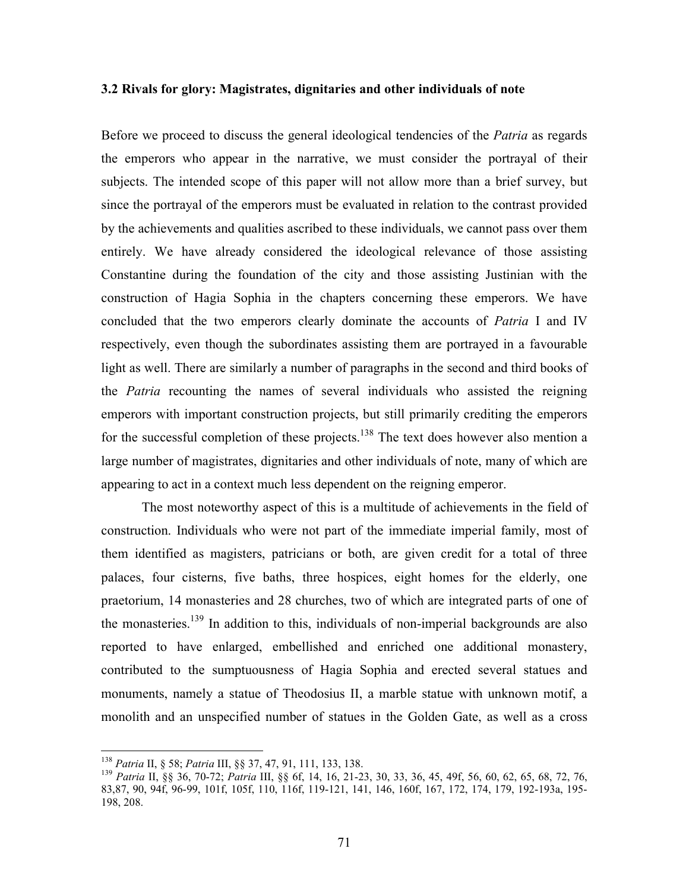### 3.2 Rivals for glory: Magistrates, dignitaries and other individuals of note

Before we proceed to discuss the general ideological tendencies of the *Patria* as regards the emperors who appear in the narrative, we must consider the portrayal of their subjects. The intended scope of this paper will not allow more than a brief survey, but since the portrayal of the emperors must be evaluated in relation to the contrast provided by the achievements and qualities ascribed to these individuals, we cannot pass over them entirely. We have already considered the ideological relevance of those assisting Constantine during the foundation of the city and those assisting Justinian with the construction of Hagia Sophia in the chapters concerning these emperors. We have concluded that the two emperors clearly dominate the accounts of *Patria* I and IV respectively, even though the subordinates assisting them are portrayed in a favourable light as well. There are similarly a number of paragraphs in the second and third books of the *Patria* recounting the names of several individuals who assisted the reigning emperors with important construction projects, but still primarily crediting the emperors for the successful completion of these projects.[138] The text does however also mention a large number of magistrates, dignitaries and other individuals of note, many of which are appearing to act in a context much less dependent on the reigning emperor.

The most noteworthy aspect of this is a multitude of achievements in the field of construction. Individuals who were not part of the immediate imperial family, most of them identified as magisters, patricians or both, are given credit for a total of three palaces, four cisterns, five baths, three hospices, eight homes for the elderly, one praetorium, 14 monasteries and 28 churches, two of which are integrated parts of one of the monasteries.[139] In addition to this, individuals of non-imperial backgrounds are also reported to have enlarged, embellished and enriched one additional monastery, contributed to the sumptuousness of Hagia Sophia and erected several statues and monuments, namely a statue of Theodosius II, a marble statue with unknown motif, a monolith and an unspecified number of statues in the Golden Gate, as well as a cross

---

[138] *Patria* II, § 58; *Patria* III, §§ 37, 47, 91, 111, 133, 138.

[139] *Patria* II, §§ 36, 70-72; *Patria* III, §§ 6f, 14, 16, 21-23, 30, 33, 36, 45, 49f, 56, 60, 62, 65, 68, 72, 76, 83,87, 90, 94f, 96-99, 101f, 105f, 110, 116f, 119-121, 141, 146, 160f, 167, 172, 174, 179, 192-193a, 195-198, 208.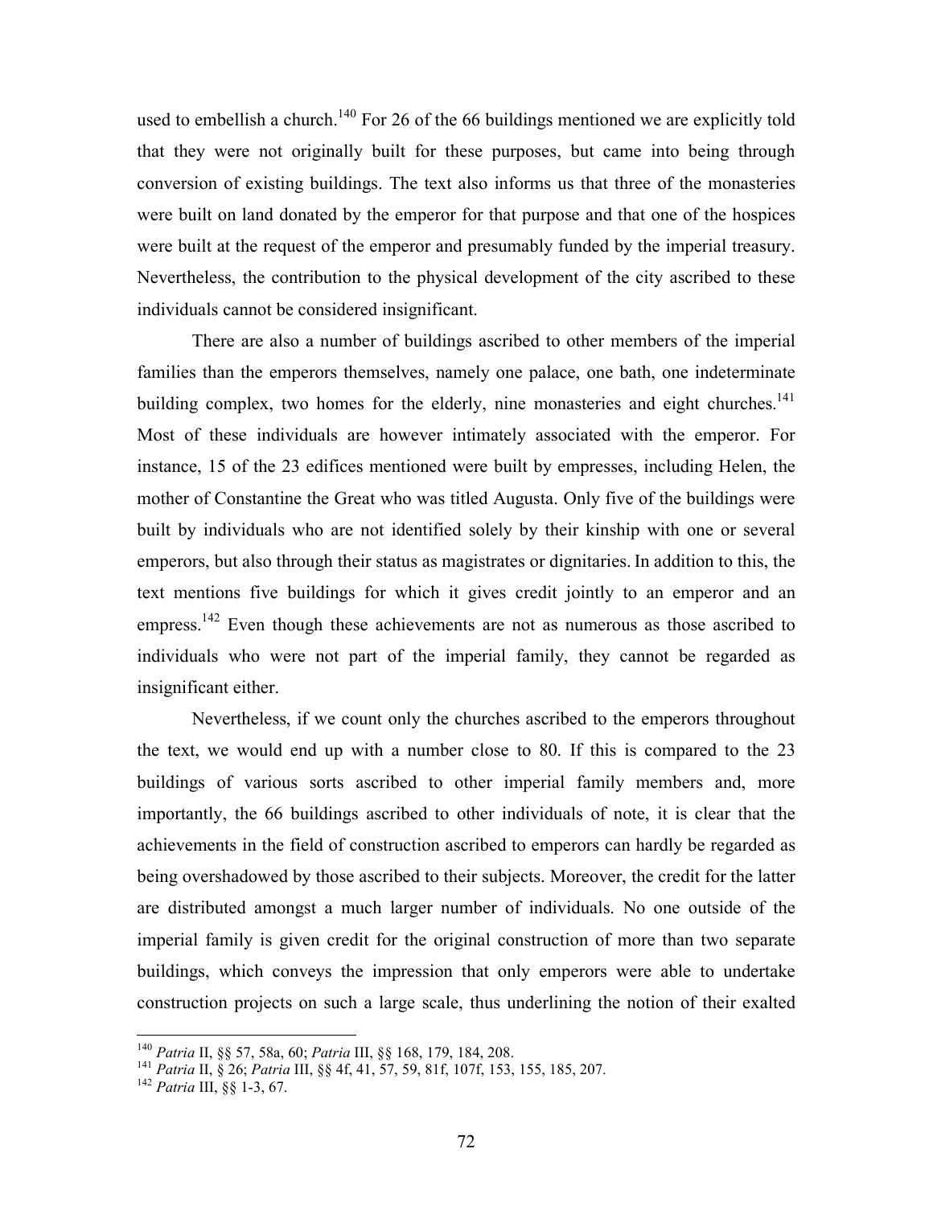used to embellish a church.[140] For 26 of the 66 buildings mentioned we are explicitly told that they were not originally built for these purposes, but came into being through conversion of existing buildings. The text also informs us that three of the monasteries were built on land donated by the emperor for that purpose and that one of the hospices were built at the request of the emperor and presumably funded by the imperial treasury. Nevertheless, the contribution to the physical development of the city ascribed to these individuals cannot be considered insignificant.

There are also a number of buildings ascribed to other members of the imperial families than the emperors themselves, namely one palace, one bath, one indeterminate building complex, two homes for the elderly, nine monasteries and eight churches.[141] Most of these individuals are however intimately associated with the emperor. For instance, 15 of the 23 edifices mentioned were built by empresses, including Helen, the mother of Constantine the Great who was titled Augusta. Only five of the buildings were built by individuals who are not identified solely by their kinship with one or several emperors, but also through their status as magistrates or dignitaries. In addition to this, the text mentions five buildings for which it gives credit jointly to an emperor and an empress.[142] Even though these achievements are not as numerous as those ascribed to individuals who were not part of the imperial family, they cannot be regarded as insignificant either.

Nevertheless, if we count only the churches ascribed to the emperors throughout the text, we would end up with a number close to 80. If this is compared to the 23 buildings of various sorts ascribed to other imperial family members and, more importantly, the 66 buildings ascribed to other individuals of note, it is clear that the achievements in the field of construction ascribed to emperors can hardly be regarded as being overshadowed by those ascribed to their subjects. Moreover, the credit for the latter are distributed amongst a much larger number of individuals. No one outside of the imperial family is given credit for the original construction of more than two separate buildings, which conveys the impression that only emperors were able to undertake construction projects on such a large scale, thus underlining the notion of their exalted

---

[140] *Patria* II, §§ 57, 58a, 60; *Patria* III, §§ 168, 179, 184, 208.

[141] *Patria* II, § 26; *Patria* III, §§ 4f, 41, 57, 59, 81f, 107f, 153, 155, 185, 207.

[142] *Patria* III, §§ 1-3, 67.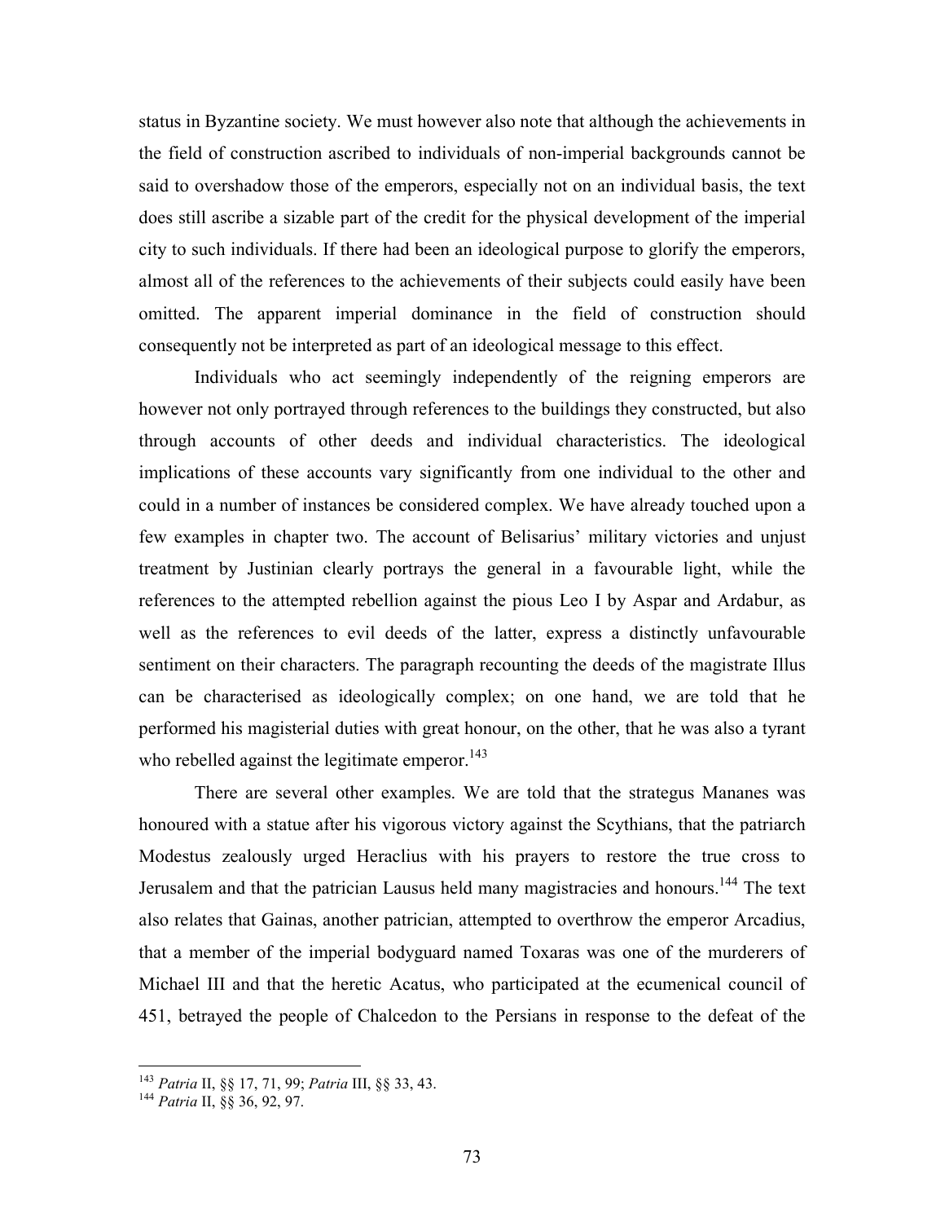status in Byzantine society. We must however also note that although the achievements in the field of construction ascribed to individuals of non-imperial backgrounds cannot be said to overshadow those of the emperors, especially not on an individual basis, the text does still ascribe a sizable part of the credit for the physical development of the imperial city to such individuals. If there had been an ideological purpose to glorify the emperors, almost all of the references to the achievements of their subjects could easily have been omitted. The apparent imperial dominance in the field of construction should consequently not be interpreted as part of an ideological message to this effect.

Individuals who act seemingly independently of the reigning emperors are however not only portrayed through references to the buildings they constructed, but also through accounts of other deeds and individual characteristics. The ideological implications of these accounts vary significantly from one individual to the other and could in a number of instances be considered complex. We have already touched upon a few examples in chapter two. The account of Belisarius' military victories and unjust treatment by Justinian clearly portrays the general in a favourable light, while the references to the attempted rebellion against the pious Leo I by Aspar and Ardabur, as well as the references to evil deeds of the latter, express a distinctly unfavourable sentiment on their characters. The paragraph recounting the deeds of the magistrate Illus can be characterised as ideologically complex; on one hand, we are told that he performed his magisterial duties with great honour, on the other, that he was also a tyrant who rebelled against the legitimate emperor.[143]

There are several other examples. We are told that the strategus Mananes was honoured with a statue after his vigorous victory against the Scythians, that the patriarch Modestus zealously urged Heraclius with his prayers to restore the true cross to Jerusalem and that the patrician Lausus held many magistracies and honours.[144] The text also relates that Gainas, another patrician, attempted to overthrow the emperor Arcadius, that a member of the imperial bodyguard named Toxaras was one of the murderers of Michael III and that the heretic Acatus, who participated at the ecumenical council of 451, betrayed the people of Chalcedon to the Persians in response to the defeat of the

[143] *Patria* II, §§ 17, 71, 99; *Patria* III, §§ 33, 43.

[144] *Patria* II, §§ 36, 92, 97.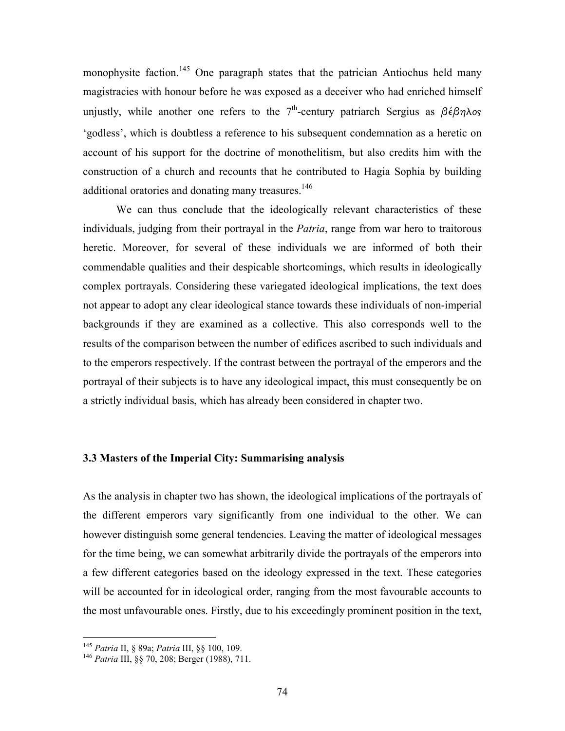monophysite faction.[145] One paragraph states that the patrician Antiochus held many magistracies with honour before he was exposed as a deceiver who had enriched himself unjustly, while another one refers to the 7th-century patriarch Sergius as βέβηλος 'godless', which is doubtless a reference to his subsequent condemnation as a heretic on account of his support for the doctrine of monothelitism, but also credits him with the construction of a church and recounts that he contributed to Hagia Sophia by building additional oratories and donating many treasures.[146]

We can thus conclude that the ideologically relevant characteristics of these individuals, judging from their portrayal in the *Patria*, range from war hero to traitorous heretic. Moreover, for several of these individuals we are informed of both their commendable qualities and their despicable shortcomings, which results in ideologically complex portrayals. Considering these variegated ideological implications, the text does not appear to adopt any clear ideological stance towards these individuals of non-imperial backgrounds if they are examined as a collective. This also corresponds well to the results of the comparison between the number of edifices ascribed to such individuals and to the emperors respectively. If the contrast between the portrayal of the emperors and the portrayal of their subjects is to have any ideological impact, this must consequently be on a strictly individual basis, which has already been considered in chapter two.

### 3.3 Masters of the Imperial City: Summarising analysis

As the analysis in chapter two has shown, the ideological implications of the portrayals of the different emperors vary significantly from one individual to the other. We can however distinguish some general tendencies. Leaving the matter of ideological messages for the time being, we can somewhat arbitrarily divide the portrayals of the emperors into a few different categories based on the ideology expressed in the text. These categories will be accounted for in ideological order, ranging from the most favourable accounts to the most unfavourable ones. Firstly, due to his exceedingly prominent position in the text,

---

[145] *Patria* II, § 89a; *Patria* III, §§ 100, 109.

[146] *Patria* III, §§ 70, 208; Berger (1988), 711.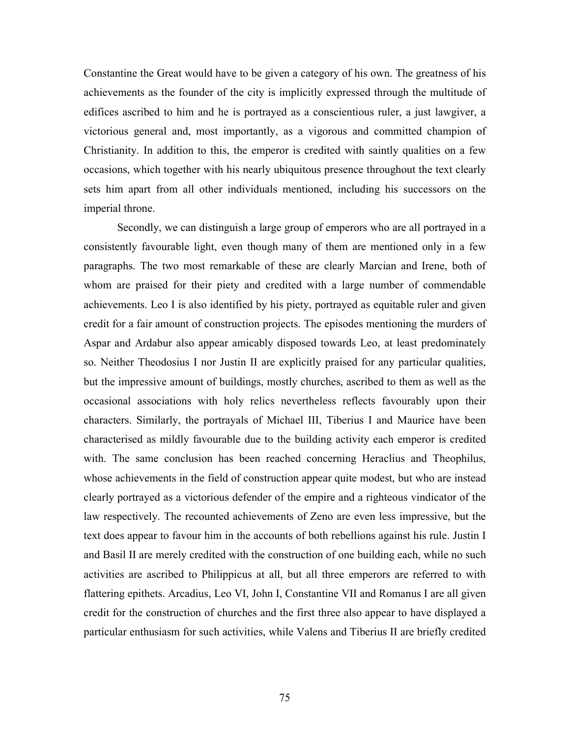Constantine the Great would have to be given a category of his own. The greatness of his achievements as the founder of the city is implicitly expressed through the multitude of edifices ascribed to him and he is portrayed as a conscientious ruler, a just lawgiver, a victorious general and, most importantly, as a vigorous and committed champion of Christianity. In addition to this, the emperor is credited with saintly qualities on a few occasions, which together with his nearly ubiquitous presence throughout the text clearly sets him apart from all other individuals mentioned, including his successors on the imperial throne.

Secondly, we can distinguish a large group of emperors who are all portrayed in a consistently favourable light, even though many of them are mentioned only in a few paragraphs. The two most remarkable of these are clearly Marcian and Irene, both of whom are praised for their piety and credited with a large number of commendable achievements. Leo I is also identified by his piety, portrayed as equitable ruler and given credit for a fair amount of construction projects. The episodes mentioning the murders of Aspar and Ardabur also appear amicably disposed towards Leo, at least predominately so. Neither Theodosius I nor Justin II are explicitly praised for any particular qualities, but the impressive amount of buildings, mostly churches, ascribed to them as well as the occasional associations with holy relics nevertheless reflects favourably upon their characters. Similarly, the portrayals of Michael III, Tiberius I and Maurice have been characterised as mildly favourable due to the building activity each emperor is credited with. The same conclusion has been reached concerning Heraclius and Theophilus, whose achievements in the field of construction appear quite modest, but who are instead clearly portrayed as a victorious defender of the empire and a righteous vindicator of the law respectively. The recounted achievements of Zeno are even less impressive, but the text does appear to favour him in the accounts of both rebellions against his rule. Justin I and Basil II are merely credited with the construction of one building each, while no such activities are ascribed to Philippicus at all, but all three emperors are referred to with flattering epithets. Arcadius, Leo VI, John I, Constantine VII and Romanus I are all given credit for the construction of churches and the first three also appear to have displayed a particular enthusiasm for such activities, while Valens and Tiberius II are briefly credited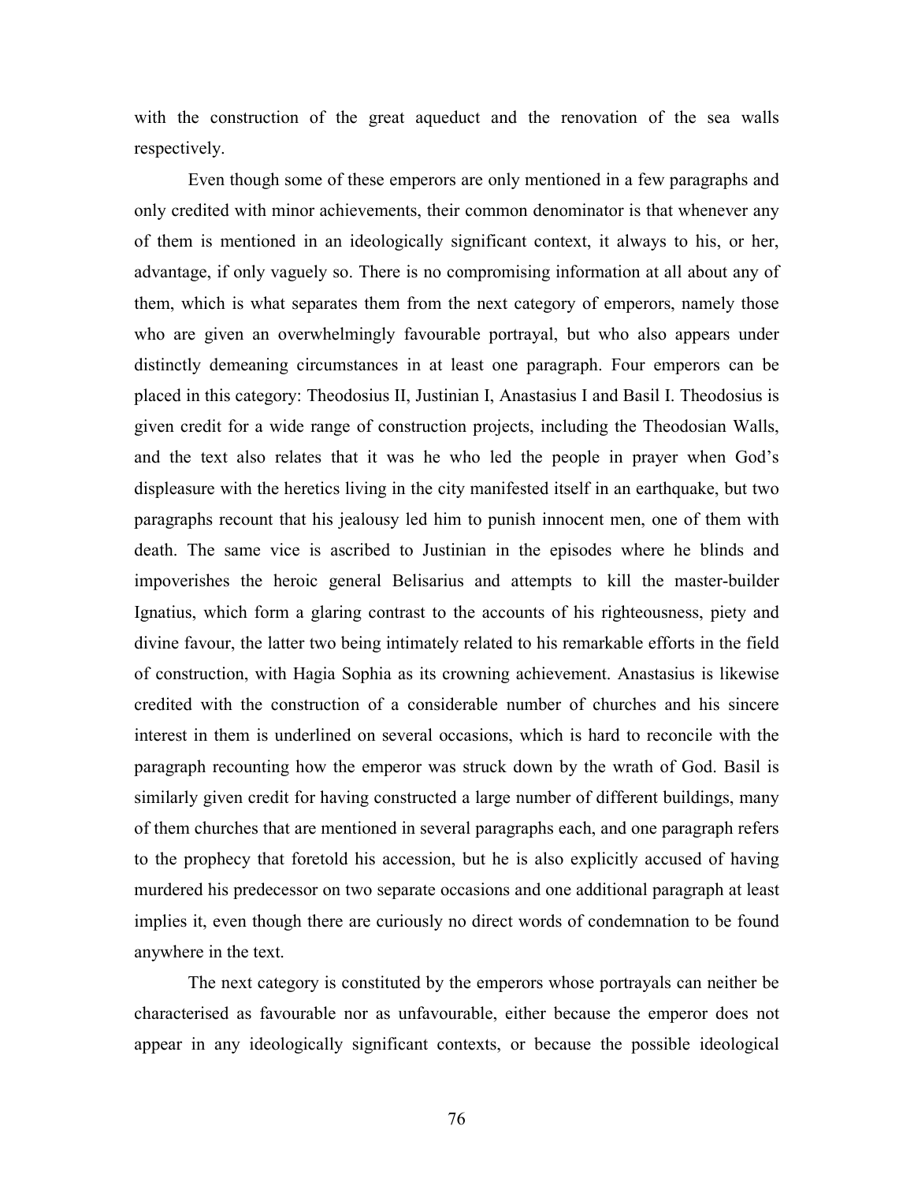with the construction of the great aqueduct and the renovation of the sea walls respectively.

Even though some of these emperors are only mentioned in a few paragraphs and only credited with minor achievements, their common denominator is that whenever any of them is mentioned in an ideologically significant context, it always to his, or her, advantage, if only vaguely so. There is no compromising information at all about any of them, which is what separates them from the next category of emperors, namely those who are given an overwhelmingly favourable portrayal, but who also appears under distinctly demeaning circumstances in at least one paragraph. Four emperors can be placed in this category: Theodosius II, Justinian I, Anastasius I and Basil I. Theodosius is given credit for a wide range of construction projects, including the Theodosian Walls, and the text also relates that it was he who led the people in prayer when God's displeasure with the heretics living in the city manifested itself in an earthquake, but two paragraphs recount that his jealousy led him to punish innocent men, one of them with death. The same vice is ascribed to Justinian in the episodes where he blinds and impoverishes the heroic general Belisarius and attempts to kill the master-builder Ignatius, which form a glaring contrast to the accounts of his righteousness, piety and divine favour, the latter two being intimately related to his remarkable efforts in the field of construction, with Hagia Sophia as its crowning achievement. Anastasius is likewise credited with the construction of a considerable number of churches and his sincere interest in them is underlined on several occasions, which is hard to reconcile with the paragraph recounting how the emperor was struck down by the wrath of God. Basil is similarly given credit for having constructed a large number of different buildings, many of them churches that are mentioned in several paragraphs each, and one paragraph refers to the prophecy that foretold his accession, but he is also explicitly accused of having murdered his predecessor on two separate occasions and one additional paragraph at least implies it, even though there are curiously no direct words of condemnation to be found anywhere in the text.

The next category is constituted by the emperors whose portrayals can neither be characterised as favourable nor as unfavourable, either because the emperor does not appear in any ideologically significant contexts, or because the possible ideological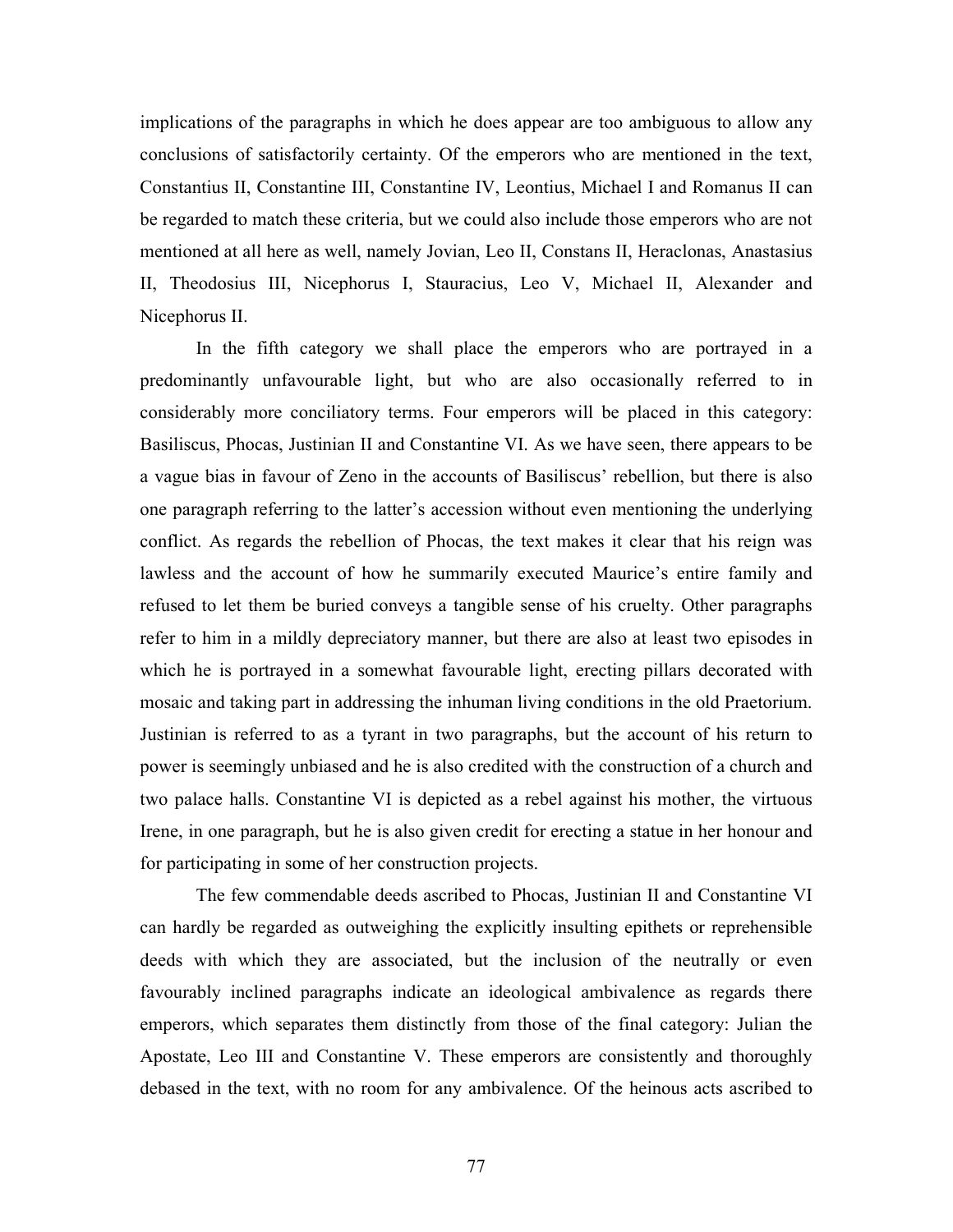implications of the paragraphs in which he does appear are too ambiguous to allow any conclusions of satisfactorily certainty. Of the emperors who are mentioned in the text, Constantius II, Constantine III, Constantine IV, Leontius, Michael I and Romanus II can be regarded to match these criteria, but we could also include those emperors who are not mentioned at all here as well, namely Jovian, Leo II, Constans II, Heraclonas, Anastasius II, Theodosius III, Nicephorus I, Stauracius, Leo V, Michael II, Alexander and Nicephorus II.

In the fifth category we shall place the emperors who are portrayed in a predominantly unfavourable light, but who are also occasionally referred to in considerably more conciliatory terms. Four emperors will be placed in this category: Basiliscus, Phocas, Justinian II and Constantine VI. As we have seen, there appears to be a vague bias in favour of Zeno in the accounts of Basiliscus' rebellion, but there is also one paragraph referring to the latter's accession without even mentioning the underlying conflict. As regards the rebellion of Phocas, the text makes it clear that his reign was lawless and the account of how he summarily executed Maurice's entire family and refused to let them be buried conveys a tangible sense of his cruelty. Other paragraphs refer to him in a mildly depreciatory manner, but there are also at least two episodes in which he is portrayed in a somewhat favourable light, erecting pillars decorated with mosaic and taking part in addressing the inhuman living conditions in the old Praetorium. Justinian is referred to as a tyrant in two paragraphs, but the account of his return to power is seemingly unbiased and he is also credited with the construction of a church and two palace halls. Constantine VI is depicted as a rebel against his mother, the virtuous Irene, in one paragraph, but he is also given credit for erecting a statue in her honour and for participating in some of her construction projects.

The few commendable deeds ascribed to Phocas, Justinian II and Constantine VI can hardly be regarded as outweighing the explicitly insulting epithets or reprehensible deeds with which they are associated, but the inclusion of the neutrally or even favourably inclined paragraphs indicate an ideological ambivalence as regards there emperors, which separates them distinctly from those of the final category: Julian the Apostate, Leo III and Constantine V. These emperors are consistently and thoroughly debased in the text, with no room for any ambivalence. Of the heinous acts ascribed to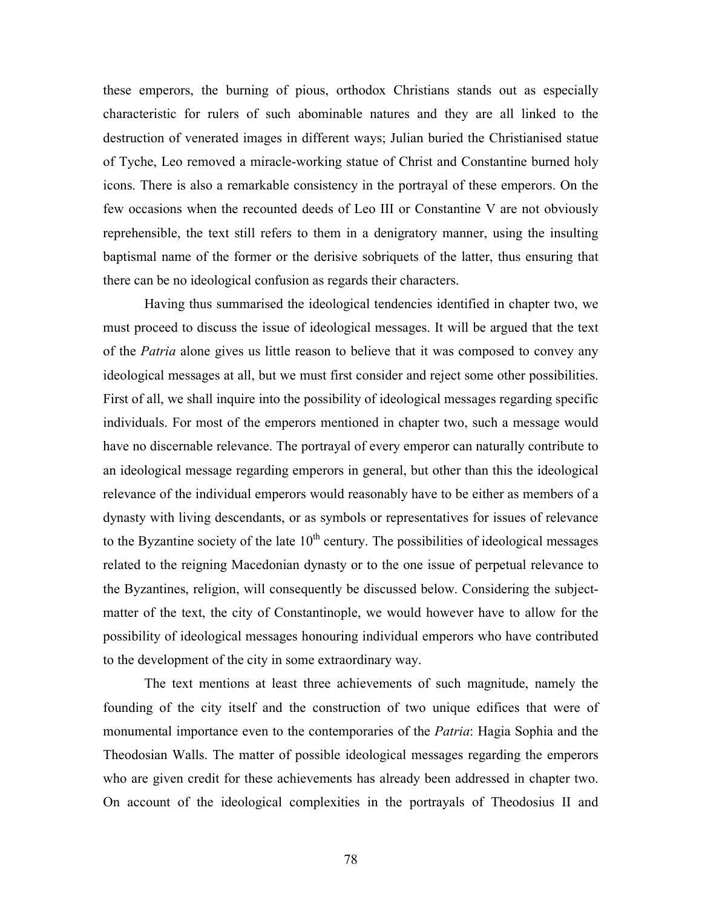these emperors, the burning of pious, orthodox Christians stands out as especially characteristic for rulers of such abominable natures and they are all linked to the destruction of venerated images in different ways; Julian buried the Christianised statue of Tyche, Leo removed a miracle-working statue of Christ and Constantine burned holy icons. There is also a remarkable consistency in the portrayal of these emperors. On the few occasions when the recounted deeds of Leo III or Constantine V are not obviously reprehensible, the text still refers to them in a denigratory manner, using the insulting baptismal name of the former or the derisive sobriquets of the latter, thus ensuring that there can be no ideological confusion as regards their characters.

Having thus summarised the ideological tendencies identified in chapter two, we must proceed to discuss the issue of ideological messages. It will be argued that the text of the *Patria* alone gives us little reason to believe that it was composed to convey any ideological messages at all, but we must first consider and reject some other possibilities. First of all, we shall inquire into the possibility of ideological messages regarding specific individuals. For most of the emperors mentioned in chapter two, such a message would have no discernable relevance. The portrayal of every emperor can naturally contribute to an ideological message regarding emperors in general, but other than this the ideological relevance of the individual emperors would reasonably have to be either as members of a dynasty with living descendants, or as symbols or representatives for issues of relevance to the Byzantine society of the late 10th century. The possibilities of ideological messages related to the reigning Macedonian dynasty or to the one issue of perpetual relevance to the Byzantines, religion, will consequently be discussed below. Considering the subject-matter of the text, the city of Constantinople, we would however have to allow for the possibility of ideological messages honouring individual emperors who have contributed to the development of the city in some extraordinary way.

The text mentions at least three achievements of such magnitude, namely the founding of the city itself and the construction of two unique edifices that were of monumental importance even to the contemporaries of the *Patria*: Hagia Sophia and the Theodosian Walls. The matter of possible ideological messages regarding the emperors who are given credit for these achievements has already been addressed in chapter two. On account of the ideological complexities in the portrayals of Theodosius II and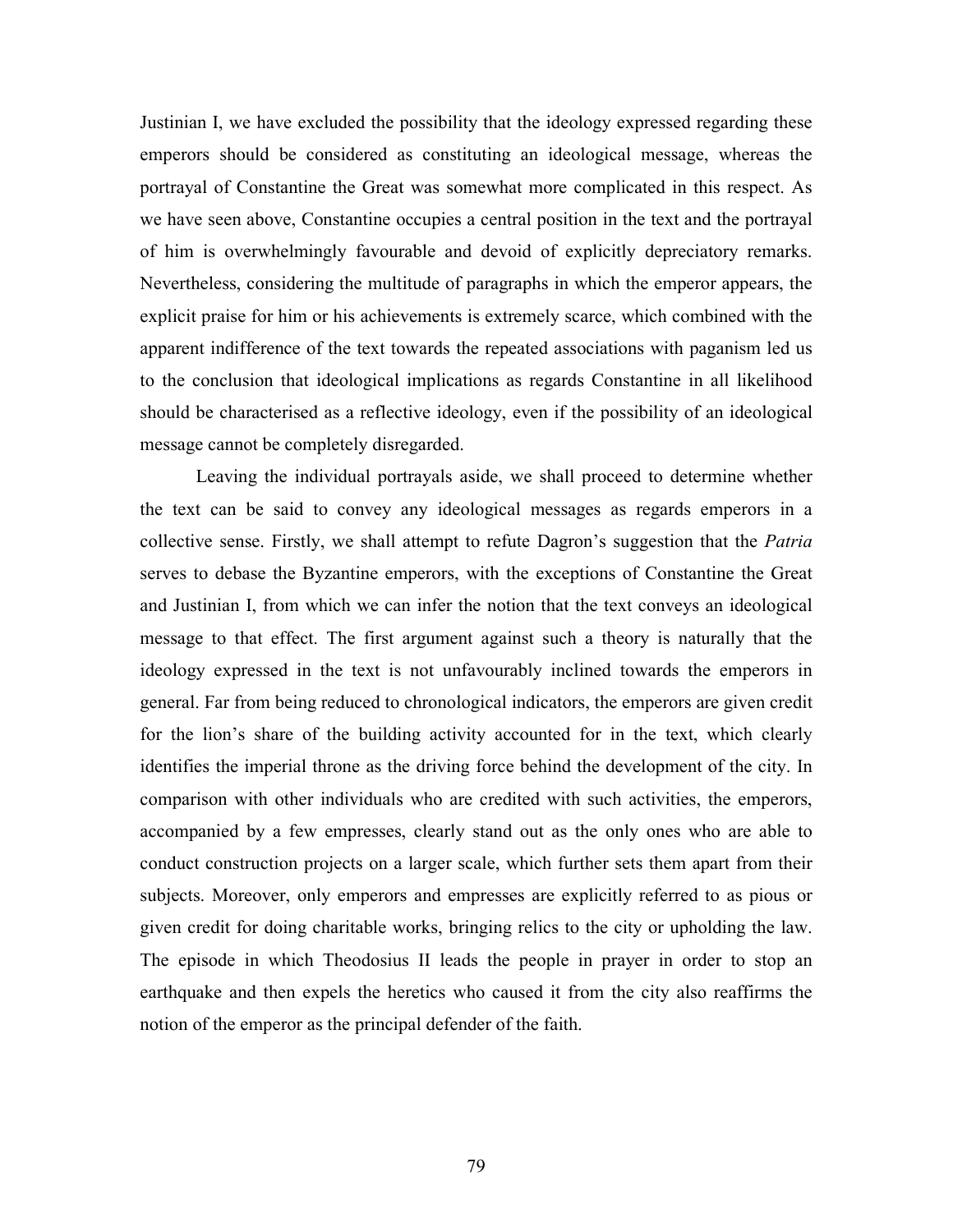Justinian I, we have excluded the possibility that the ideology expressed regarding these emperors should be considered as constituting an ideological message, whereas the portrayal of Constantine the Great was somewhat more complicated in this respect. As we have seen above, Constantine occupies a central position in the text and the portrayal of him is overwhelmingly favourable and devoid of explicitly depreciatory remarks. Nevertheless, considering the multitude of paragraphs in which the emperor appears, the explicit praise for him or his achievements is extremely scarce, which combined with the apparent indifference of the text towards the repeated associations with paganism led us to the conclusion that ideological implications as regards Constantine in all likelihood should be characterised as a reflective ideology, even if the possibility of an ideological message cannot be completely disregarded.

Leaving the individual portrayals aside, we shall proceed to determine whether the text can be said to convey any ideological messages as regards emperors in a collective sense. Firstly, we shall attempt to refute Dagron's suggestion that the *Patria* serves to debase the Byzantine emperors, with the exceptions of Constantine the Great and Justinian I, from which we can infer the notion that the text conveys an ideological message to that effect. The first argument against such a theory is naturally that the ideology expressed in the text is not unfavourably inclined towards the emperors in general. Far from being reduced to chronological indicators, the emperors are given credit for the lion's share of the building activity accounted for in the text, which clearly identifies the imperial throne as the driving force behind the development of the city. In comparison with other individuals who are credited with such activities, the emperors, accompanied by a few empresses, clearly stand out as the only ones who are able to conduct construction projects on a larger scale, which further sets them apart from their subjects. Moreover, only emperors and empresses are explicitly referred to as pious or given credit for doing charitable works, bringing relics to the city or upholding the law. The episode in which Theodosius II leads the people in prayer in order to stop an earthquake and then expels the heretics who caused it from the city also reaffirms the notion of the emperor as the principal defender of the faith.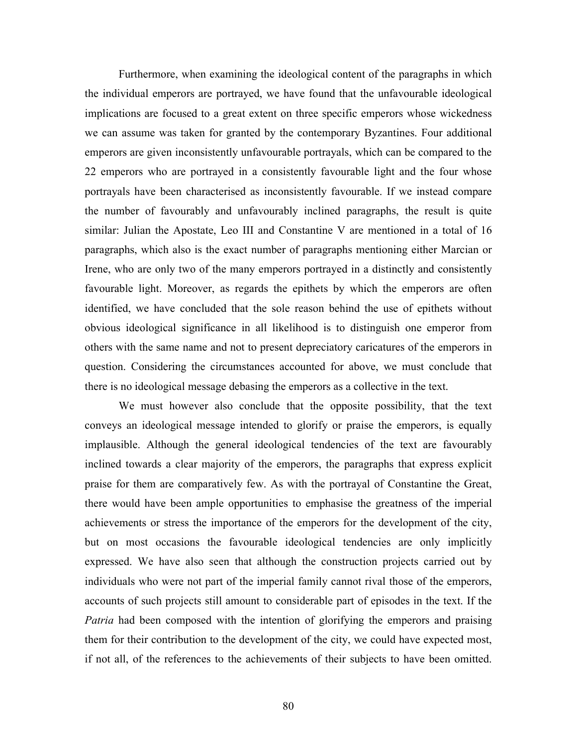Furthermore, when examining the ideological content of the paragraphs in which the individual emperors are portrayed, we have found that the unfavourable ideological implications are focused to a great extent on three specific emperors whose wickedness we can assume was taken for granted by the contemporary Byzantines. Four additional emperors are given inconsistently unfavourable portrayals, which can be compared to the 22 emperors who are portrayed in a consistently favourable light and the four whose portrayals have been characterised as inconsistently favourable. If we instead compare the number of favourably and unfavourably inclined paragraphs, the result is quite similar: Julian the Apostate, Leo III and Constantine V are mentioned in a total of 16 paragraphs, which also is the exact number of paragraphs mentioning either Marcian or Irene, who are only two of the many emperors portrayed in a distinctly and consistently favourable light. Moreover, as regards the epithets by which the emperors are often identified, we have concluded that the sole reason behind the use of epithets without obvious ideological significance in all likelihood is to distinguish one emperor from others with the same name and not to present depreciatory caricatures of the emperors in question. Considering the circumstances accounted for above, we must conclude that there is no ideological message debasing the emperors as a collective in the text.

We must however also conclude that the opposite possibility, that the text conveys an ideological message intended to glorify or praise the emperors, is equally implausible. Although the general ideological tendencies of the text are favourably inclined towards a clear majority of the emperors, the paragraphs that express explicit praise for them are comparatively few. As with the portrayal of Constantine the Great, there would have been ample opportunities to emphasise the greatness of the imperial achievements or stress the importance of the emperors for the development of the city, but on most occasions the favourable ideological tendencies are only implicitly expressed. We have also seen that although the construction projects carried out by individuals who were not part of the imperial family cannot rival those of the emperors, accounts of such projects still amount to considerable part of episodes in the text. If the *Patria* had been composed with the intention of glorifying the emperors and praising them for their contribution to the development of the city, we could have expected most, if not all, of the references to the achievements of their subjects to have been omitted.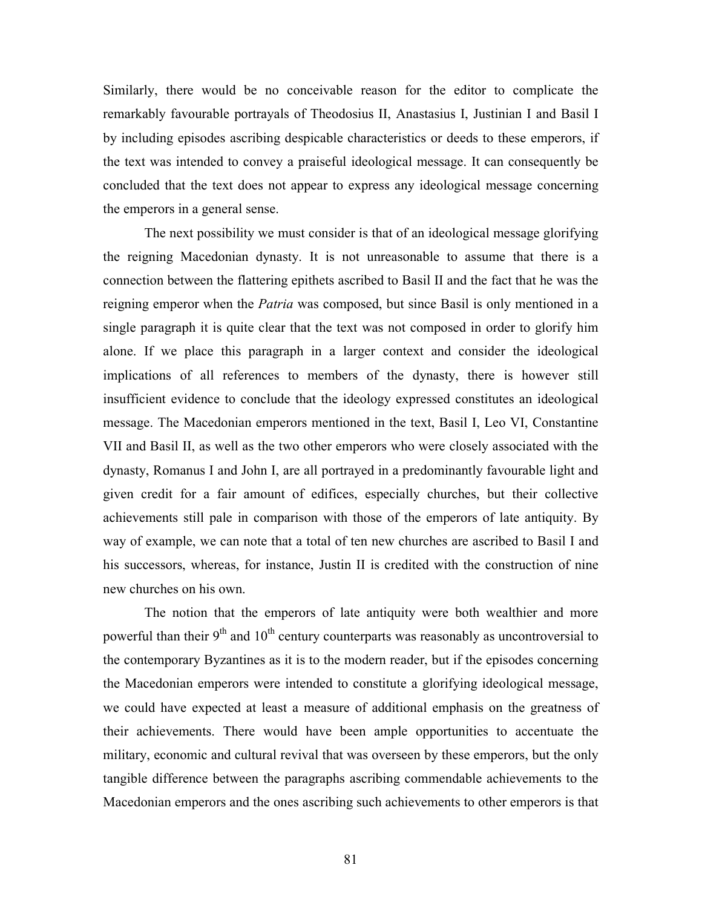Similarly, there would be no conceivable reason for the editor to complicate the remarkably favourable portrayals of Theodosius II, Anastasius I, Justinian I and Basil I by including episodes ascribing despicable characteristics or deeds to these emperors, if the text was intended to convey a praiseful ideological message. It can consequently be concluded that the text does not appear to express any ideological message concerning the emperors in a general sense.

The next possibility we must consider is that of an ideological message glorifying the reigning Macedonian dynasty. It is not unreasonable to assume that there is a connection between the flattering epithets ascribed to Basil II and the fact that he was the reigning emperor when the *Patria* was composed, but since Basil is only mentioned in a single paragraph it is quite clear that the text was not composed in order to glorify him alone. If we place this paragraph in a larger context and consider the ideological implications of all references to members of the dynasty, there is however still insufficient evidence to conclude that the ideology expressed constitutes an ideological message. The Macedonian emperors mentioned in the text, Basil I, Leo VI, Constantine VII and Basil II, as well as the two other emperors who were closely associated with the dynasty, Romanus I and John I, are all portrayed in a predominantly favourable light and given credit for a fair amount of edifices, especially churches, but their collective achievements still pale in comparison with those of the emperors of late antiquity. By way of example, we can note that a total of ten new churches are ascribed to Basil I and his successors, whereas, for instance, Justin II is credited with the construction of nine new churches on his own.

The notion that the emperors of late antiquity were both wealthier and more powerful than their 9th and 10th century counterparts was reasonably as uncontroversial to the contemporary Byzantines as it is to the modern reader, but if the episodes concerning the Macedonian emperors were intended to constitute a glorifying ideological message, we could have expected at least a measure of additional emphasis on the greatness of their achievements. There would have been ample opportunities to accentuate the military, economic and cultural revival that was overseen by these emperors, but the only tangible difference between the paragraphs ascribing commendable achievements to the Macedonian emperors and the ones ascribing such achievements to other emperors is that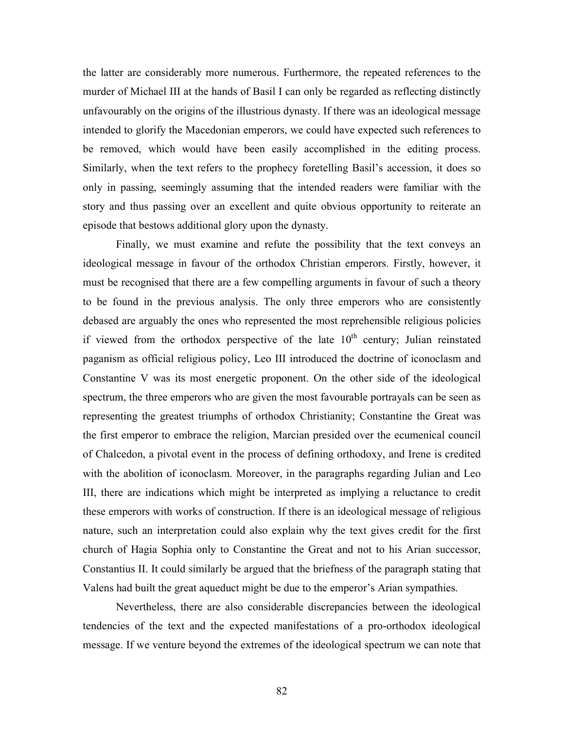the latter are considerably more numerous. Furthermore, the repeated references to the murder of Michael III at the hands of Basil I can only be regarded as reflecting distinctly unfavourably on the origins of the illustrious dynasty. If there was an ideological message intended to glorify the Macedonian emperors, we could have expected such references to be removed, which would have been easily accomplished in the editing process. Similarly, when the text refers to the prophecy foretelling Basil's accession, it does so only in passing, seemingly assuming that the intended readers were familiar with the story and thus passing over an excellent and quite obvious opportunity to reiterate an episode that bestows additional glory upon the dynasty.

Finally, we must examine and refute the possibility that the text conveys an ideological message in favour of the orthodox Christian emperors. Firstly, however, it must be recognised that there are a few compelling arguments in favour of such a theory to be found in the previous analysis. The only three emperors who are consistently debased are arguably the ones who represented the most reprehensible religious policies if viewed from the orthodox perspective of the late 10th century; Julian reinstated paganism as official religious policy, Leo III introduced the doctrine of iconoclasm and Constantine V was its most energetic proponent. On the other side of the ideological spectrum, the three emperors who are given the most favourable portrayals can be seen as representing the greatest triumphs of orthodox Christianity; Constantine the Great was the first emperor to embrace the religion, Marcian presided over the ecumenical council of Chalcedon, a pivotal event in the process of defining orthodoxy, and Irene is credited with the abolition of iconoclasm. Moreover, in the paragraphs regarding Julian and Leo III, there are indications which might be interpreted as implying a reluctance to credit these emperors with works of construction. If there is an ideological message of religious nature, such an interpretation could also explain why the text gives credit for the first church of Hagia Sophia only to Constantine the Great and not to his Arian successor, Constantius II. It could similarly be argued that the briefness of the paragraph stating that Valens had built the great aqueduct might be due to the emperor's Arian sympathies.

Nevertheless, there are also considerable discrepancies between the ideological tendencies of the text and the expected manifestations of a pro-orthodox ideological message. If we venture beyond the extremes of the ideological spectrum we can note that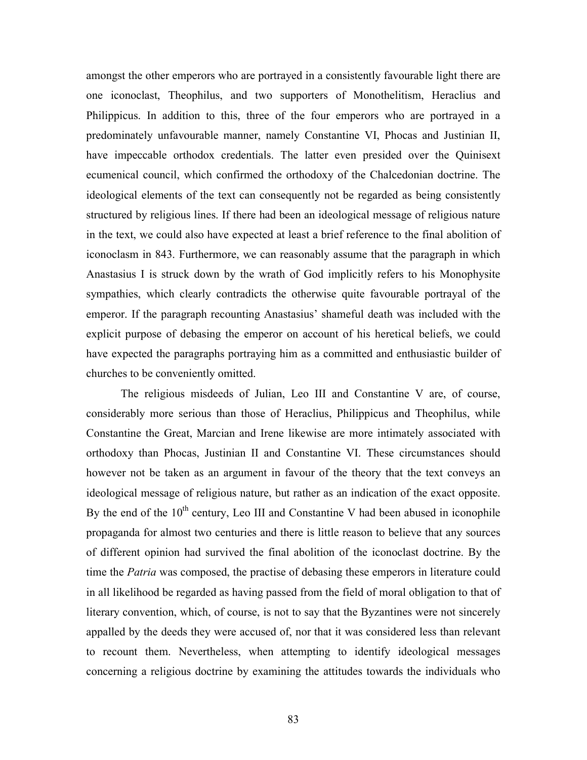amongst the other emperors who are portrayed in a consistently favourable light there are one iconoclast, Theophilus, and two supporters of Monothelitism, Heraclius and Philippicus. In addition to this, three of the four emperors who are portrayed in a predominately unfavourable manner, namely Constantine VI, Phocas and Justinian II, have impeccable orthodox credentials. The latter even presided over the Quinisext ecumenical council, which confirmed the orthodoxy of the Chalcedonian doctrine. The ideological elements of the text can consequently not be regarded as being consistently structured by religious lines. If there had been an ideological message of religious nature in the text, we could also have expected at least a brief reference to the final abolition of iconoclasm in 843. Furthermore, we can reasonably assume that the paragraph in which Anastasius I is struck down by the wrath of God implicitly refers to his Monophysite sympathies, which clearly contradicts the otherwise quite favourable portrayal of the emperor. If the paragraph recounting Anastasius' shameful death was included with the explicit purpose of debasing the emperor on account of his heretical beliefs, we could have expected the paragraphs portraying him as a committed and enthusiastic builder of churches to be conveniently omitted.

The religious misdeeds of Julian, Leo III and Constantine V are, of course, considerably more serious than those of Heraclius, Philippicus and Theophilus, while Constantine the Great, Marcian and Irene likewise are more intimately associated with orthodoxy than Phocas, Justinian II and Constantine VI. These circumstances should however not be taken as an argument in favour of the theory that the text conveys an ideological message of religious nature, but rather as an indication of the exact opposite. By the end of the 10th century, Leo III and Constantine V had been abused in iconophile propaganda for almost two centuries and there is little reason to believe that any sources of different opinion had survived the final abolition of the iconoclast doctrine. By the time the *Patria* was composed, the practise of debasing these emperors in literature could in all likelihood be regarded as having passed from the field of moral obligation to that of literary convention, which, of course, is not to say that the Byzantines were not sincerely appalled by the deeds they were accused of, nor that it was considered less than relevant to recount them. Nevertheless, when attempting to identify ideological messages concerning a religious doctrine by examining the attitudes towards the individuals who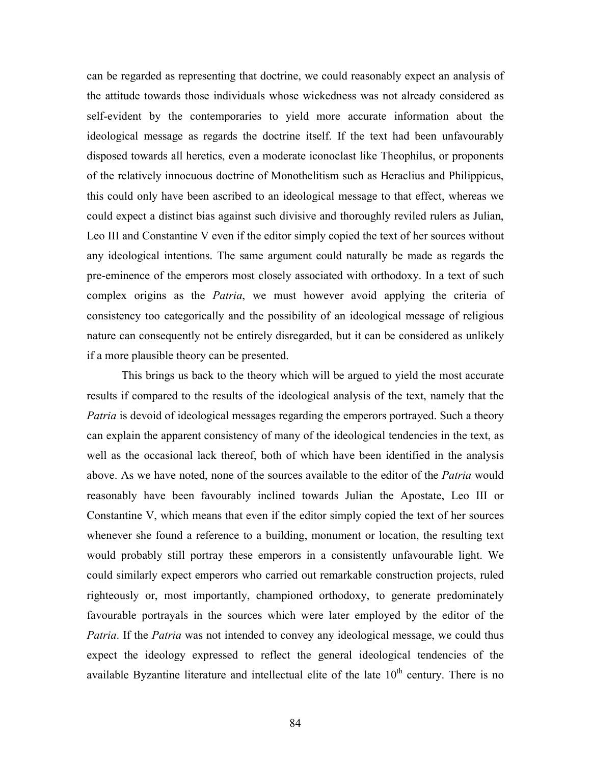can be regarded as representing that doctrine, we could reasonably expect an analysis of the attitude towards those individuals whose wickedness was not already considered as self-evident by the contemporaries to yield more accurate information about the ideological message as regards the doctrine itself. If the text had been unfavourably disposed towards all heretics, even a moderate iconoclast like Theophilus, or proponents of the relatively innocuous doctrine of Monothelitism such as Heraclius and Philippicus, this could only have been ascribed to an ideological message to that effect, whereas we could expect a distinct bias against such divisive and thoroughly reviled rulers as Julian, Leo III and Constantine V even if the editor simply copied the text of her sources without any ideological intentions. The same argument could naturally be made as regards the pre-eminence of the emperors most closely associated with orthodoxy. In a text of such complex origins as the *Patria*, we must however avoid applying the criteria of consistency too categorically and the possibility of an ideological message of religious nature can consequently not be entirely disregarded, but it can be considered as unlikely if a more plausible theory can be presented.

This brings us back to the theory which will be argued to yield the most accurate results if compared to the results of the ideological analysis of the text, namely that the *Patria* is devoid of ideological messages regarding the emperors portrayed. Such a theory can explain the apparent consistency of many of the ideological tendencies in the text, as well as the occasional lack thereof, both of which have been identified in the analysis above. As we have noted, none of the sources available to the editor of the *Patria* would reasonably have been favourably inclined towards Julian the Apostate, Leo III or Constantine V, which means that even if the editor simply copied the text of her sources whenever she found a reference to a building, monument or location, the resulting text would probably still portray these emperors in a consistently unfavourable light. We could similarly expect emperors who carried out remarkable construction projects, ruled righteously or, most importantly, championed orthodoxy, to generate predominately favourable portrayals in the sources which were later employed by the editor of the *Patria*. If the *Patria* was not intended to convey any ideological message, we could thus expect the ideology expressed to reflect the general ideological tendencies of the available Byzantine literature and intellectual elite of the late 10th century. There is no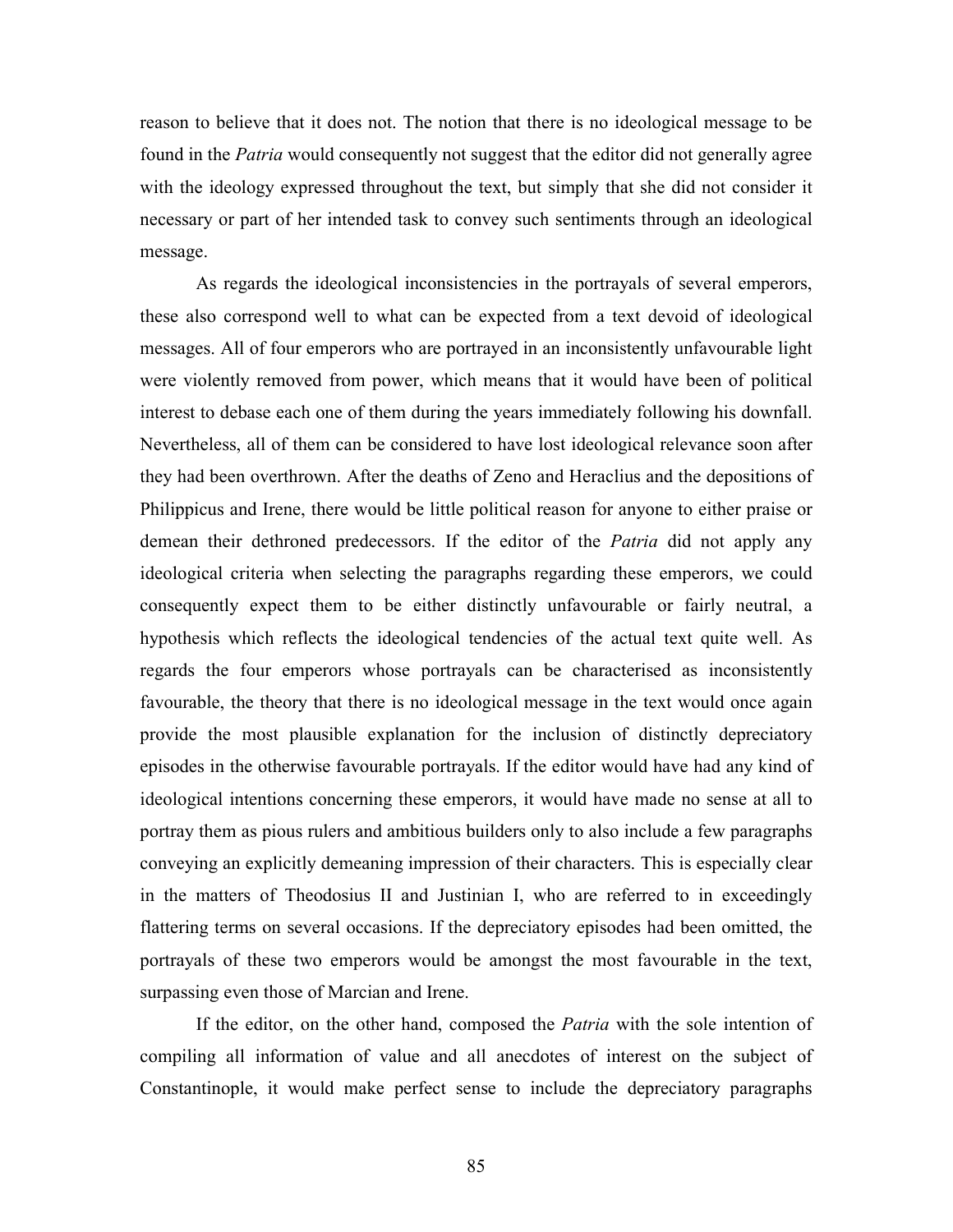reason to believe that it does not. The notion that there is no ideological message to be found in the *Patria* would consequently not suggest that the editor did not generally agree with the ideology expressed throughout the text, but simply that she did not consider it necessary or part of her intended task to convey such sentiments through an ideological message.

As regards the ideological inconsistencies in the portrayals of several emperors, these also correspond well to what can be expected from a text devoid of ideological messages. All of four emperors who are portrayed in an inconsistently unfavourable light were violently removed from power, which means that it would have been of political interest to debase each one of them during the years immediately following his downfall. Nevertheless, all of them can be considered to have lost ideological relevance soon after they had been overthrown. After the deaths of Zeno and Heraclius and the depositions of Philippicus and Irene, there would be little political reason for anyone to either praise or demean their dethroned predecessors. If the editor of the *Patria* did not apply any ideological criteria when selecting the paragraphs regarding these emperors, we could consequently expect them to be either distinctly unfavourable or fairly neutral, a hypothesis which reflects the ideological tendencies of the actual text quite well. As regards the four emperors whose portrayals can be characterised as inconsistently favourable, the theory that there is no ideological message in the text would once again provide the most plausible explanation for the inclusion of distinctly depreciatory episodes in the otherwise favourable portrayals. If the editor would have had any kind of ideological intentions concerning these emperors, it would have made no sense at all to portray them as pious rulers and ambitious builders only to also include a few paragraphs conveying an explicitly demeaning impression of their characters. This is especially clear in the matters of Theodosius II and Justinian I, who are referred to in exceedingly flattering terms on several occasions. If the depreciatory episodes had been omitted, the portrayals of these two emperors would be amongst the most favourable in the text, surpassing even those of Marcian and Irene.

If the editor, on the other hand, composed the *Patria* with the sole intention of compiling all information of value and all anecdotes of interest on the subject of Constantinople, it would make perfect sense to include the depreciatory paragraphs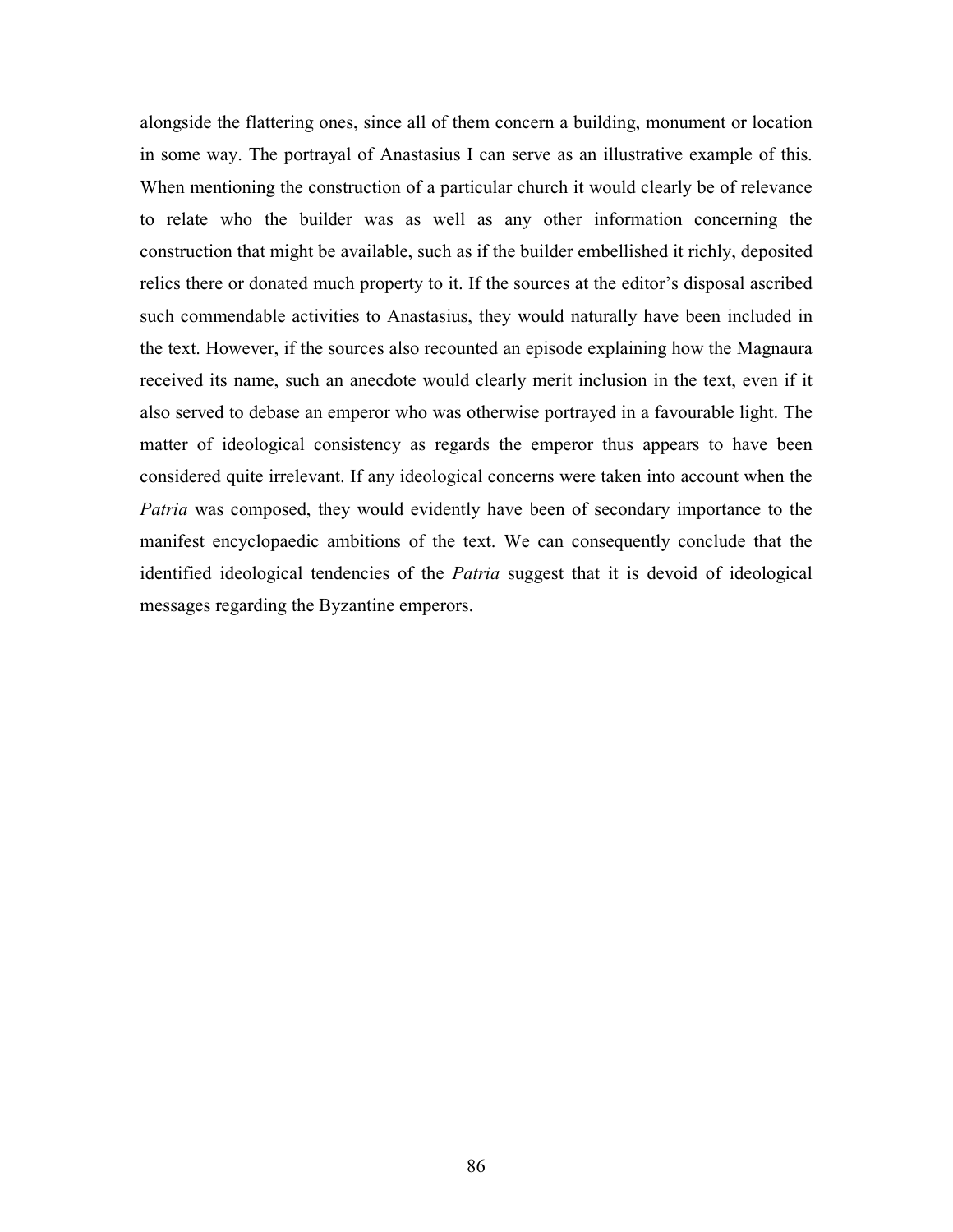alongside the flattering ones, since all of them concern a building, monument or location in some way. The portrayal of Anastasius I can serve as an illustrative example of this. When mentioning the construction of a particular church it would clearly be of relevance to relate who the builder was as well as any other information concerning the construction that might be available, such as if the builder embellished it richly, deposited relics there or donated much property to it. If the sources at the editor's disposal ascribed such commendable activities to Anastasius, they would naturally have been included in the text. However, if the sources also recounted an episode explaining how the Magnaura received its name, such an anecdote would clearly merit inclusion in the text, even if it also served to debase an emperor who was otherwise portrayed in a favourable light. The matter of ideological consistency as regards the emperor thus appears to have been considered quite irrelevant. If any ideological concerns were taken into account when the *Patria* was composed, they would evidently have been of secondary importance to the manifest encyclopaedic ambitions of the text. We can consequently conclude that the identified ideological tendencies of the *Patria* suggest that it is devoid of ideological messages regarding the Byzantine emperors.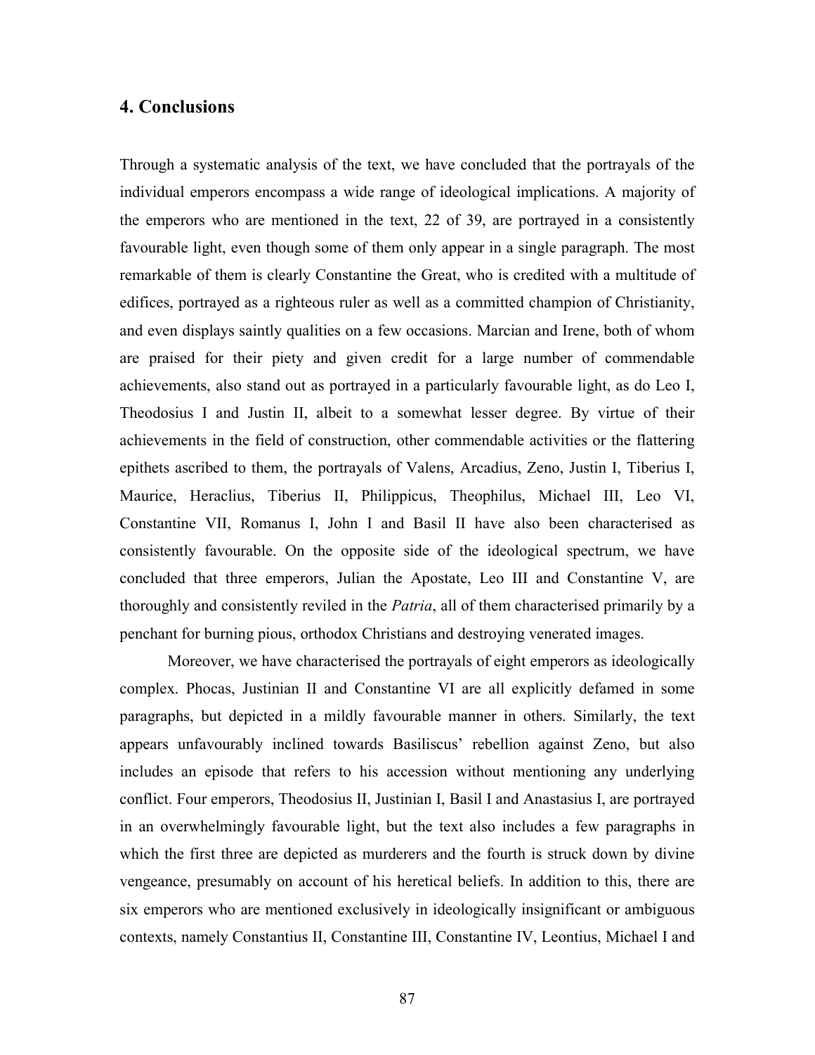## 4. Conclusions

Through a systematic analysis of the text, we have concluded that the portrayals of the individual emperors encompass a wide range of ideological implications. A majority of the emperors who are mentioned in the text, 22 of 39, are portrayed in a consistently favourable light, even though some of them only appear in a single paragraph. The most remarkable of them is clearly Constantine the Great, who is credited with a multitude of edifices, portrayed as a righteous ruler as well as a committed champion of Christianity, and even displays saintly qualities on a few occasions. Marcian and Irene, both of whom are praised for their piety and given credit for a large number of commendable achievements, also stand out as portrayed in a particularly favourable light, as do Leo I, Theodosius I and Justin II, albeit to a somewhat lesser degree. By virtue of their achievements in the field of construction, other commendable activities or the flattering epithets ascribed to them, the portrayals of Valens, Arcadius, Zeno, Justin I, Tiberius I, Maurice, Heraclius, Tiberius II, Philippicus, Theophilus, Michael III, Leo VI, Constantine VII, Romanus I, John I and Basil II have also been characterised as consistently favourable. On the opposite side of the ideological spectrum, we have concluded that three emperors, Julian the Apostate, Leo III and Constantine V, are thoroughly and consistently reviled in the *Patria*, all of them characterised primarily by a penchant for burning pious, orthodox Christians and destroying venerated images.

Moreover, we have characterised the portrayals of eight emperors as ideologically complex. Phocas, Justinian II and Constantine VI are all explicitly defamed in some paragraphs, but depicted in a mildly favourable manner in others. Similarly, the text appears unfavourably inclined towards Basiliscus' rebellion against Zeno, but also includes an episode that refers to his accession without mentioning any underlying conflict. Four emperors, Theodosius II, Justinian I, Basil I and Anastasius I, are portrayed in an overwhelmingly favourable light, but the text also includes a few paragraphs in which the first three are depicted as murderers and the fourth is struck down by divine vengeance, presumably on account of his heretical beliefs. In addition to this, there are six emperors who are mentioned exclusively in ideologically insignificant or ambiguous contexts, namely Constantius II, Constantine III, Constantine IV, Leontius, Michael I and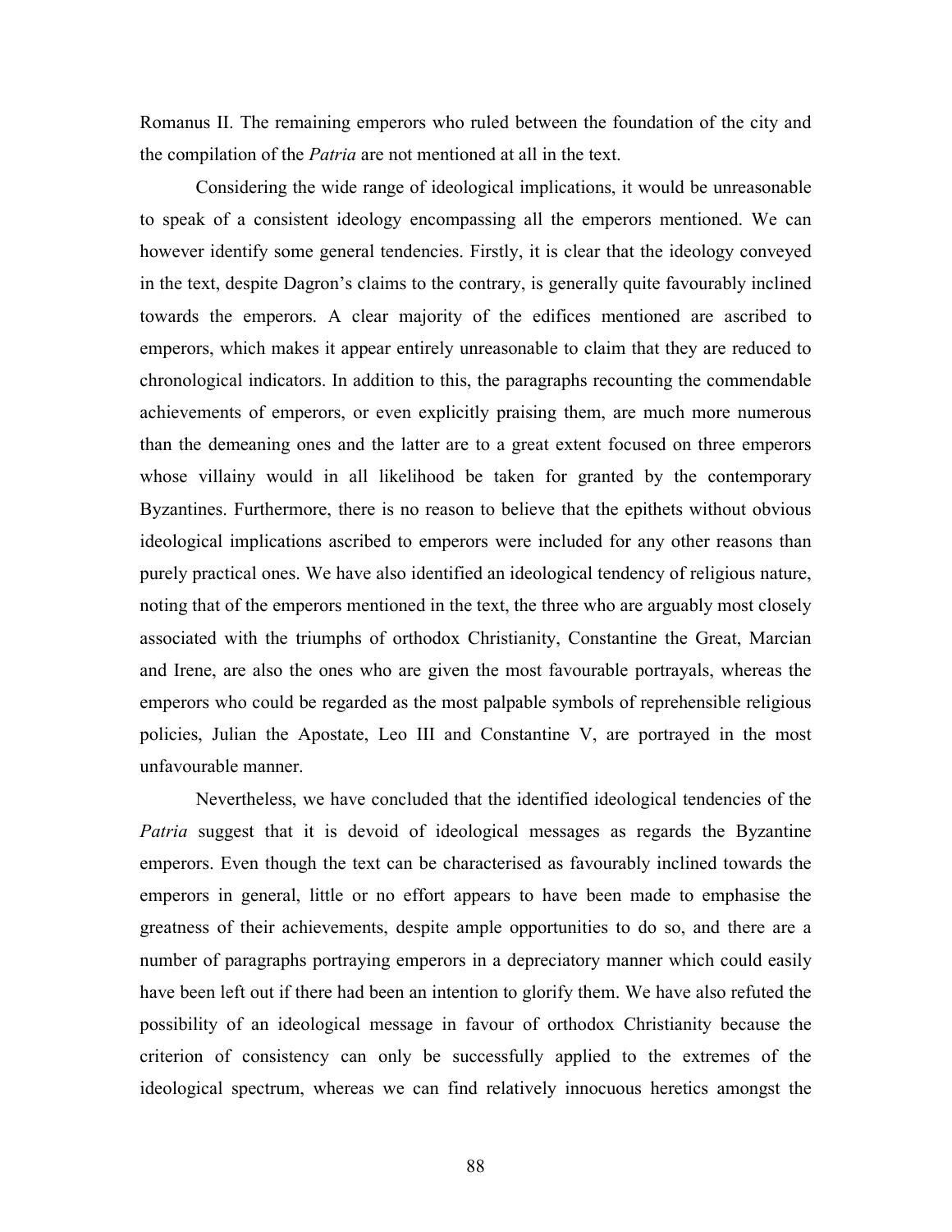Romanus II. The remaining emperors who ruled between the foundation of the city and the compilation of the *Patria* are not mentioned at all in the text.

Considering the wide range of ideological implications, it would be unreasonable to speak of a consistent ideology encompassing all the emperors mentioned. We can however identify some general tendencies. Firstly, it is clear that the ideology conveyed in the text, despite Dagron's claims to the contrary, is generally quite favourably inclined towards the emperors. A clear majority of the edifices mentioned are ascribed to emperors, which makes it appear entirely unreasonable to claim that they are reduced to chronological indicators. In addition to this, the paragraphs recounting the commendable achievements of emperors, or even explicitly praising them, are much more numerous than the demeaning ones and the latter are to a great extent focused on three emperors whose villainy would in all likelihood be taken for granted by the contemporary Byzantines. Furthermore, there is no reason to believe that the epithets without obvious ideological implications ascribed to emperors were included for any other reasons than purely practical ones. We have also identified an ideological tendency of religious nature, noting that of the emperors mentioned in the text, the three who are arguably most closely associated with the triumphs of orthodox Christianity, Constantine the Great, Marcian and Irene, are also the ones who are given the most favourable portrayals, whereas the emperors who could be regarded as the most palpable symbols of reprehensible religious policies, Julian the Apostate, Leo III and Constantine V, are portrayed in the most unfavourable manner.

Nevertheless, we have concluded that the identified ideological tendencies of the *Patria* suggest that it is devoid of ideological messages as regards the Byzantine emperors. Even though the text can be characterised as favourably inclined towards the emperors in general, little or no effort appears to have been made to emphasise the greatness of their achievements, despite ample opportunities to do so, and there are a number of paragraphs portraying emperors in a depreciatory manner which could easily have been left out if there had been an intention to glorify them. We have also refuted the possibility of an ideological message in favour of orthodox Christianity because the criterion of consistency can only be successfully applied to the extremes of the ideological spectrum, whereas we can find relatively innocuous heretics amongst the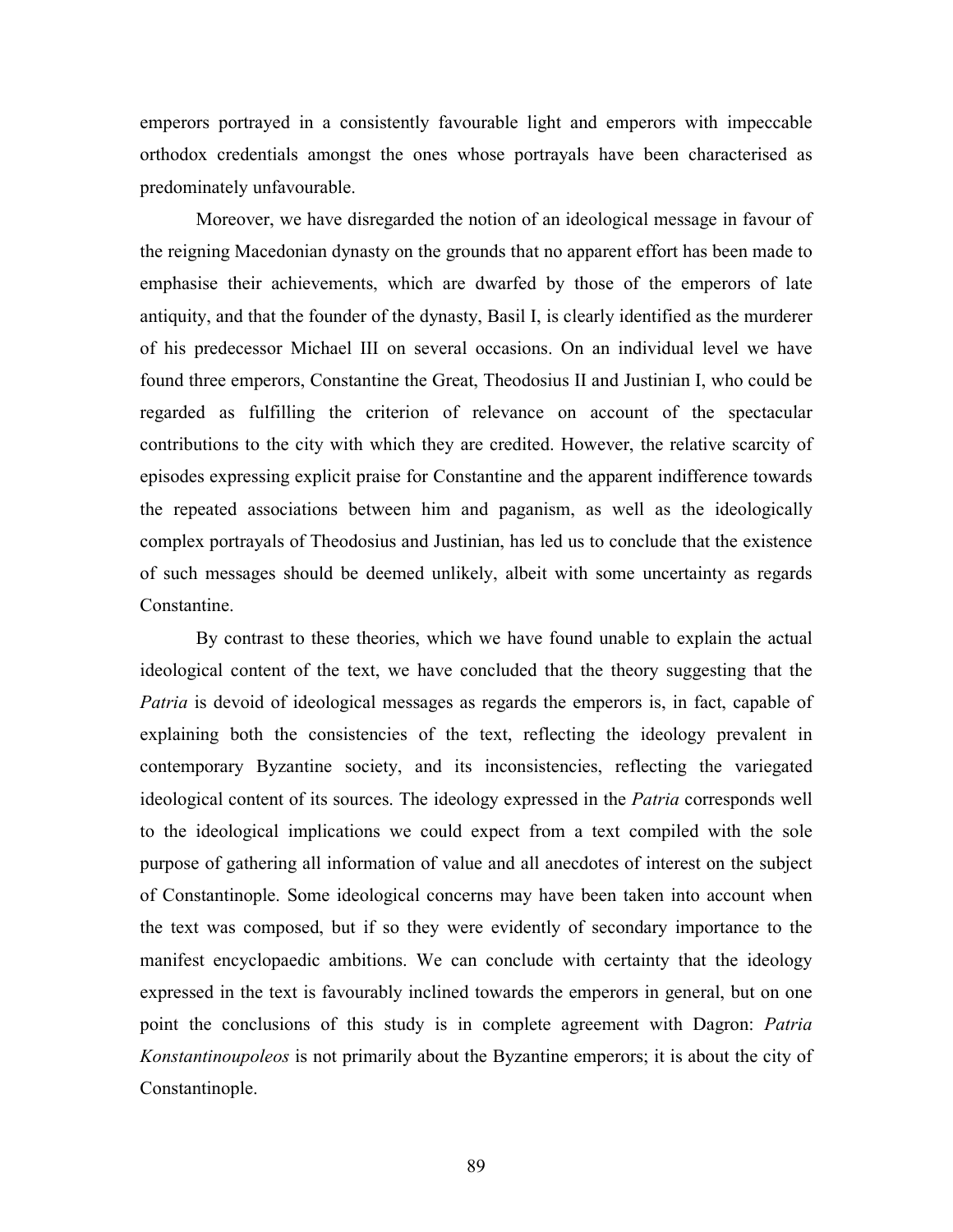emperors portrayed in a consistently favourable light and emperors with impeccable orthodox credentials amongst the ones whose portrayals have been characterised as predominately unfavourable.

Moreover, we have disregarded the notion of an ideological message in favour of the reigning Macedonian dynasty on the grounds that no apparent effort has been made to emphasise their achievements, which are dwarfed by those of the emperors of late antiquity, and that the founder of the dynasty, Basil I, is clearly identified as the murderer of his predecessor Michael III on several occasions. On an individual level we have found three emperors, Constantine the Great, Theodosius II and Justinian I, who could be regarded as fulfilling the criterion of relevance on account of the spectacular contributions to the city with which they are credited. However, the relative scarcity of episodes expressing explicit praise for Constantine and the apparent indifference towards the repeated associations between him and paganism, as well as the ideologically complex portrayals of Theodosius and Justinian, has led us to conclude that the existence of such messages should be deemed unlikely, albeit with some uncertainty as regards Constantine.

By contrast to these theories, which we have found unable to explain the actual ideological content of the text, we have concluded that the theory suggesting that the *Patria* is devoid of ideological messages as regards the emperors is, in fact, capable of explaining both the consistencies of the text, reflecting the ideology prevalent in contemporary Byzantine society, and its inconsistencies, reflecting the variegated ideological content of its sources. The ideology expressed in the *Patria* corresponds well to the ideological implications we could expect from a text compiled with the sole purpose of gathering all information of value and all anecdotes of interest on the subject of Constantinople. Some ideological concerns may have been taken into account when the text was composed, but if so they were evidently of secondary importance to the manifest encyclopaedic ambitions. We can conclude with certainty that the ideology expressed in the text is favourably inclined towards the emperors in general, but on one point the conclusions of this study is in complete agreement with Dagron: *Patria Konstantinoupoleos* is not primarily about the Byzantine emperors; it is about the city of Constantinople.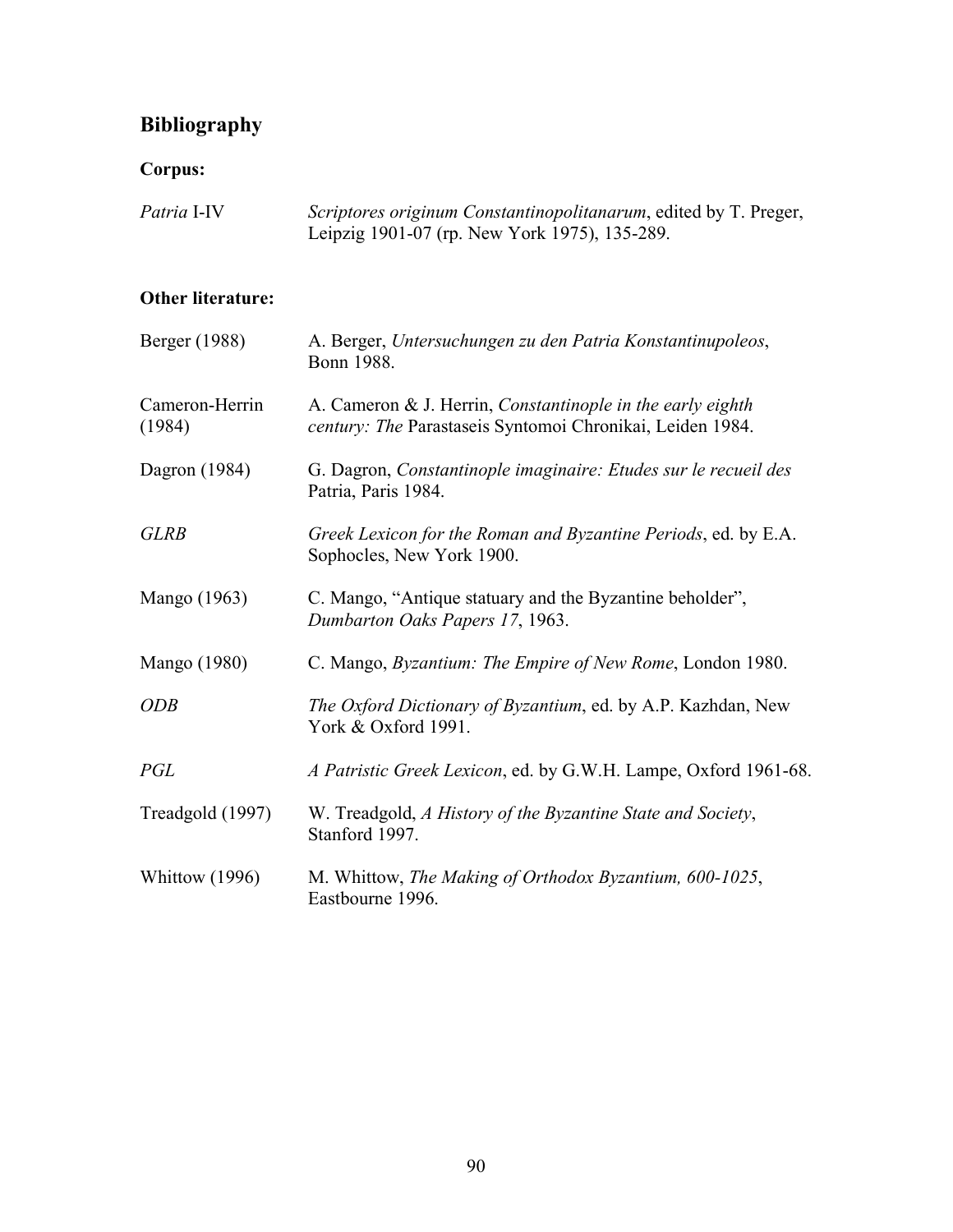## Bibliography

### Corpus:

| | |
|---|---|
| *Patria* I-IV | *Scriptores originum Constantinopolitanarum*, edited by T. Preger, Leipzig 1901-07 (rp. New York 1975), 135-289. |

### Other literature:

| | |
|---|---|
| Berger (1988) | A. Berger, *Untersuchungen zu den Patria Konstantinupoleos*, Bonn 1988. |
| Cameron-Herrin (1984) | A. Cameron & J. Herrin, *Constantinople in the early eighth century: The* Parastaseis Syntomoi Chronikai, Leiden 1984. |
| Dagron (1984) | G. Dagron, *Constantinople imaginaire: Etudes sur le recueil des* Patria, Paris 1984. |
| *GLRB* | *Greek Lexicon for the Roman and Byzantine Periods*, ed. by E.A. Sophocles, New York 1900. |
| Mango (1963) | C. Mango, "Antique statuary and the Byzantine beholder", *Dumbarton Oaks Papers 17*, 1963. |
| Mango (1980) | C. Mango, *Byzantium: The Empire of New Rome*, London 1980. |
| *ODB* | *The Oxford Dictionary of Byzantium*, ed. by A.P. Kazhdan, New York & Oxford 1991. |
| *PGL* | *A Patristic Greek Lexicon*, ed. by G.W.H. Lampe, Oxford 1961-68. |
| Treadgold (1997) | W. Treadgold, *A History of the Byzantine State and Society*, Stanford 1997. |
| Whittow (1996) | M. Whittow, *The Making of Orthodox Byzantium, 600-1025*, Eastbourne 1996. |